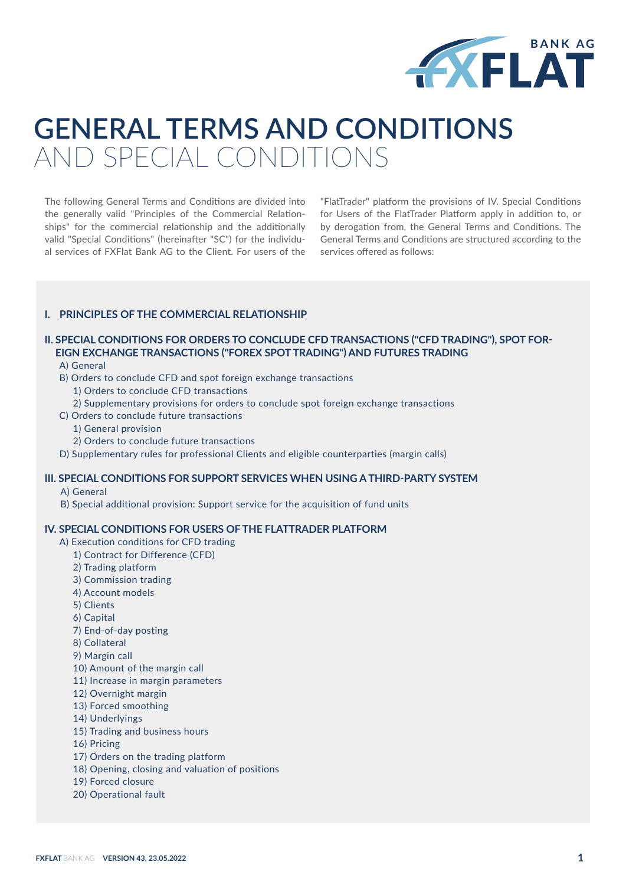# GENERAL TERMS AND CONDITIONS AND SPECIAL CONDITIONS

The following General Terms and Conditions are divided into the generally valid "Principles of the Commercial Relationships" for the commercial relationship and the additionally valid "Special Conditions" (hereinafter "SC") for the individual services of FXFlat Bank AG to the Client. For users of the "FlatTrader" platform the provisions of IV. Special Conditions for Users of the FlatTrader Platform apply in addition to, or by derogation from, the General Terms and Conditions. The General Terms and Conditions are structured according to the services offered as follows:

**I. PRINCIPLES OF THE COMMERCIAL RELATIONSHIP**

**II. SPECIAL CONDITIONS FOR ORDERS TO CONCLUDE CFD TRANSACTIONS ("CFD TRADING"), SPOT FOREIGN EXCHANGE TRANSACTIONS ("FOREX SPOT TRADING") AND FUTURES TRADING**

- A) General
- B) Orders to conclude CFD and spot foreign exchange transactions
  - 1) Orders to conclude CFD transactions
  - 2) Supplementary provisions for orders to conclude spot foreign exchange transactions
- C) Orders to conclude future transactions
  - 1) General provision
  - 2) Orders to conclude future transactions
- D) Supplementary rules for professional Clients and eligible counterparties (margin calls)

**III. SPECIAL CONDITIONS FOR SUPPORT SERVICES WHEN USING A THIRD-PARTY SYSTEM**

- A) General
- B) Special additional provision: Support service for the acquisition of fund units

**IV. SPECIAL CONDITIONS FOR USERS OF THE FLATTRADER PLATFORM**

- A) Execution conditions for CFD trading
  - 1) Contract for Difference (CFD)
  - 2) Trading platform
  - 3) Commission trading
  - 4) Account models
  - 5) Clients
  - 6) Capital
  - 7) End-of-day posting
  - 8) Collateral
  - 9) Margin call
  - 10) Amount of the margin call
  - 11) Increase in margin parameters
  - 12) Overnight margin
  - 13) Forced smoothing
  - 14) Underlyings
  - 15) Trading and business hours
  - 16) Pricing
  - 17) Orders on the trading platform
  - 18) Opening, closing and valuation of positions
  - 19) Forced closure
  - 20) Operational fault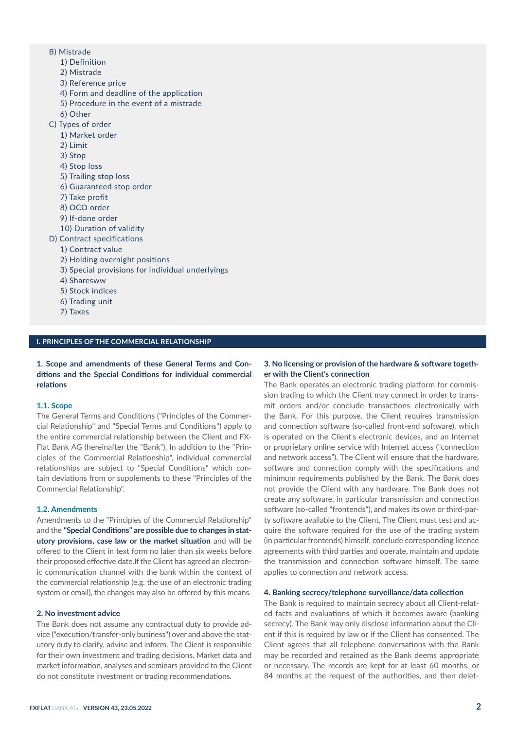- B) Mistrade
  - 1) Definition
  - 2) Mistrade
  - 3) Reference price
  - 4) Form and deadline of the application
  - 5) Procedure in the event of a mistrade
  - 6) Other
- C) Types of order
  - 1) Market order
  - 2) Limit
  - 3) Stop
  - 4) Stop loss
  - 5) Trailing stop loss
  - 6) Guaranteed stop order
  - 7) Take profit
  - 8) OCO order
  - 9) If-done order
  - 10) Duration of validity
- D) Contract specifications
  - 1) Contract value
  - 2) Holding overnight positions
  - 3) Special provisions for individual underlyings
  - 4) Sharesww
  - 5) Stock indices
  - 6) Trading unit
  - 7) Taxes

## I. PRINCIPLES OF THE COMMERCIAL RELATIONSHIP

### 1. Scope and amendments of these General Terms and Conditions and the Special Conditions for individual commercial relations

#### 1.1. Scope

The General Terms and Conditions ("Principles of the Commercial Relationship" and "Special Terms and Conditions") apply to the entire commercial relationship between the Client and FX-Flat Bank AG (hereinafter the "Bank"). In addition to the "Principles of the Commercial Relationship", individual commercial relationships are subject to "Special Conditions" which contain deviations from or supplements to these "Principles of the Commercial Relationship".

#### 1.2. Amendments

Amendments to the "Principles of the Commercial Relationship" and the **"Special Conditions" are possible due to changes in statutory provisions, case law or the market situation** and will be offered to the Client in text form no later than six weeks before their proposed effective date.If the Client has agreed an electronic communication channel with the bank within the context of the commercial relationship (e.g. the use of an electronic trading system or email), the changes may also be offered by this means.

### 2. No investment advice

The Bank does not assume any contractual duty to provide advice ("execution/transfer-only business") over and above the statutory duty to clarify, advise and inform. The Client is responsible for their own investment and trading decisions. Market data and market information, analyses and seminars provided to the Client do not constitute investment or trading recommendations.

### 3. No licensing or provision of the hardware & software together with the Client's connection

The Bank operates an electronic trading platform for commission trading to which the Client may connect in order to transmit orders and/or conclude transactions electronically with the Bank. For this purpose, the Client requires transmission and connection software (so-called front-end software), which is operated on the Client's electronic devices, and an Internet or proprietary online service with Internet access ("connection and network access"). The Client will ensure that the hardware, software and connection comply with the specifications and minimum requirements published by the Bank. The Bank does not provide the Client with any hardware. The Bank does not create any software, in particular transmission and connection software (so-called "frontends"), and makes its own or third-party software available to the Client. The Client must test and acquire the software required for the use of the trading system (in particular frontends) himself, conclude corresponding licence agreements with third parties and operate, maintain and update the transmission and connection software himself. The same applies to connection and network access.

### 4. Banking secrecy/telephone surveillance/data collection

The Bank is required to maintain secrecy about all Client-related facts and evaluations of which it becomes aware (banking secrecy). The Bank may only disclose information about the Client if this is required by law or if the Client has consented. The Client agrees that all telephone conversations with the Bank may be recorded and retained as the Bank deems appropriate or necessary. The records are kept for at least 60 months, or 84 months at the request of the authorities, and then delet-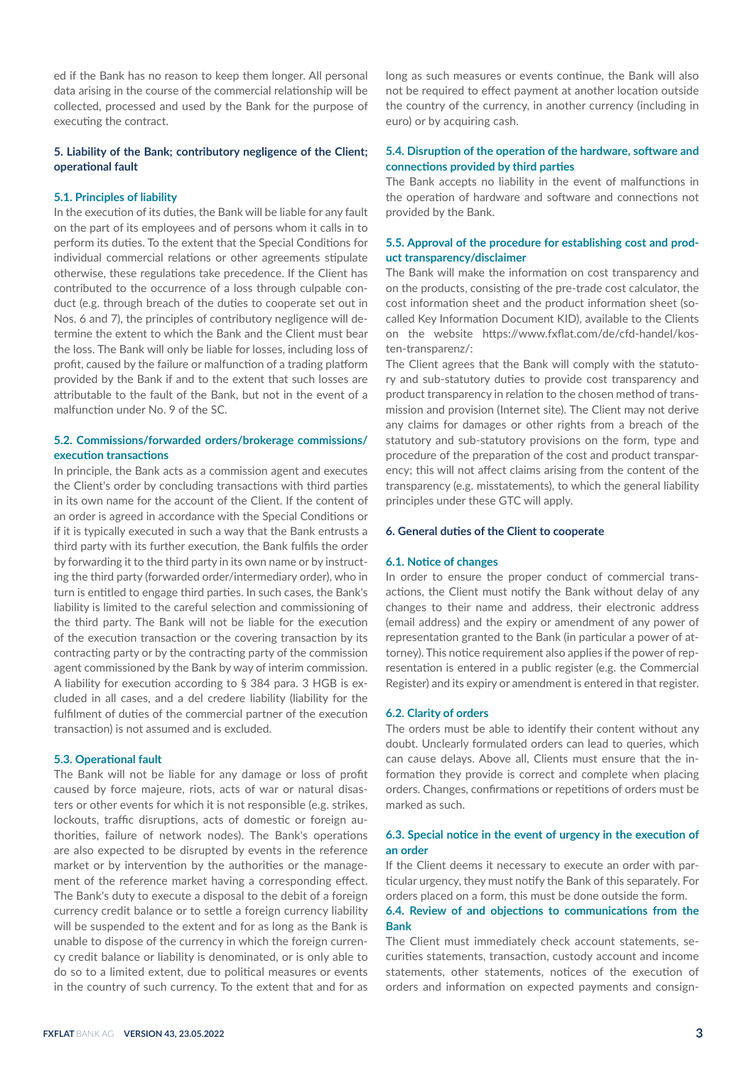ed if the Bank has no reason to keep them longer. All personal data arising in the course of the commercial relationship will be collected, processed and used by the Bank for the purpose of executing the contract.

## 5. Liability of the Bank; contributory negligence of the Client; operational fault

### 5.1. Principles of liability

In the execution of its duties, the Bank will be liable for any fault on the part of its employees and of persons whom it calls in to perform its duties. To the extent that the Special Conditions for individual commercial relations or other agreements stipulate otherwise, these regulations take precedence. If the Client has contributed to the occurrence of a loss through culpable conduct (e.g. through breach of the duties to cooperate set out in Nos. 6 and 7), the principles of contributory negligence will determine the extent to which the Bank and the Client must bear the loss. The Bank will only be liable for losses, including loss of profit, caused by the failure or malfunction of a trading platform provided by the Bank if and to the extent that such losses are attributable to the fault of the Bank, but not in the event of a malfunction under No. 9 of the SC.

### 5.2. Commissions/forwarded orders/brokerage commissions/ execution transactions

In principle, the Bank acts as a commission agent and executes the Client's order by concluding transactions with third parties in its own name for the account of the Client. If the content of an order is agreed in accordance with the Special Conditions or if it is typically executed in such a way that the Bank entrusts a third party with its further execution, the Bank fulfils the order by forwarding it to the third party in its own name or by instructing the third party (forwarded order/intermediary order), who in turn is entitled to engage third parties. In such cases, the Bank's liability is limited to the careful selection and commissioning of the third party. The Bank will not be liable for the execution of the execution transaction or the covering transaction by its contracting party or by the contracting party of the commission agent commissioned by the Bank by way of interim commission. A liability for execution according to § 384 para. 3 HGB is excluded in all cases, and a del credere liability (liability for the fulfilment of duties of the commercial partner of the execution transaction) is not assumed and is excluded.

### 5.3. Operational fault

The Bank will not be liable for any damage or loss of profit caused by force majeure, riots, acts of war or natural disasters or other events for which it is not responsible (e.g. strikes, lockouts, traffic disruptions, acts of domestic or foreign authorities, failure of network nodes). The Bank's operations are also expected to be disrupted by events in the reference market or by intervention by the authorities or the management of the reference market having a corresponding effect. The Bank's duty to execute a disposal to the debit of a foreign currency credit balance or to settle a foreign currency liability will be suspended to the extent and for as long as the Bank is unable to dispose of the currency in which the foreign currency credit balance or liability is denominated, or is only able to do so to a limited extent, due to political measures or events in the country of such currency. To the extent that and for as long as such measures or events continue, the Bank will also not be required to effect payment at another location outside the country of the currency, in another currency (including in euro) or by acquiring cash.

### 5.4. Disruption of the operation of the hardware, software and connections provided by third parties

The Bank accepts no liability in the event of malfunctions in the operation of hardware and software and connections not provided by the Bank.

### 5.5. Approval of the procedure for establishing cost and product transparency/disclaimer

The Bank will make the information on cost transparency and on the products, consisting of the pre-trade cost calculator, the cost information sheet and the product information sheet (so-called Key Information Document KID), available to the Clients on the website https://www.fxflat.com/de/cfd-handel/kosten-transparenz/:

The Client agrees that the Bank will comply with the statutory and sub-statutory duties to provide cost transparency and product transparency in relation to the chosen method of transmission and provision (Internet site). The Client may not derive any claims for damages or other rights from a breach of the statutory and sub-statutory provisions on the form, type and procedure of the preparation of the cost and product transparency; this will not affect claims arising from the content of the transparency (e.g. misstatements), to which the general liability principles under these GTC will apply.

## 6. General duties of the Client to cooperate

### 6.1. Notice of changes

In order to ensure the proper conduct of commercial transactions, the Client must notify the Bank without delay of any changes to their name and address, their electronic address (email address) and the expiry or amendment of any power of representation granted to the Bank (in particular a power of attorney). This notice requirement also applies if the power of representation is entered in a public register (e.g. the Commercial Register) and its expiry or amendment is entered in that register.

### 6.2. Clarity of orders

The orders must be able to identify their content without any doubt. Unclearly formulated orders can lead to queries, which can cause delays. Above all, Clients must ensure that the information they provide is correct and complete when placing orders. Changes, confirmations or repetitions of orders must be marked as such.

### 6.3. Special notice in the event of urgency in the execution of an order

If the Client deems it necessary to execute an order with particular urgency, they must notify the Bank of this separately. For orders placed on a form, this must be done outside the form.

### 6.4. Review of and objections to communications from the Bank

The Client must immediately check account statements, securities statements, transaction, custody account and income statements, other statements, notices of the execution of orders and information on expected payments and consign-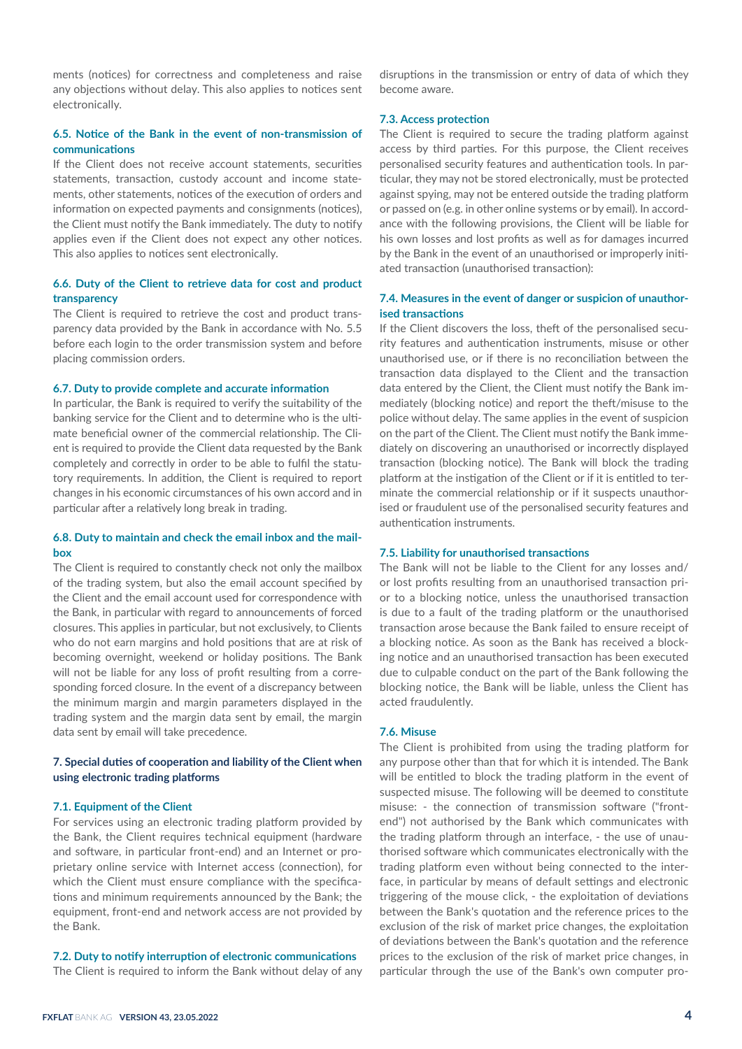ments (notices) for correctness and completeness and raise any objections without delay. This also applies to notices sent electronically.

### 6.5. Notice of the Bank in the event of non-transmission of communications

If the Client does not receive account statements, securities statements, transaction, custody account and income statements, other statements, notices of the execution of orders and information on expected payments and consignments (notices), the Client must notify the Bank immediately. The duty to notify applies even if the Client does not expect any other notices. This also applies to notices sent electronically.

### 6.6. Duty of the Client to retrieve data for cost and product transparency

The Client is required to retrieve the cost and product transparency data provided by the Bank in accordance with No. 5.5 before each login to the order transmission system and before placing commission orders.

### 6.7. Duty to provide complete and accurate information

In particular, the Bank is required to verify the suitability of the banking service for the Client and to determine who is the ultimate beneficial owner of the commercial relationship. The Client is required to provide the Client data requested by the Bank completely and correctly in order to be able to fulfil the statutory requirements. In addition, the Client is required to report changes in his economic circumstances of his own accord and in particular after a relatively long break in trading.

### 6.8. Duty to maintain and check the email inbox and the mailbox

The Client is required to constantly check not only the mailbox of the trading system, but also the email account specified by the Client and the email account used for correspondence with the Bank, in particular with regard to announcements of forced closures. This applies in particular, but not exclusively, to Clients who do not earn margins and hold positions that are at risk of becoming overnight, weekend or holiday positions. The Bank will not be liable for any loss of profit resulting from a corresponding forced closure. In the event of a discrepancy between the minimum margin and margin parameters displayed in the trading system and the margin data sent by email, the margin data sent by email will take precedence.

## 7. Special duties of cooperation and liability of the Client when using electronic trading platforms

### 7.1. Equipment of the Client

For services using an electronic trading platform provided by the Bank, the Client requires technical equipment (hardware and software, in particular front-end) and an Internet or proprietary online service with Internet access (connection), for which the Client must ensure compliance with the specifications and minimum requirements announced by the Bank; the equipment, front-end and network access are not provided by the Bank.

### 7.2. Duty to notify interruption of electronic communications

The Client is required to inform the Bank without delay of any disruptions in the transmission or entry of data of which they become aware.

### 7.3. Access protection

The Client is required to secure the trading platform against access by third parties. For this purpose, the Client receives personalised security features and authentication tools. In particular, they may not be stored electronically, must be protected against spying, may not be entered outside the trading platform or passed on (e.g. in other online systems or by email). In accordance with the following provisions, the Client will be liable for his own losses and lost profits as well as for damages incurred by the Bank in the event of an unauthorised or improperly initiated transaction (unauthorised transaction):

### 7.4. Measures in the event of danger or suspicion of unauthorised transactions

If the Client discovers the loss, theft of the personalised security features and authentication instruments, misuse or other unauthorised use, or if there is no reconciliation between the transaction data displayed to the Client and the transaction data entered by the Client, the Client must notify the Bank immediately (blocking notice) and report the theft/misuse to the police without delay. The same applies in the event of suspicion on the part of the Client. The Client must notify the Bank immediately on discovering an unauthorised or incorrectly displayed transaction (blocking notice). The Bank will block the trading platform at the instigation of the Client or if it is entitled to terminate the commercial relationship or if it suspects unauthorised or fraudulent use of the personalised security features and authentication instruments.

### 7.5. Liability for unauthorised transactions

The Bank will not be liable to the Client for any losses and/or lost profits resulting from an unauthorised transaction prior to a blocking notice, unless the unauthorised transaction is due to a fault of the trading platform or the unauthorised transaction arose because the Bank failed to ensure receipt of a blocking notice. As soon as the Bank has received a blocking notice and an unauthorised transaction has been executed due to culpable conduct on the part of the Bank following the blocking notice, the Bank will be liable, unless the Client has acted fraudulently.

### 7.6. Misuse

The Client is prohibited from using the trading platform for any purpose other than that for which it is intended. The Bank will be entitled to block the trading platform in the event of suspected misuse. The following will be deemed to constitute misuse: - the connection of transmission software ("front-end") not authorised by the Bank which communicates with the trading platform through an interface, - the use of unauthorised software which communicates electronically with the trading platform even without being connected to the interface, in particular by means of default settings and electronic triggering of the mouse click, - the exploitation of deviations between the Bank's quotation and the reference prices to the exclusion of the risk of market price changes, the exploitation of deviations between the Bank's quotation and the reference prices to the exclusion of the risk of market price changes, in particular through the use of the Bank's own computer pro-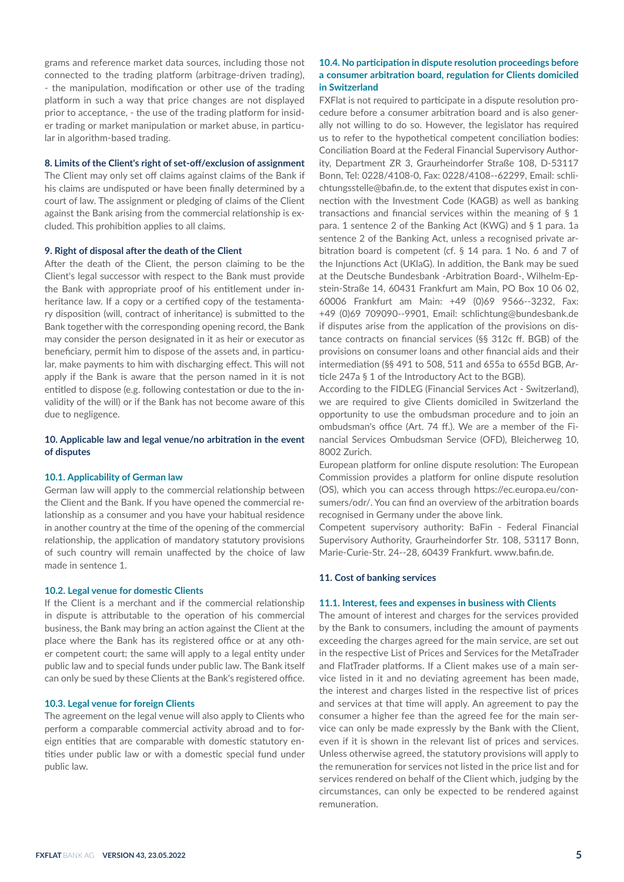grams and reference market data sources, including those not connected to the trading platform (arbitrage-driven trading), - the manipulation, modification or other use of the trading platform in such a way that price changes are not displayed prior to acceptance, - the use of the trading platform for insider trading or market manipulation or market abuse, in particular in algorithm-based trading.

## 8. Limits of the Client's right of set-off/exclusion of assignment

The Client may only set off claims against claims of the Bank if his claims are undisputed or have been finally determined by a court of law. The assignment or pledging of claims of the Client against the Bank arising from the commercial relationship is excluded. This prohibition applies to all claims.

## 9. Right of disposal after the death of the Client

After the death of the Client, the person claiming to be the Client's legal successor with respect to the Bank must provide the Bank with appropriate proof of his entitlement under inheritance law. If a copy or a certified copy of the testamentary disposition (will, contract of inheritance) is submitted to the Bank together with the corresponding opening record, the Bank may consider the person designated in it as heir or executor as beneficiary, permit him to dispose of the assets and, in particular, make payments to him with discharging effect. This will not apply if the Bank is aware that the person named in it is not entitled to dispose (e.g. following contestation or due to the invalidity of the will) or if the Bank has not become aware of this due to negligence.

## 10. Applicable law and legal venue/no arbitration in the event of disputes

### 10.1. Applicability of German law

German law will apply to the commercial relationship between the Client and the Bank. If you have opened the commercial relationship as a consumer and you have your habitual residence in another country at the time of the opening of the commercial relationship, the application of mandatory statutory provisions of such country will remain unaffected by the choice of law made in sentence 1.

### 10.2. Legal venue for domestic Clients

If the Client is a merchant and if the commercial relationship in dispute is attributable to the operation of his commercial business, the Bank may bring an action against the Client at the place where the Bank has its registered office or at any other competent court; the same will apply to a legal entity under public law and to special funds under public law. The Bank itself can only be sued by these Clients at the Bank's registered office.

### 10.3. Legal venue for foreign Clients

The agreement on the legal venue will also apply to Clients who perform a comparable commercial activity abroad and to foreign entities that are comparable with domestic statutory entities under public law or with a domestic special fund under public law.

### 10.4. No participation in dispute resolution proceedings before a consumer arbitration board, regulation for Clients domiciled in Switzerland

FXFlat is not required to participate in a dispute resolution procedure before a consumer arbitration board and is also generally not willing to do so. However, the legislator has required us to refer to the hypothetical competent conciliation bodies: Conciliation Board at the Federal Financial Supervisory Authority, Department ZR 3, Graurheindorfer Straße 108, D-53117 Bonn, Tel: 0228/4108-0, Fax: 0228/4108--62299, Email: schlichtungsstelle@bafin.de, to the extent that disputes exist in connection with the Investment Code (KAGB) as well as banking transactions and financial services within the meaning of § 1 para. 1 sentence 2 of the Banking Act (KWG) and § 1 para. 1a sentence 2 of the Banking Act, unless a recognised private arbitration board is competent (cf. § 14 para. 1 No. 6 and 7 of the Injunctions Act (UKlaG). In addition, the Bank may be sued at the Deutsche Bundesbank -Arbitration Board-, Wilhelm-Epstein-Straße 14, 60431 Frankfurt am Main, PO Box 10 06 02, 60006 Frankfurt am Main: +49 (0)69 9566--3232, Fax: +49 (0)69 709090--9901, Email: schlichtung@bundesbank.de if disputes arise from the application of the provisions on distance contracts on financial services (§§ 312c ff. BGB) of the provisions on consumer loans and other financial aids and their intermediation (§§ 491 to 508, 511 and 655a to 655d BGB, Article 247a § 1 of the Introductory Act to the BGB).

According to the FIDLEG (Financial Services Act - Switzerland), we are required to give Clients domiciled in Switzerland the opportunity to use the ombudsman procedure and to join an ombudsman's office (Art. 74 ff.). We are a member of the Financial Services Ombudsman Service (OFD), Bleicherweg 10, 8002 Zurich.

European platform for online dispute resolution: The European Commission provides a platform for online dispute resolution (OS), which you can access through https://ec.europa.eu/consumers/odr/. You can find an overview of the arbitration boards recognised in Germany under the above link.

Competent supervisory authority: BaFin - Federal Financial Supervisory Authority, Graurheindorfer Str. 108, 53117 Bonn, Marie-Curie-Str. 24--28, 60439 Frankfurt. www.bafin.de.

## 11. Cost of banking services

### 11.1. Interest, fees and expenses in business with Clients

The amount of interest and charges for the services provided by the Bank to consumers, including the amount of payments exceeding the charges agreed for the main service, are set out in the respective List of Prices and Services for the MetaTrader and FlatTrader platforms. If a Client makes use of a main service listed in it and no deviating agreement has been made, the interest and charges listed in the respective list of prices and services at that time will apply. An agreement to pay the consumer a higher fee than the agreed fee for the main service can only be made expressly by the Bank with the Client, even if it is shown in the relevant list of prices and services. Unless otherwise agreed, the statutory provisions will apply to the remuneration for services not listed in the price list and for services rendered on behalf of the Client which, judging by the circumstances, can only be expected to be rendered against remuneration.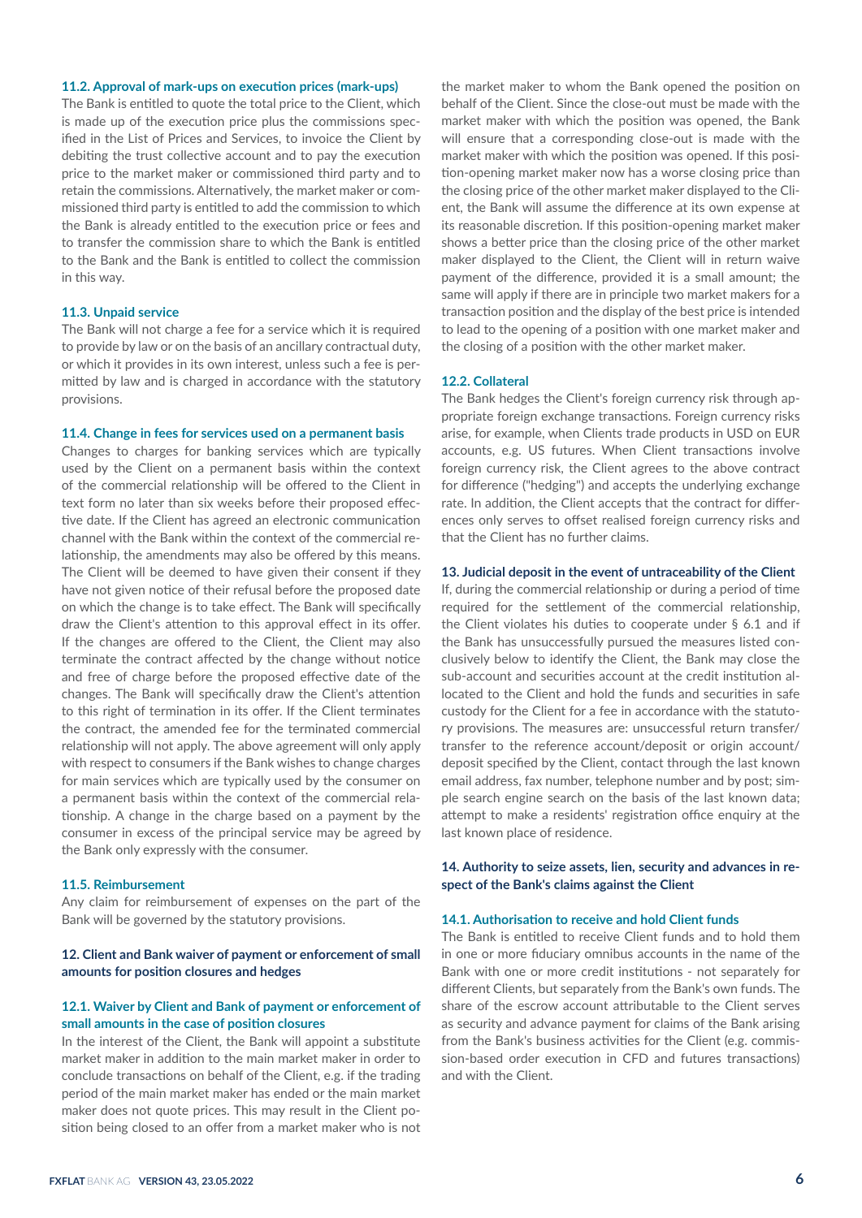### 11.2. Approval of mark-ups on execution prices (mark-ups)

The Bank is entitled to quote the total price to the Client, which is made up of the execution price plus the commissions specified in the List of Prices and Services, to invoice the Client by debiting the trust collective account and to pay the execution price to the market maker or commissioned third party and to retain the commissions. Alternatively, the market maker or commissioned third party is entitled to add the commission to which the Bank is already entitled to the execution price or fees and to transfer the commission share to which the Bank is entitled to the Bank and the Bank is entitled to collect the commission in this way.

### 11.3. Unpaid service

The Bank will not charge a fee for a service which it is required to provide by law or on the basis of an ancillary contractual duty, or which it provides in its own interest, unless such a fee is permitted by law and is charged in accordance with the statutory provisions.

### 11.4. Change in fees for services used on a permanent basis

Changes to charges for banking services which are typically used by the Client on a permanent basis within the context of the commercial relationship will be offered to the Client in text form no later than six weeks before their proposed effective date. If the Client has agreed an electronic communication channel with the Bank within the context of the commercial relationship, the amendments may also be offered by this means. The Client will be deemed to have given their consent if they have not given notice of their refusal before the proposed date on which the change is to take effect. The Bank will specifically draw the Client's attention to this approval effect in its offer. If the changes are offered to the Client, the Client may also terminate the contract affected by the change without notice and free of charge before the proposed effective date of the changes. The Bank will specifically draw the Client's attention to this right of termination in its offer. If the Client terminates the contract, the amended fee for the terminated commercial relationship will not apply. The above agreement will only apply with respect to consumers if the Bank wishes to change charges for main services which are typically used by the consumer on a permanent basis within the context of the commercial relationship. A change in the charge based on a payment by the consumer in excess of the principal service may be agreed by the Bank only expressly with the consumer.

### 11.5. Reimbursement

Any claim for reimbursement of expenses on the part of the Bank will be governed by the statutory provisions.

## 12. Client and Bank waiver of payment or enforcement of small amounts for position closures and hedges

### 12.1. Waiver by Client and Bank of payment or enforcement of small amounts in the case of position closures

In the interest of the Client, the Bank will appoint a substitute market maker in addition to the main market maker in order to conclude transactions on behalf of the Client, e.g. if the trading period of the main market maker has ended or the main market maker does not quote prices. This may result in the Client position being closed to an offer from a market maker who is not the market maker to whom the Bank opened the position on behalf of the Client. Since the close-out must be made with the market maker with which the position was opened, the Bank will ensure that a corresponding close-out is made with the market maker with which the position was opened. If this position-opening market maker now has a worse closing price than the closing price of the other market maker displayed to the Client, the Bank will assume the difference at its own expense at its reasonable discretion. If this position-opening market maker shows a better price than the closing price of the other market maker displayed to the Client, the Client will in return waive payment of the difference, provided it is a small amount; the same will apply if there are in principle two market makers for a transaction position and the display of the best price is intended to lead to the opening of a position with one market maker and the closing of a position with the other market maker.

### 12.2. Collateral

The Bank hedges the Client's foreign currency risk through appropriate foreign exchange transactions. Foreign currency risks arise, for example, when Clients trade products in USD on EUR accounts, e.g. US futures. When Client transactions involve foreign currency risk, the Client agrees to the above contract for difference ("hedging") and accepts the underlying exchange rate. In addition, the Client accepts that the contract for differences only serves to offset realised foreign currency risks and that the Client has no further claims.

## 13. Judicial deposit in the event of untraceability of the Client

If, during the commercial relationship or during a period of time required for the settlement of the commercial relationship, the Client violates his duties to cooperate under § 6.1 and if the Bank has unsuccessfully pursued the measures listed conclusively below to identify the Client, the Bank may close the sub-account and securities account at the credit institution allocated to the Client and hold the funds and securities in safe custody for the Client for a fee in accordance with the statutory provisions. The measures are: unsuccessful return transfer/transfer to the reference account/deposit or origin account/deposit specified by the Client, contact through the last known email address, fax number, telephone number and by post; simple search engine search on the basis of the last known data; attempt to make a residents' registration office enquiry at the last known place of residence.

## 14. Authority to seize assets, lien, security and advances in respect of the Bank's claims against the Client

### 14.1. Authorisation to receive and hold Client funds

The Bank is entitled to receive Client funds and to hold them in one or more fiduciary omnibus accounts in the name of the Bank with one or more credit institutions - not separately for different Clients, but separately from the Bank's own funds. The share of the escrow account attributable to the Client serves as security and advance payment for claims of the Bank arising from the Bank's business activities for the Client (e.g. commission-based order execution in CFD and futures transactions) and with the Client.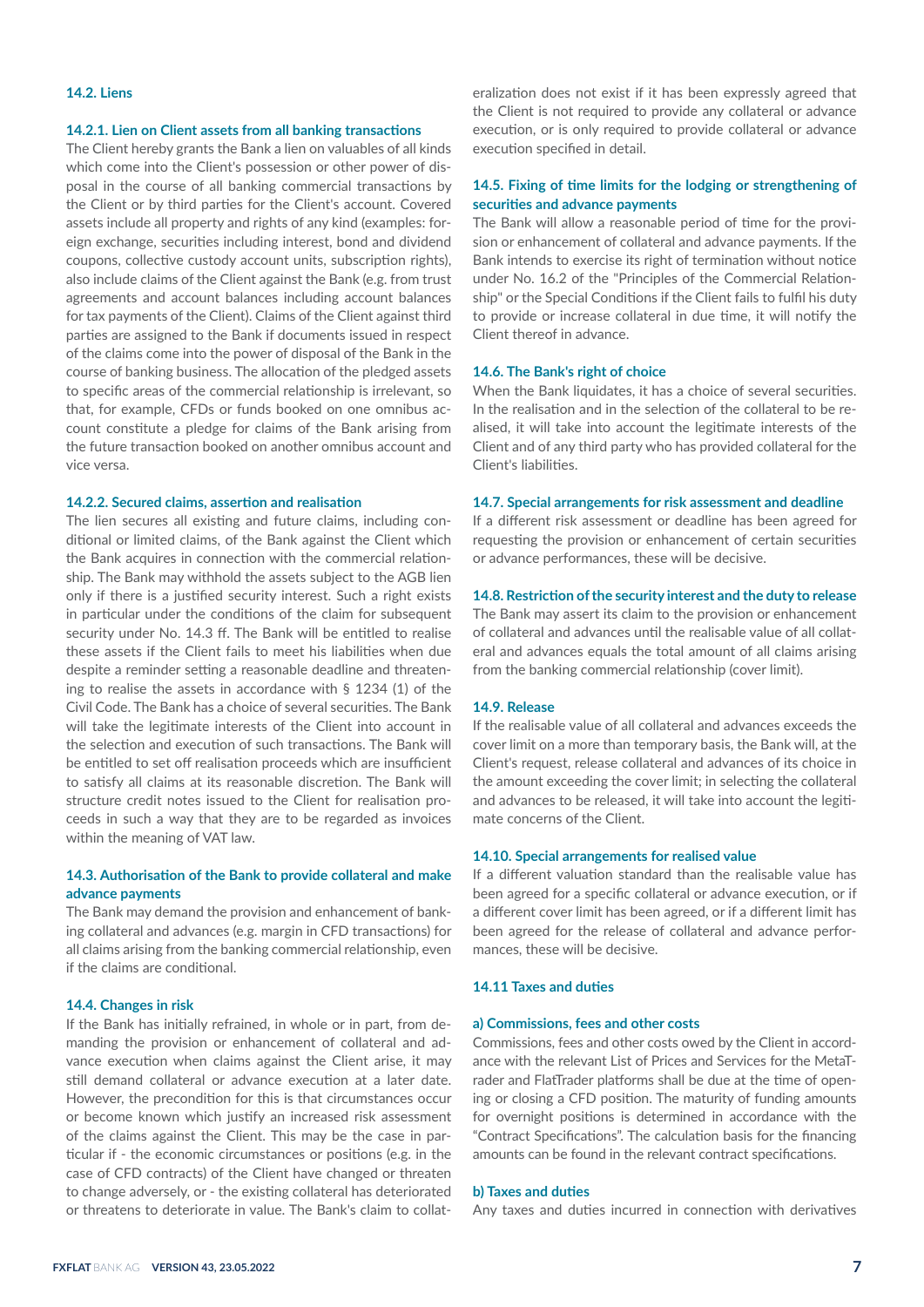### 14.2. Liens

#### 14.2.1. Lien on Client assets from all banking transactions

The Client hereby grants the Bank a lien on valuables of all kinds which come into the Client's possession or other power of disposal in the course of all banking commercial transactions by the Client or by third parties for the Client's account. Covered assets include all property and rights of any kind (examples: foreign exchange, securities including interest, bond and dividend coupons, collective custody account units, subscription rights), also include claims of the Client against the Bank (e.g. from trust agreements and account balances including account balances for tax payments of the Client). Claims of the Client against third parties are assigned to the Bank if documents issued in respect of the claims come into the power of disposal of the Bank in the course of banking business. The allocation of the pledged assets to specific areas of the commercial relationship is irrelevant, so that, for example, CFDs or funds booked on one omnibus account constitute a pledge for claims of the Bank arising from the future transaction booked on another omnibus account and vice versa.

#### 14.2.2. Secured claims, assertion and realisation

The lien secures all existing and future claims, including conditional or limited claims, of the Bank against the Client which the Bank acquires in connection with the commercial relationship. The Bank may withhold the assets subject to the AGB lien only if there is a justified security interest. Such a right exists in particular under the conditions of the claim for subsequent security under No. 14.3 ff. The Bank will be entitled to realise these assets if the Client fails to meet his liabilities when due despite a reminder setting a reasonable deadline and threatening to realise the assets in accordance with § 1234 (1) of the Civil Code. The Bank has a choice of several securities. The Bank will take the legitimate interests of the Client into account in the selection and execution of such transactions. The Bank will be entitled to set off realisation proceeds which are insufficient to satisfy all claims at its reasonable discretion. The Bank will structure credit notes issued to the Client for realisation proceeds in such a way that they are to be regarded as invoices within the meaning of VAT law.

### 14.3. Authorisation of the Bank to provide collateral and make advance payments

The Bank may demand the provision and enhancement of banking collateral and advances (e.g. margin in CFD transactions) for all claims arising from the banking commercial relationship, even if the claims are conditional.

### 14.4. Changes in risk

If the Bank has initially refrained, in whole or in part, from demanding the provision or enhancement of collateral and advance execution when claims against the Client arise, it may still demand collateral or advance execution at a later date. However, the precondition for this is that circumstances occur or become known which justify an increased risk assessment of the claims against the Client. This may be the case in particular if - the economic circumstances or positions (e.g. in the case of CFD contracts) of the Client have changed or threaten to change adversely, or - the existing collateral has deteriorated or threatens to deteriorate in value. The Bank's claim to collateralization does not exist if it has been expressly agreed that the Client is not required to provide any collateral or advance execution, or is only required to provide collateral or advance execution specified in detail.

### 14.5. Fixing of time limits for the lodging or strengthening of securities and advance payments

The Bank will allow a reasonable period of time for the provision or enhancement of collateral and advance payments. If the Bank intends to exercise its right of termination without notice under No. 16.2 of the "Principles of the Commercial Relationship" or the Special Conditions if the Client fails to fulfil his duty to provide or increase collateral in due time, it will notify the Client thereof in advance.

### 14.6. The Bank's right of choice

When the Bank liquidates, it has a choice of several securities. In the realisation and in the selection of the collateral to be realised, it will take into account the legitimate interests of the Client and of any third party who has provided collateral for the Client's liabilities.

### 14.7. Special arrangements for risk assessment and deadline

If a different risk assessment or deadline has been agreed for requesting the provision or enhancement of certain securities or advance performances, these will be decisive.

### 14.8. Restriction of the security interest and the duty to release

The Bank may assert its claim to the provision or enhancement of collateral and advances until the realisable value of all collateral and advances equals the total amount of all claims arising from the banking commercial relationship (cover limit).

### 14.9. Release

If the realisable value of all collateral and advances exceeds the cover limit on a more than temporary basis, the Bank will, at the Client's request, release collateral and advances of its choice in the amount exceeding the cover limit; in selecting the collateral and advances to be released, it will take into account the legitimate concerns of the Client.

### 14.10. Special arrangements for realised value

If a different valuation standard than the realisable value has been agreed for a specific collateral or advance execution, or if a different cover limit has been agreed, or if a different limit has been agreed for the release of collateral and advance performances, these will be decisive.

### 14.11 Taxes and duties

#### a) Commissions, fees and other costs

Commissions, fees and other costs owed by the Client in accordance with the relevant List of Prices and Services for the MetaTrader and FlatTrader platforms shall be due at the time of opening or closing a CFD position. The maturity of funding amounts for overnight positions is determined in accordance with the "Contract Specifications". The calculation basis for the financing amounts can be found in the relevant contract specifications.

#### b) Taxes and duties

Any taxes and duties incurred in connection with derivatives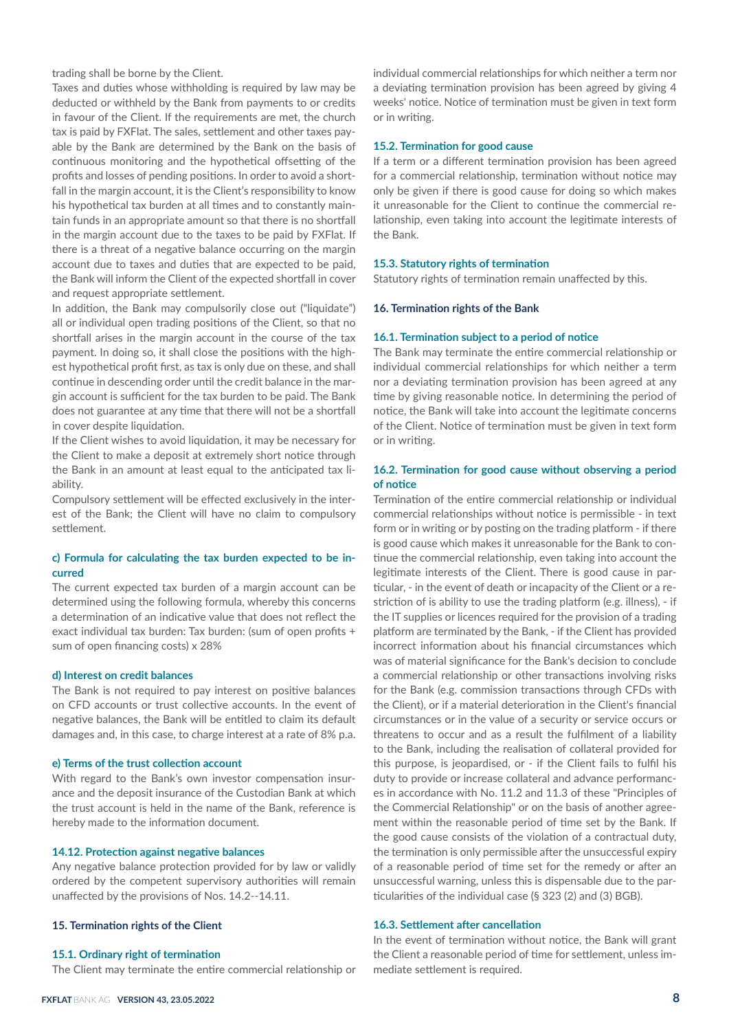trading shall be borne by the Client.

Taxes and duties whose withholding is required by law may be deducted or withheld by the Bank from payments to or credits in favour of the Client. If the requirements are met, the church tax is paid by FXFlat. The sales, settlement and other taxes payable by the Bank are determined by the Bank on the basis of continuous monitoring and the hypothetical offsetting of the profits and losses of pending positions. In order to avoid a shortfall in the margin account, it is the Client's responsibility to know his hypothetical tax burden at all times and to constantly maintain funds in an appropriate amount so that there is no shortfall in the margin account due to the taxes to be paid by FXFlat. If there is a threat of a negative balance occurring on the margin account due to taxes and duties that are expected to be paid, the Bank will inform the Client of the expected shortfall in cover and request appropriate settlement.

In addition, the Bank may compulsorily close out ("liquidate") all or individual open trading positions of the Client, so that no shortfall arises in the margin account in the course of the tax payment. In doing so, it shall close the positions with the highest hypothetical profit first, as tax is only due on these, and shall continue in descending order until the credit balance in the margin account is sufficient for the tax burden to be paid. The Bank does not guarantee at any time that there will not be a shortfall in cover despite liquidation.

If the Client wishes to avoid liquidation, it may be necessary for the Client to make a deposit at extremely short notice through the Bank in an amount at least equal to the anticipated tax liability.

Compulsory settlement will be effected exclusively in the interest of the Bank; the Client will have no claim to compulsory settlement.

#### c) Formula for calculating the tax burden expected to be incurred

The current expected tax burden of a margin account can be determined using the following formula, whereby this concerns a determination of an indicative value that does not reflect the exact individual tax burden: Tax burden: (sum of open profits + sum of open financing costs) x 28%

#### d) Interest on credit balances

The Bank is not required to pay interest on positive balances on CFD accounts or trust collective accounts. In the event of negative balances, the Bank will be entitled to claim its default damages and, in this case, to charge interest at a rate of 8% p.a.

#### e) Terms of the trust collection account

With regard to the Bank's own investor compensation insurance and the deposit insurance of the Custodian Bank at which the trust account is held in the name of the Bank, reference is hereby made to the information document.

### 14.12. Protection against negative balances

Any negative balance protection provided for by law or validly ordered by the competent supervisory authorities will remain unaffected by the provisions of Nos. 14.2--14.11.

## 15. Termination rights of the Client

### 15.1. Ordinary right of termination

The Client may terminate the entire commercial relationship or individual commercial relationships for which neither a term nor a deviating termination provision has been agreed by giving 4 weeks' notice. Notice of termination must be given in text form or in writing.

### 15.2. Termination for good cause

If a term or a different termination provision has been agreed for a commercial relationship, termination without notice may only be given if there is good cause for doing so which makes it unreasonable for the Client to continue the commercial relationship, even taking into account the legitimate interests of the Bank.

### 15.3. Statutory rights of termination

Statutory rights of termination remain unaffected by this.

## 16. Termination rights of the Bank

### 16.1. Termination subject to a period of notice

The Bank may terminate the entire commercial relationship or individual commercial relationships for which neither a term nor a deviating termination provision has been agreed at any time by giving reasonable notice. In determining the period of notice, the Bank will take into account the legitimate concerns of the Client. Notice of termination must be given in text form or in writing.

### 16.2. Termination for good cause without observing a period of notice

Termination of the entire commercial relationship or individual commercial relationships without notice is permissible - in text form or in writing or by posting on the trading platform - if there is good cause which makes it unreasonable for the Bank to continue the commercial relationship, even taking into account the legitimate interests of the Client. There is good cause in particular, - in the event of death or incapacity of the Client or a restriction of is ability to use the trading platform (e.g. illness), - if the IT supplies or licences required for the provision of a trading platform are terminated by the Bank, - if the Client has provided incorrect information about his financial circumstances which was of material significance for the Bank's decision to conclude a commercial relationship or other transactions involving risks for the Bank (e.g. commission transactions through CFDs with the Client), or if a material deterioration in the Client's financial circumstances or in the value of a security or service occurs or threatens to occur and as a result the fulfilment of a liability to the Bank, including the realisation of collateral provided for this purpose, is jeopardised, or - if the Client fails to fulfil his duty to provide or increase collateral and advance performances in accordance with No. 11.2 and 11.3 of these "Principles of the Commercial Relationship" or on the basis of another agreement within the reasonable period of time set by the Bank. If the good cause consists of the violation of a contractual duty, the termination is only permissible after the unsuccessful expiry of a reasonable period of time set for the remedy or after an unsuccessful warning, unless this is dispensable due to the particularities of the individual case (§ 323 (2) and (3) BGB).

### 16.3. Settlement after cancellation

In the event of termination without notice, the Bank will grant the Client a reasonable period of time for settlement, unless immediate settlement is required.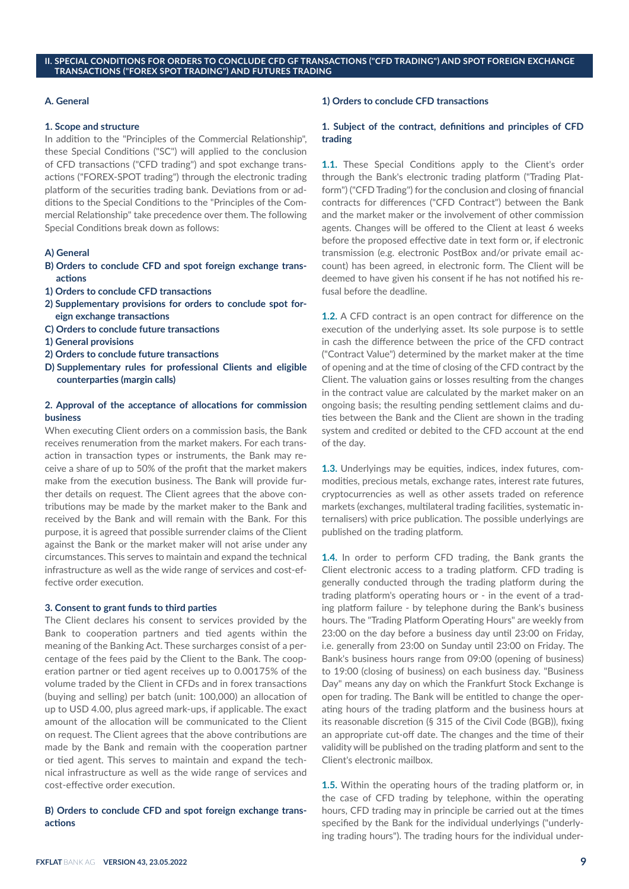## II. SPECIAL CONDITIONS FOR ORDERS TO CONCLUDE CFD GF TRANSACTIONS ("CFD TRADING") AND SPOT FOREIGN EXCHANGE TRANSACTIONS ("FOREX SPOT TRADING") AND FUTURES TRADING

### A. General

#### 1. Scope and structure

In addition to the "Principles of the Commercial Relationship", these Special Conditions ("SC") will applied to the conclusion of CFD transactions ("CFD trading") and spot exchange transactions ("FOREX-SPOT trading") through the electronic trading platform of the securities trading bank. Deviations from or additions to the Special Conditions to the "Principles of the Commercial Relationship" take precedence over them. The following Special Conditions break down as follows:

- **A) General**
- **B) Orders to conclude CFD and spot foreign exchange transactions**
- **1) Orders to conclude CFD transactions**
- **2) Supplementary provisions for orders to conclude spot foreign exchange transactions**
- **C) Orders to conclude future transactions**
- **1) General provisions**
- **2) Orders to conclude future transactions**
- **D) Supplementary rules for professional Clients and eligible counterparties (margin calls)**

#### 2. Approval of the acceptance of allocations for commission business

When executing Client orders on a commission basis, the Bank receives renumeration from the market makers. For each transaction in transaction types or instruments, the Bank may receive a share of up to 50% of the profit that the market makers make from the execution business. The Bank will provide further details on request. The Client agrees that the above contributions may be made by the market maker to the Bank and received by the Bank and will remain with the Bank. For this purpose, it is agreed that possible surrender claims of the Client against the Bank or the market maker will not arise under any circumstances. This serves to maintain and expand the technical infrastructure as well as the wide range of services and cost-effective order execution.

#### 3. Consent to grant funds to third parties

The Client declares his consent to services provided by the Bank to cooperation partners and tied agents within the meaning of the Banking Act. These surcharges consist of a percentage of the fees paid by the Client to the Bank. The cooperation partner or tied agent receives up to 0.00175% of the volume traded by the Client in CFDs and in forex transactions (buying and selling) per batch (unit: 100,000) an allocation of up to USD 4.00, plus agreed mark-ups, if applicable. The exact amount of the allocation will be communicated to the Client on request. The Client agrees that the above contributions are made by the Bank and remain with the cooperation partner or tied agent. This serves to maintain and expand the technical infrastructure as well as the wide range of services and cost-effective order execution.

### B) Orders to conclude CFD and spot foreign exchange transactions

#### 1) Orders to conclude CFD transactions

#### 1. Subject of the contract, definitions and principles of CFD trading

**1.1.** These Special Conditions apply to the Client's order through the Bank's electronic trading platform ("Trading Platform") ("CFD Trading") for the conclusion and closing of financial contracts for differences ("CFD Contract") between the Bank and the market maker or the involvement of other commission agents. Changes will be offered to the Client at least 6 weeks before the proposed effective date in text form or, if electronic transmission (e.g. electronic PostBox and/or private email account) has been agreed, in electronic form. The Client will be deemed to have given his consent if he has not notified his refusal before the deadline.

**1.2.** A CFD contract is an open contract for difference on the execution of the underlying asset. Its sole purpose is to settle in cash the difference between the price of the CFD contract ("Contract Value") determined by the market maker at the time of opening and at the time of closing of the CFD contract by the Client. The valuation gains or losses resulting from the changes in the contract value are calculated by the market maker on an ongoing basis; the resulting pending settlement claims and duties between the Bank and the Client are shown in the trading system and credited or debited to the CFD account at the end of the day.

**1.3.** Underlyings may be equities, indices, index futures, commodities, precious metals, exchange rates, interest rate futures, cryptocurrencies as well as other assets traded on reference markets (exchanges, multilateral trading facilities, systematic internalisers) with price publication. The possible underlyings are published on the trading platform.

**1.4.** In order to perform CFD trading, the Bank grants the Client electronic access to a trading platform. CFD trading is generally conducted through the trading platform during the trading platform's operating hours or - in the event of a trading platform failure - by telephone during the Bank's business hours. The "Trading Platform Operating Hours" are weekly from 23:00 on the day before a business day until 23:00 on Friday, i.e. generally from 23:00 on Sunday until 23:00 on Friday. The Bank's business hours range from 09:00 (opening of business) to 19:00 (closing of business) on each business day. "Business Day" means any day on which the Frankfurt Stock Exchange is open for trading. The Bank will be entitled to change the operating hours of the trading platform and the business hours at its reasonable discretion (§ 315 of the Civil Code (BGB)), fixing an appropriate cut-off date. The changes and the time of their validity will be published on the trading platform and sent to the Client's electronic mailbox.

**1.5.** Within the operating hours of the trading platform or, in the case of CFD trading by telephone, within the operating hours, CFD trading may in principle be carried out at the times specified by the Bank for the individual underlyings ("underlying trading hours"). The trading hours for the individual under-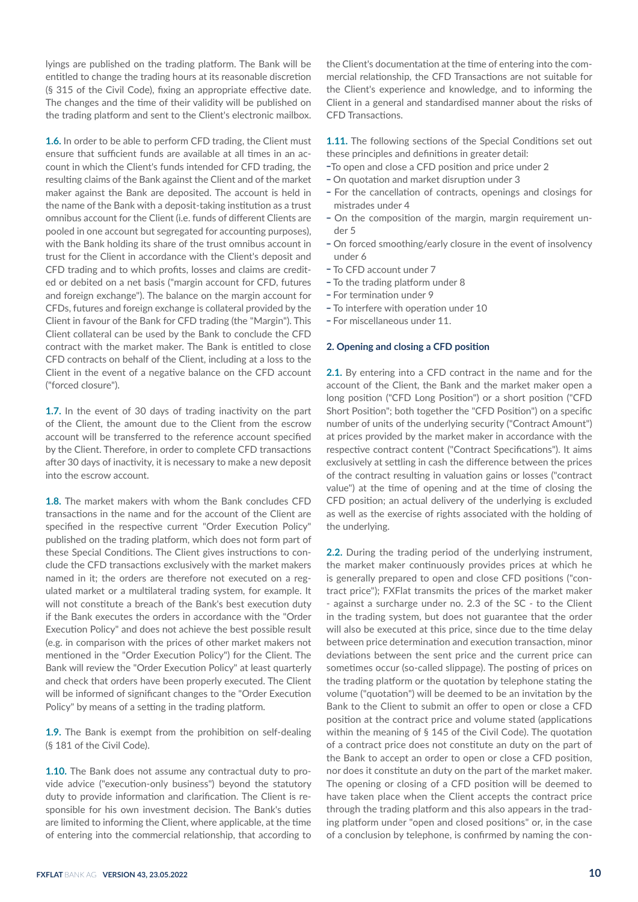lyings are published on the trading platform. The Bank will be entitled to change the trading hours at its reasonable discretion (§ 315 of the Civil Code), fixing an appropriate effective date. The changes and the time of their validity will be published on the trading platform and sent to the Client's electronic mailbox.

**1.6.** In order to be able to perform CFD trading, the Client must ensure that sufficient funds are available at all times in an account in which the Client's funds intended for CFD trading, the resulting claims of the Bank against the Client and of the market maker against the Bank are deposited. The account is held in the name of the Bank with a deposit-taking institution as a trust omnibus account for the Client (i.e. funds of different Clients are pooled in one account but segregated for accounting purposes), with the Bank holding its share of the trust omnibus account in trust for the Client in accordance with the Client's deposit and CFD trading and to which profits, losses and claims are credited or debited on a net basis ("margin account for CFD, futures and foreign exchange"). The balance on the margin account for CFDs, futures and foreign exchange is collateral provided by the Client in favour of the Bank for CFD trading (the "Margin"). This Client collateral can be used by the Bank to conclude the CFD contract with the market maker. The Bank is entitled to close CFD contracts on behalf of the Client, including at a loss to the Client in the event of a negative balance on the CFD account ("forced closure").

**1.7.** In the event of 30 days of trading inactivity on the part of the Client, the amount due to the Client from the escrow account will be transferred to the reference account specified by the Client. Therefore, in order to complete CFD transactions after 30 days of inactivity, it is necessary to make a new deposit into the escrow account.

**1.8.** The market makers with whom the Bank concludes CFD transactions in the name and for the account of the Client are specified in the respective current "Order Execution Policy" published on the trading platform, which does not form part of these Special Conditions. The Client gives instructions to conclude the CFD transactions exclusively with the market makers named in it; the orders are therefore not executed on a regulated market or a multilateral trading system, for example. It will not constitute a breach of the Bank's best execution duty if the Bank executes the orders in accordance with the "Order Execution Policy" and does not achieve the best possible result (e.g. in comparison with the prices of other market makers not mentioned in the "Order Execution Policy") for the Client. The Bank will review the "Order Execution Policy" at least quarterly and check that orders have been properly executed. The Client will be informed of significant changes to the "Order Execution Policy" by means of a setting in the trading platform.

**1.9.** The Bank is exempt from the prohibition on self-dealing (§ 181 of the Civil Code).

**1.10.** The Bank does not assume any contractual duty to provide advice ("execution-only business") beyond the statutory duty to provide information and clarification. The Client is responsible for his own investment decision. The Bank's duties are limited to informing the Client, where applicable, at the time of entering into the commercial relationship, that according to the Client's documentation at the time of entering into the commercial relationship, the CFD Transactions are not suitable for the Client's experience and knowledge, and to informing the Client in a general and standardised manner about the risks of CFD Transactions.

**1.11.** The following sections of the Special Conditions set out these principles and definitions in greater detail:

- To open and close a CFD position and price under 2
- On quotation and market disruption under 3
- For the cancellation of contracts, openings and closings for mistrades under 4
- On the composition of the margin, margin requirement under 5
- On forced smoothing/early closure in the event of insolvency under 6
- To CFD account under 7
- To the trading platform under 8
- For termination under 9
- To interfere with operation under 10
- For miscellaneous under 11.

## 2. Opening and closing a CFD position

**2.1.** By entering into a CFD contract in the name and for the account of the Client, the Bank and the market maker open a long position ("CFD Long Position") or a short position ("CFD Short Position"; both together the "CFD Position") on a specific number of units of the underlying security ("Contract Amount") at prices provided by the market maker in accordance with the respective contract content ("Contract Specifications"). It aims exclusively at settling in cash the difference between the prices of the contract resulting in valuation gains or losses ("contract value") at the time of opening and at the time of closing the CFD position; an actual delivery of the underlying is excluded as well as the exercise of rights associated with the holding of the underlying.

**2.2.** During the trading period of the underlying instrument, the market maker continuously provides prices at which he is generally prepared to open and close CFD positions ("contract price"); FXFlat transmits the prices of the market maker - against a surcharge under no. 2.3 of the SC - to the Client in the trading system, but does not guarantee that the order will also be executed at this price, since due to the time delay between price determination and execution transaction, minor deviations between the sent price and the current price can sometimes occur (so-called slippage). The posting of prices on the trading platform or the quotation by telephone stating the volume ("quotation") will be deemed to be an invitation by the Bank to the Client to submit an offer to open or close a CFD position at the contract price and volume stated (applications within the meaning of § 145 of the Civil Code). The quotation of a contract price does not constitute an duty on the part of the Bank to accept an order to open or close a CFD position, nor does it constitute an duty on the part of the market maker. The opening or closing of a CFD position will be deemed to have taken place when the Client accepts the contract price through the trading platform and this also appears in the trading platform under "open and closed positions" or, in the case of a conclusion by telephone, is confirmed by naming the con-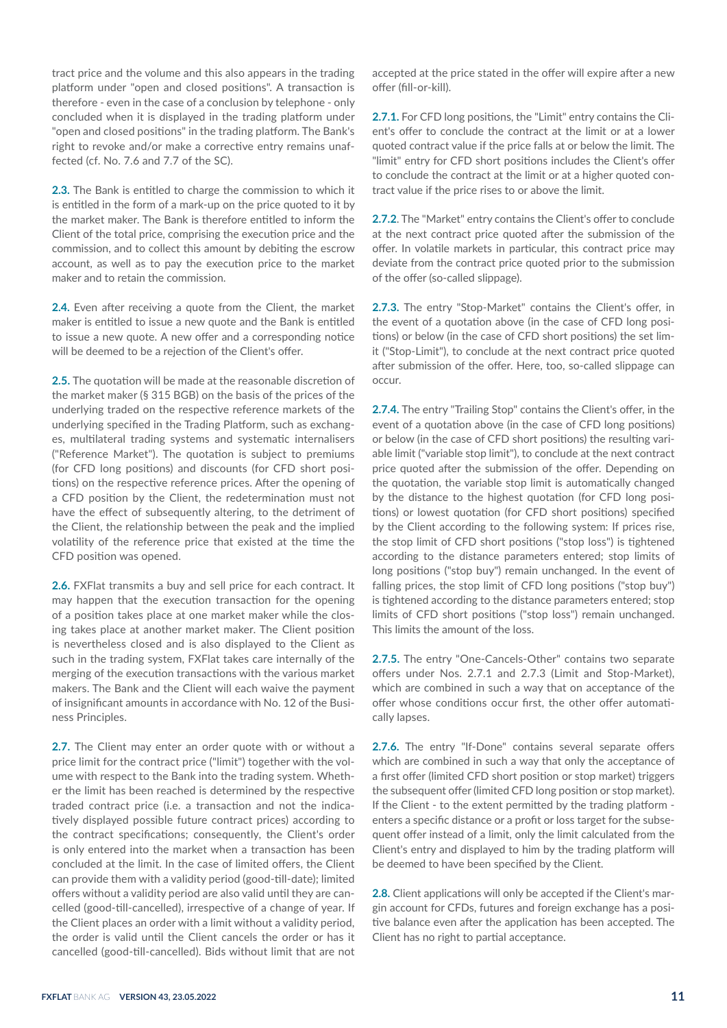tract price and the volume and this also appears in the trading platform under "open and closed positions". A transaction is therefore - even in the case of a conclusion by telephone - only concluded when it is displayed in the trading platform under "open and closed positions" in the trading platform. The Bank's right to revoke and/or make a corrective entry remains unaffected (cf. No. 7.6 and 7.7 of the SC).

**2.3.** The Bank is entitled to charge the commission to which it is entitled in the form of a mark-up on the price quoted to it by the market maker. The Bank is therefore entitled to inform the Client of the total price, comprising the execution price and the commission, and to collect this amount by debiting the escrow account, as well as to pay the execution price to the market maker and to retain the commission.

**2.4.** Even after receiving a quote from the Client, the market maker is entitled to issue a new quote and the Bank is entitled to issue a new quote. A new offer and a corresponding notice will be deemed to be a rejection of the Client's offer.

**2.5.** The quotation will be made at the reasonable discretion of the market maker (§ 315 BGB) on the basis of the prices of the underlying traded on the respective reference markets of the underlying specified in the Trading Platform, such as exchanges, multilateral trading systems and systematic internalisers ("Reference Market"). The quotation is subject to premiums (for CFD long positions) and discounts (for CFD short positions) on the respective reference prices. After the opening of a CFD position by the Client, the redetermination must not have the effect of subsequently altering, to the detriment of the Client, the relationship between the peak and the implied volatility of the reference price that existed at the time the CFD position was opened.

**2.6.** FXFlat transmits a buy and sell price for each contract. It may happen that the execution transaction for the opening of a position takes place at one market maker while the closing takes place at another market maker. The Client position is nevertheless closed and is also displayed to the Client as such in the trading system, FXFlat takes care internally of the merging of the execution transactions with the various market makers. The Bank and the Client will each waive the payment of insignificant amounts in accordance with No. 12 of the Business Principles.

**2.7.** The Client may enter an order quote with or without a price limit for the contract price ("limit") together with the volume with respect to the Bank into the trading system. Whether the limit has been reached is determined by the respective traded contract price (i.e. a transaction and not the indicatively displayed possible future contract prices) according to the contract specifications; consequently, the Client's order is only entered into the market when a transaction has been concluded at the limit. In the case of limited offers, the Client can provide them with a validity period (good-till-date); limited offers without a validity period are also valid until they are cancelled (good-till-cancelled), irrespective of a change of year. If the Client places an order with a limit without a validity period, the order is valid until the Client cancels the order or has it cancelled (good-till-cancelled). Bids without limit that are not accepted at the price stated in the offer will expire after a new offer (fill-or-kill).

**2.7.1.** For CFD long positions, the "Limit" entry contains the Client's offer to conclude the contract at the limit or at a lower quoted contract value if the price falls at or below the limit. The "limit" entry for CFD short positions includes the Client's offer to conclude the contract at the limit or at a higher quoted contract value if the price rises to or above the limit.

**2.7.2.** The "Market" entry contains the Client's offer to conclude at the next contract price quoted after the submission of the offer. In volatile markets in particular, this contract price may deviate from the contract price quoted prior to the submission of the offer (so-called slippage).

**2.7.3.** The entry "Stop-Market" contains the Client's offer, in the event of a quotation above (in the case of CFD long positions) or below (in the case of CFD short positions) the set limit ("Stop-Limit"), to conclude at the next contract price quoted after submission of the offer. Here, too, so-called slippage can occur.

**2.7.4.** The entry "Trailing Stop" contains the Client's offer, in the event of a quotation above (in the case of CFD long positions) or below (in the case of CFD short positions) the resulting variable limit ("variable stop limit"), to conclude at the next contract price quoted after the submission of the offer. Depending on the quotation, the variable stop limit is automatically changed by the distance to the highest quotation (for CFD long positions) or lowest quotation (for CFD short positions) specified by the Client according to the following system: If prices rise, the stop limit of CFD short positions ("stop loss") is tightened according to the distance parameters entered; stop limits of long positions ("stop buy") remain unchanged. In the event of falling prices, the stop limit of CFD long positions ("stop buy") is tightened according to the distance parameters entered; stop limits of CFD short positions ("stop loss") remain unchanged. This limits the amount of the loss.

**2.7.5.** The entry "One-Cancels-Other" contains two separate offers under Nos. 2.7.1 and 2.7.3 (Limit and Stop-Market), which are combined in such a way that on acceptance of the offer whose conditions occur first, the other offer automatically lapses.

**2.7.6.** The entry "If-Done" contains several separate offers which are combined in such a way that only the acceptance of a first offer (limited CFD short position or stop market) triggers the subsequent offer (limited CFD long position or stop market). If the Client - to the extent permitted by the trading platform - enters a specific distance or a profit or loss target for the subsequent offer instead of a limit, only the limit calculated from the Client's entry and displayed to him by the trading platform will be deemed to have been specified by the Client.

**2.8.** Client applications will only be accepted if the Client's margin account for CFDs, futures and foreign exchange has a positive balance even after the application has been accepted. The Client has no right to partial acceptance.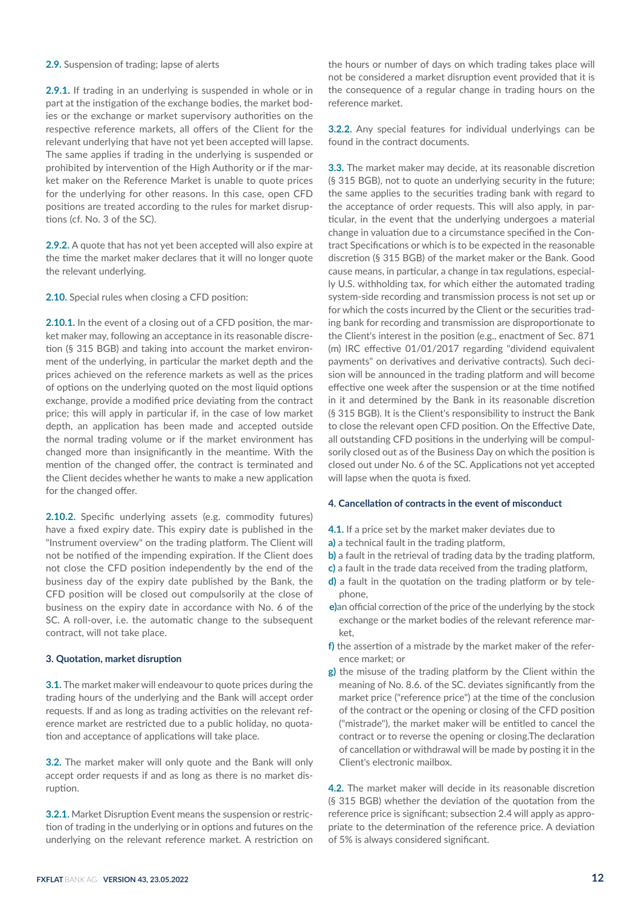**2.9.** Suspension of trading; lapse of alerts

**2.9.1.** If trading in an underlying is suspended in whole or in part at the instigation of the exchange bodies, the market bodies or the exchange or market supervisory authorities on the respective reference markets, all offers of the Client for the relevant underlying that have not yet been accepted will lapse. The same applies if trading in the underlying is suspended or prohibited by intervention of the High Authority or if the market maker on the Reference Market is unable to quote prices for the underlying for other reasons. In this case, open CFD positions are treated according to the rules for market disruptions (cf. No. 3 of the SC).

**2.9.2.** A quote that has not yet been accepted will also expire at the time the market maker declares that it will no longer quote the relevant underlying.

**2.10.** Special rules when closing a CFD position:

**2.10.1.** In the event of a closing out of a CFD position, the market maker may, following an acceptance in its reasonable discretion (§ 315 BGB) and taking into account the market environment of the underlying, in particular the market depth and the prices achieved on the reference markets as well as the prices of options on the underlying quoted on the most liquid options exchange, provide a modified price deviating from the contract price; this will apply in particular if, in the case of low market depth, an application has been made and accepted outside the normal trading volume or if the market environment has changed more than insignificantly in the meantime. With the mention of the changed offer, the contract is terminated and the Client decides whether he wants to make a new application for the changed offer.

**2.10.2.** Specific underlying assets (e.g. commodity futures) have a fixed expiry date. This expiry date is published in the "Instrument overview" on the trading platform. The Client will not be notified of the impending expiration. If the Client does not close the CFD position independently by the end of the business day of the expiry date published by the Bank, the CFD position will be closed out compulsorily at the close of business on the expiry date in accordance with No. 6 of the SC. A roll-over, i.e. the automatic change to the subsequent contract, will not take place.

### 3. Quotation, market disruption

**3.1.** The market maker will endeavour to quote prices during the trading hours of the trading and the Bank will accept order requests. If and as long as trading activities on the relevant reference market are restricted due to a public holiday, no quotation and acceptance of applications will take place.

**3.2.** The market maker will only quote and the Bank will only accept order requests if and as long as there is no market disruption.

**3.2.1.** Market Disruption Event means the suspension or restriction of trading in the underlying or in options and futures on the underlying on the relevant reference market. A restriction on the hours or number of days on which trading takes place will not be considered a market disruption event provided that it is the consequence of a regular change in trading hours on the reference market.

**3.2.2.** Any special features for individual underlyings can be found in the contract documents.

**3.3.** The market maker may decide, at its reasonable discretion (§ 315 BGB), not to quote an underlying security in the future; the same applies to the securities trading bank with regard to the acceptance of order requests. This will also apply, in particular, in the event that the underlying undergoes a material change in valuation due to a circumstance specified in the Contract Specifications or which is to be expected in the reasonable discretion (§ 315 BGB) of the market maker or the Bank. Good cause means, in particular, a change in tax regulations, especially U.S. withholding tax, for which either the automated trading system-side recording and transmission process is not set up or for which the costs incurred by the Client or the securities trading bank for recording and transmission are disproportionate to the Client's interest in the position (e.g., enactment of Sec. 871 (m) IRC effective 01/01/2017 regarding "dividend equivalent payments" on derivatives and derivative contracts). Such decision will be announced in the trading platform and will become effective one week after the suspension or at the time notified in it and determined by the Bank in its reasonable discretion (§ 315 BGB). It is the Client's responsibility to instruct the Bank to close the relevant open CFD position. On the Effective Date, all outstanding CFD positions in the underlying will be compulsorily closed out as of the Business Day on which the position is closed out under No. 6 of the SC. Applications not yet accepted will lapse when the quota is fixed.

### 4. Cancellation of contracts in the event of misconduct

**4.1.** If a price set by the market maker deviates due to

**a)** a technical fault in the trading platform,
**b)** a fault in the retrieval of trading data by the trading platform,
**c)** a fault in the trade data received from the trading platform,
**d)** a fault in the quotation on the trading platform or by telephone,
**e)** an official correction of the price of the underlying by the stock exchange or the market bodies of the relevant reference market,
**f)** the assertion of a mistrade by the market maker of the reference market; or
**g)** the misuse of the trading platform by the Client within the meaning of No. 8.6. of the SC. deviates significantly from the market price ("reference price") at the time of the conclusion of the contract or the opening or closing of the CFD position ("mistrade"), the market maker will be entitled to cancel the contract or to reverse the opening or closing.The declaration of cancellation or withdrawal will be made by posting it in the Client's electronic mailbox.

**4.2.** The market maker will decide in its reasonable discretion (§ 315 BGB) whether the deviation of the quotation from the reference price is significant; subsection 2.4 will apply as appropriate to the determination of the reference price. A deviation of 5% is always considered significant.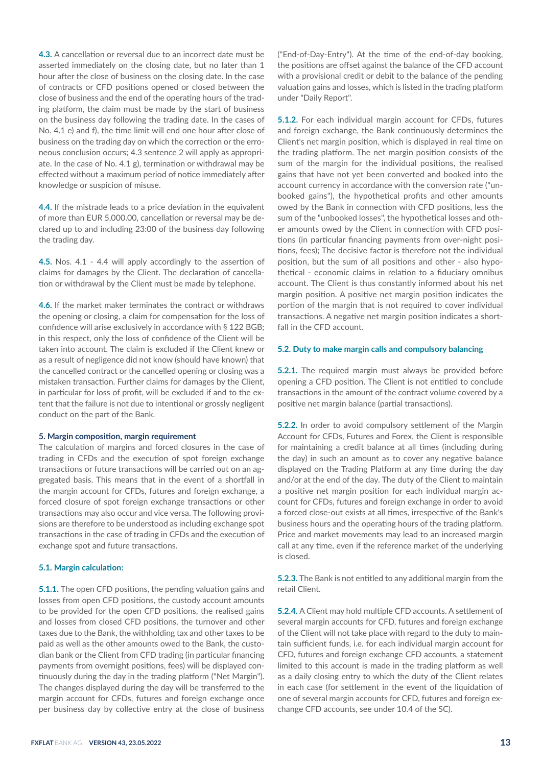**4.3.** A cancellation or reversal due to an incorrect date must be asserted immediately on the closing date, but no later than 1 hour after the close of business on the closing date. In the case of contracts or CFD positions opened or closed between the close of business and the end of the operating hours of the trading platform, the claim must be made by the start of business on the business day following the trading date. In the cases of No. 4.1 e) and f), the time limit will end one hour after close of business on the trading day on which the correction or the erroneous conclusion occurs; 4.3 sentence 2 will apply as appropriate. In the case of No. 4.1 g), termination or withdrawal may be effected without a maximum period of notice immediately after knowledge or suspicion of misuse.

**4.4.** If the mistrade leads to a price deviation in the equivalent of more than EUR 5,000.00, cancellation or reversal may be declared up to and including 23:00 of the business day following the trading day.

**4.5.** Nos. 4.1 - 4.4 will apply accordingly to the assertion of claims for damages by the Client. The declaration of cancellation or withdrawal by the Client must be made by telephone.

**4.6.** If the market maker terminates the contract or withdraws the opening or closing, a claim for compensation for the loss of confidence will arise exclusively in accordance with § 122 BGB; in this respect, only the loss of confidence of the Client will be taken into account. The claim is excluded if the Client knew or as a result of negligence did not know (should have known) that the cancelled contract or the cancelled opening or closing was a mistaken transaction. Further claims for damages by the Client, in particular for loss of profit, will be excluded if and to the extent that the failure is not due to intentional or grossly negligent conduct on the part of the Bank.

#### 5. Margin composition, margin requirement

The calculation of margins and forced closures in the case of trading in CFDs and the execution of spot foreign exchange transactions or future transactions will be carried out on an aggregated basis. This means that in the event of a shortfall in the margin account for CFDs, futures and foreign exchange, a forced closure of spot foreign exchange transactions or other transactions may also occur and vice versa. The following provisions are therefore to be understood as including exchange spot transactions in the case of trading in CFDs and the execution of exchange spot and future transactions.

#### 5.1. Margin calculation:

**5.1.1.** The open CFD positions, the pending valuation gains and losses from open CFD positions, the custody account amounts to be provided for the open CFD positions, the realised gains and losses from closed CFD positions, the turnover and other taxes due to the Bank, the withholding tax and other taxes to be paid as well as the other amounts owed to the Bank, the custodian bank or the Client from CFD trading (in particular financing payments from overnight positions, fees) will be displayed continuously during the day in the trading platform ("Net Margin"). The changes displayed during the day will be transferred to the margin account for CFDs, futures and foreign exchange once per business day by collective entry at the close of business ("End-of-Day-Entry"). At the time of the end-of-day booking, the positions are offset against the balance of the CFD account with a provisional credit or debit to the balance of the pending valuation gains and losses, which is listed in the trading platform under "Daily Report".

**5.1.2.** For each individual margin account for CFDs, futures and foreign exchange, the Bank continuously determines the Client's net margin position, which is displayed in real time on the trading platform. The net margin position consists of the sum of the margin for the individual positions, the realised gains that have not yet been converted and booked into the account currency in accordance with the conversion rate ("unbooked gains"), the hypothetical profits and other amounts owed by the Bank in connection with CFD positions, less the sum of the "unbooked losses", the hypothetical losses and other amounts owed by the Client in connection with CFD positions (in particular financing payments from over-night positions, fees); The decisive factor is therefore not the individual position, but the sum of all positions and other - also hypothetical - economic claims in relation to a fiduciary omnibus account. The Client is thus constantly informed about his net margin position. A positive net margin position indicates the portion of the margin that is not required to cover individual transactions. A negative net margin position indicates a shortfall in the CFD account.

#### 5.2. Duty to make margin calls and compulsory balancing

**5.2.1.** The required margin must always be provided before opening a CFD position. The Client is not entitled to conclude transactions in the amount of the contract volume covered by a positive net margin balance (partial transactions).

**5.2.2.** In order to avoid compulsory settlement of the Margin Account for CFDs, Futures and Forex, the Client is responsible for maintaining a credit balance at all times (including during the day) in such an amount as to cover any negative balance displayed on the Trading Platform at any time during the day and/or at the end of the day. The duty of the Client to maintain a positive net margin position for each individual margin account for CFDs, futures and foreign exchange in order to avoid a forced close-out exists at all times, irrespective of the Bank's business hours and the operating hours of the trading platform. Price and market movements may lead to an increased margin call at any time, even if the reference market of the underlying is closed.

**5.2.3.** The Bank is not entitled to any additional margin from the retail Client.

**5.2.4.** A Client may hold multiple CFD accounts. A settlement of several margin accounts for CFD, futures and foreign exchange of the Client will not take place with regard to the duty to maintain sufficient funds, i.e. for each individual margin account for CFD, futures and foreign exchange CFD accounts, a statement limited to this account is made in the trading platform as well as a daily closing entry to which the duty of the Client relates in each case (for settlement in the event of the liquidation of one of several margin accounts for CFD, futures and foreign exchange CFD accounts, see under 10.4 of the SC).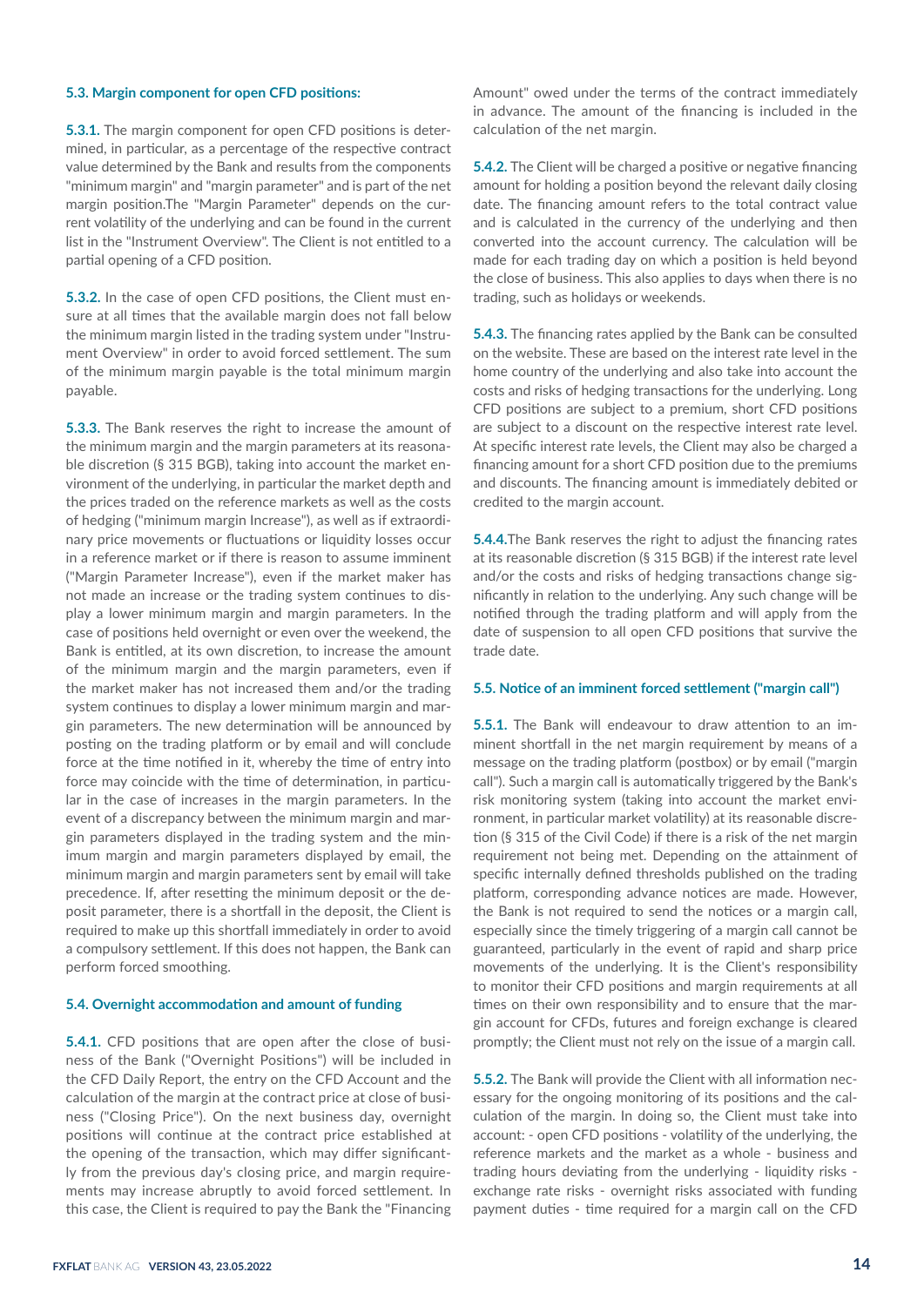### 5.3. Margin component for open CFD positions:

**5.3.1.** The margin component for open CFD positions is determined, in particular, as a percentage of the respective contract value determined by the Bank and results from the components "minimum margin" and "margin parameter" and is part of the net margin position.The "Margin Parameter" depends on the current volatility of the underlying and can be found in the current list in the "Instrument Overview". The Client is not entitled to a partial opening of a CFD position.

**5.3.2.** In the case of open CFD positions, the Client must ensure at all times that the available margin does not fall below the minimum margin listed in the trading system under "Instrument Overview" in order to avoid forced settlement. The sum of the minimum margin payable is the total minimum margin payable.

**5.3.3.** The Bank reserves the right to increase the amount of the minimum margin and the margin parameters at its reasonable discretion (§ 315 BGB), taking into account the market environment of the underlying, in particular the market depth and the prices traded on the reference markets as well as the costs of hedging ("minimum margin Increase"), as well as if extraordinary price movements or fluctuations or liquidity losses occur in a reference market or if there is reason to assume imminent ("Margin Parameter Increase"), even if the market maker has not made an increase or the trading system continues to display a lower minimum margin and margin parameters. In the case of positions held overnight or even over the weekend, the Bank is entitled, at its own discretion, to increase the amount of the minimum margin and the margin parameters, even if the market maker has not increased them and/or the trading system continues to display a lower minimum margin and margin parameters. The new determination will be announced by posting on the trading platform or by email and will conclude force at the time notified in it, whereby the time of entry into force may coincide with the time of determination, in particular in the case of increases in the margin parameters. In the event of a discrepancy between the minimum margin and margin parameters displayed in the trading system and the minimum margin and margin parameters displayed by email, the minimum margin and margin parameters sent by email will take precedence. If, after resetting the minimum deposit or the deposit parameter, there is a shortfall in the deposit, the Client is required to make up this shortfall immediately in order to avoid a compulsory settlement. If this does not happen, the Bank can perform forced smoothing.

### 5.4. Overnight accommodation and amount of funding

**5.4.1.** CFD positions that are open after the close of business of the Bank ("Overnight Positions") will be included in the CFD Daily Report, the entry on the CFD Account and the calculation of the margin at the contract price at close of business ("Closing Price"). On the next business day, overnight positions will continue at the contract price established at the opening of the transaction, which may differ significantly from the previous day's closing price, and margin requirements may increase abruptly to avoid forced settlement. In this case, the Client is required to pay the Bank the "Financing Amount" owed under the terms of the contract immediately in advance. The amount of the financing is included in the calculation of the net margin.

**5.4.2.** The Client will be charged a positive or negative financing amount for holding a position beyond the relevant daily closing date. The financing amount refers to the total contract value and is calculated in the currency of the underlying and then converted into the account currency. The calculation will be made for each trading day on which a position is held beyond the close of business. This also applies to days when there is no trading, such as holidays or weekends.

**5.4.3.** The financing rates applied by the Bank can be consulted on the website. These are based on the interest rate level in the home country of the underlying and also take into account the costs and risks of hedging transactions for the underlying. Long CFD positions are subject to a premium, short CFD positions are subject to a discount on the respective interest rate level. At specific interest rate levels, the Client may also be charged a financing amount for a short CFD position due to the premiums and discounts. The financing amount is immediately debited or credited to the margin account.

**5.4.4.**The Bank reserves the right to adjust the financing rates at its reasonable discretion (§ 315 BGB) if the interest rate level and/or the costs and risks of hedging transactions change significantly in relation to the underlying. Any such change will be notified through the trading platform and will apply from the date of suspension to all open CFD positions that survive the trade date.

### 5.5. Notice of an imminent forced settlement ("margin call")

**5.5.1.** The Bank will endeavour to draw attention to an imminent shortfall in the net margin requirement by means of a message on the trading platform (postbox) or by email ("margin call"). Such a margin call is automatically triggered by the Bank's risk monitoring system (taking into account the market environment, in particular market volatility) at its reasonable discretion (§ 315 of the Civil Code) if there is a risk of the net margin requirement not being met. Depending on the attainment of specific internally defined thresholds published on the trading platform, corresponding advance notices are made. However, the Bank is not required to send the notices or a margin call, especially since the timely triggering of a margin call cannot be guaranteed, particularly in the event of rapid and sharp price movements of the underlying. It is the Client's responsibility to monitor their CFD positions and margin requirements at all times on their own responsibility and to ensure that the margin account for CFDs, futures and foreign exchange is cleared promptly; the Client must not rely on the issue of a margin call.

**5.5.2.** The Bank will provide the Client with all information necessary for the ongoing monitoring of its positions and the calculation of the margin. In doing so, the Client must take into account: - open CFD positions - volatility of the underlying, the reference markets and the market as a whole - business and trading hours deviating from the underlying - liquidity risks - exchange rate risks - overnight risks associated with funding payment duties - time required for a margin call on the CFD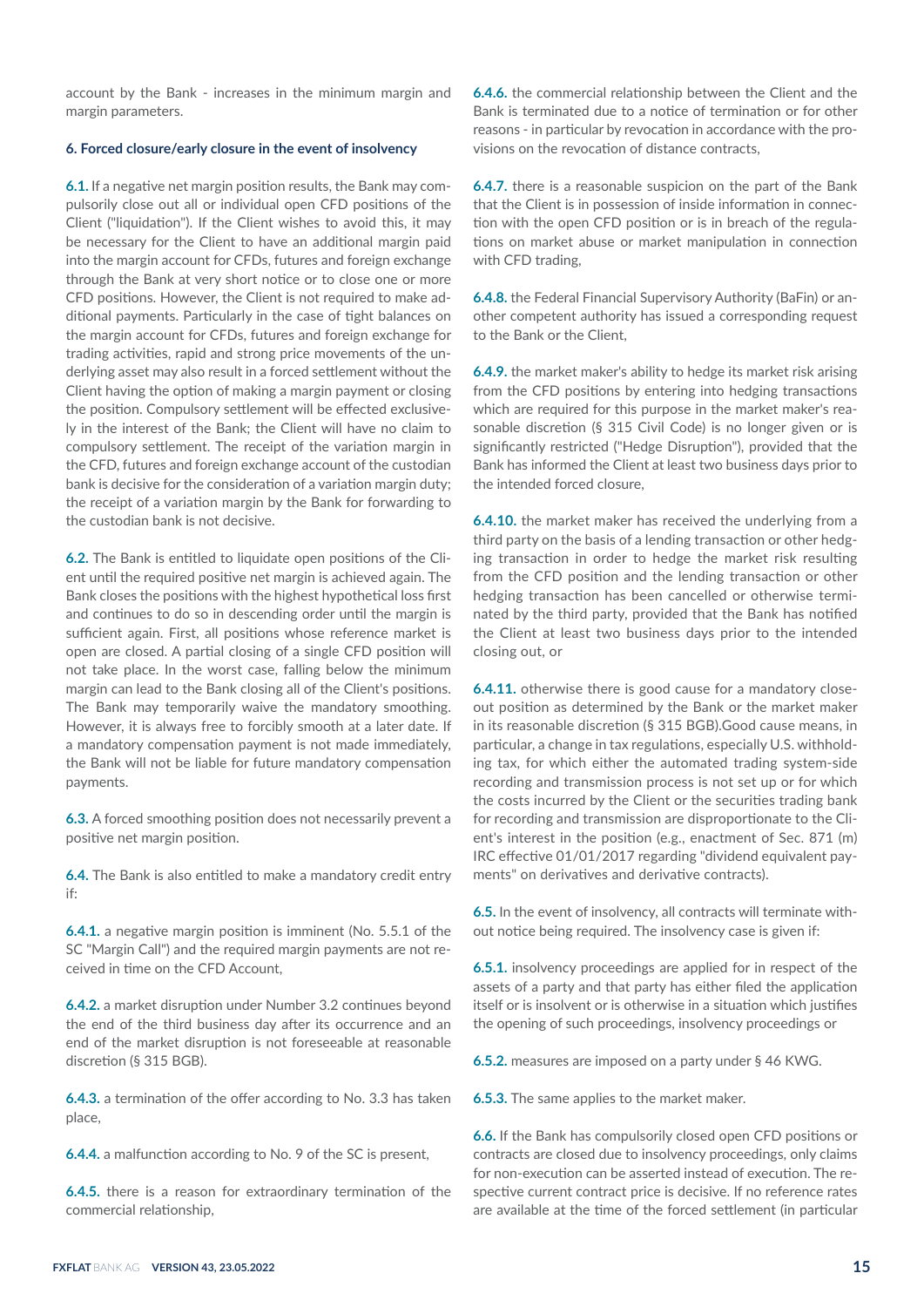account by the Bank - increases in the minimum margin and margin parameters.

### 6. Forced closure/early closure in the event of insolvency

**6.1.** If a negative net margin position results, the Bank may compulsorily close out all or individual open CFD positions of the Client ("liquidation"). If the Client wishes to avoid this, it may be necessary for the Client to have an additional margin paid into the margin account for CFDs, futures and foreign exchange through the Bank at very short notice or to close one or more CFD positions. However, the Client is not required to make additional payments. Particularly in the case of tight balances on the margin account for CFDs, futures and foreign exchange for trading activities, rapid and strong price movements of the underlying asset may also result in a forced settlement without the Client having the option of making a margin payment or closing the position. Compulsory settlement will be effected exclusively in the interest of the Bank; the Client will have no claim to compulsory settlement. The receipt of the variation margin in the CFD, futures and foreign exchange account of the custodian bank is decisive for the consideration of a variation margin duty; the receipt of a variation margin by the Bank for forwarding to the custodian bank is not decisive.

**6.2.** The Bank is entitled to liquidate open positions of the Client until the required positive net margin is achieved again. The Bank closes the positions with the highest hypothetical loss first and continues to do so in descending order until the margin is sufficient again. First, all positions whose reference market is open are closed. A partial closing of a single CFD position will not take place. In the worst case, falling below the minimum margin can lead to the Bank closing all of the Client's positions. The Bank may temporarily waive the mandatory smoothing. However, it is always free to forcibly smooth at a later date. If a mandatory compensation payment is not made immediately, the Bank will not be liable for future mandatory compensation payments.

**6.3.** A forced smoothing position does not necessarily prevent a positive net margin position.

**6.4.** The Bank is also entitled to make a mandatory credit entry if:

**6.4.1.** a negative margin position is imminent (No. 5.5.1 of the SC "Margin Call") and the required margin payments are not received in time on the CFD Account,

**6.4.2.** a market disruption under Number 3.2 continues beyond the end of the third business day after its occurrence and an end of the market disruption is not foreseeable at reasonable discretion (§ 315 BGB).

**6.4.3.** a termination of the offer according to No. 3.3 has taken place,

**6.4.4.** a malfunction according to No. 9 of the SC is present,

**6.4.5.** there is a reason for extraordinary termination of the commercial relationship,

**6.4.6.** the commercial relationship between the Client and the Bank is terminated due to a notice of termination or for other reasons - in particular by revocation in accordance with the provisions on the revocation of distance contracts,

**6.4.7.** there is a reasonable suspicion on the part of the Bank that the Client is in possession of inside information in connection with the open CFD position or is in breach of the regulations on market abuse or market manipulation in connection with CFD trading,

**6.4.8.** the Federal Financial Supervisory Authority (BaFin) or another competent authority has issued a corresponding request to the Bank or the Client,

**6.4.9.** the market maker's ability to hedge its market risk arising from the CFD positions by entering into hedging transactions which are required for this purpose in the market maker's reasonable discretion (§ 315 Civil Code) is no longer given or is significantly restricted ("Hedge Disruption"), provided that the Bank has informed the Client at least two business days prior to the intended forced closure,

**6.4.10.** the market maker has received the underlying from a third party on the basis of a lending transaction or other hedging transaction in order to hedge the market risk resulting from the CFD position and the lending transaction or other hedging transaction has been cancelled or otherwise terminated by the third party, provided that the Bank has notified the Client at least two business days prior to the intended closing out, or

**6.4.11.** otherwise there is good cause for a mandatory close-out position as determined by the Bank or the market maker in its reasonable discretion (§ 315 BGB).Good cause means, in particular, a change in tax regulations, especially U.S. withholding tax, for which either the automated trading system-side recording and transmission process is not set up or for which the costs incurred by the Client or the securities trading bank for recording and transmission are disproportionate to the Client's interest in the position (e.g., enactment of Sec. 871 (m) IRC effective 01/01/2017 regarding "dividend equivalent payments" on derivatives and derivative contracts).

**6.5.** In the event of insolvency, all contracts will terminate without notice being required. The insolvency case is given if:

**6.5.1.** insolvency proceedings are applied for in respect of the assets of a party and that party has either filed the application itself or is insolvent or is otherwise in a situation which justifies the opening of such proceedings, insolvency proceedings or

**6.5.2.** measures are imposed on a party under § 46 KWG.

**6.5.3.** The same applies to the market maker.

**6.6.** If the Bank has compulsorily closed open CFD positions or contracts are closed due to insolvency proceedings, only claims for non-execution can be asserted instead of execution. The respective current contract price is decisive. If no reference rates are available at the time of the forced settlement (in particular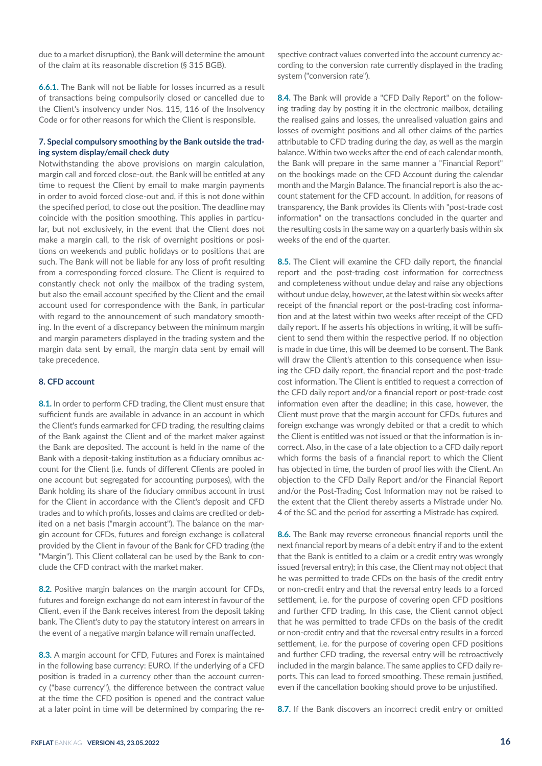due to a market disruption), the Bank will determine the amount of the claim at its reasonable discretion (§ 315 BGB).

**6.6.1.** The Bank will not be liable for losses incurred as a result of transactions being compulsorily closed or cancelled due to the Client's insolvency under Nos. 115, 116 of the Insolvency Code or for other reasons for which the Client is responsible.

### 7. Special compulsory smoothing by the Bank outside the trading system display/email check duty

Notwithstanding the above provisions on margin calculation, margin call and forced close-out, the Bank will be entitled at any time to request the Client by email to make margin payments in order to avoid forced close-out and, if this is not done within the specified period, to close out the position. The deadline may coincide with the position smoothing. This applies in particular, but not exclusively, in the event that the Client does not make a margin call, to the risk of overnight positions or positions on weekends and public holidays or to positions that are such. The Bank will not be liable for any loss of profit resulting from a corresponding forced closure. The Client is required to constantly check not only the mailbox of the trading system, but also the email account specified by the Client and the email account used for correspondence with the Bank, in particular with regard to the announcement of such mandatory smoothing. In the event of a discrepancy between the minimum margin and margin parameters displayed in the trading system and the margin data sent by email, the margin data sent by email will take precedence.

### 8. CFD account

**8.1.** In order to perform CFD trading, the Client must ensure that sufficient funds are available in advance in an account in which the Client's funds earmarked for CFD trading, the resulting claims of the Bank against the Client and of the market maker against the Bank are deposited. The account is held in the name of the Bank with a deposit-taking institution as a fiduciary omnibus account for the Client (i.e. funds of different Clients are pooled in one account but segregated for accounting purposes), with the Bank holding its share of the fiduciary omnibus account in trust for the Client in accordance with the Client's deposit and CFD trades and to which profits, losses and claims are credited or debited on a net basis ("margin account"). The balance on the margin account for CFDs, futures and foreign exchange is collateral provided by the Client in favour of the Bank for CFD trading (the "Margin"). This Client collateral can be used by the Bank to conclude the CFD contract with the market maker.

**8.2.** Positive margin balances on the margin account for CFDs, futures and foreign exchange do not earn interest in favour of the Client, even if the Bank receives interest from the deposit taking bank. The Client's duty to pay the statutory interest on arrears in the event of a negative margin balance will remain unaffected.

**8.3.** A margin account for CFD, Futures and Forex is maintained in the following base currency: EURO. If the underlying of a CFD position is traded in a currency other than the account currency ("base currency"), the difference between the contract value at the time the CFD position is opened and the contract value at a later point in time will be determined by comparing the respective contract values converted into the account currency according to the conversion rate currently displayed in the trading system ("conversion rate").

**8.4.** The Bank will provide a "CFD Daily Report" on the following trading day by posting it in the electronic mailbox, detailing the realised gains and losses, the unrealised valuation gains and losses of overnight positions and all other claims of the parties attributable to CFD trading during the day, as well as the margin balance. Within two weeks after the end of each calendar month, the Bank will prepare in the same manner a "Financial Report" on the bookings made on the CFD Account during the calendar month and the Margin Balance. The financial report is also the account statement for the CFD account. In addition, for reasons of transparency, the Bank provides its Clients with "post-trade cost information" on the transactions concluded in the quarter and the resulting costs in the same way on a quarterly basis within six weeks of the end of the quarter.

**8.5.** The Client will examine the CFD daily report, the financial report and the post-trading cost information for correctness and completeness without undue delay and raise any objections without undue delay, however, at the latest within six weeks after receipt of the financial report or the post-trading cost information and at the latest within two weeks after receipt of the CFD daily report. If he asserts his objections in writing, it will be sufficient to send them within the respective period. If no objection is made in due time, this will be deemed to be consent. The Bank will draw the Client's attention to this consequence when issuing the CFD daily report, the financial report and the post-trade cost information. The Client is entitled to request a correction of the CFD daily report and/or a financial report or post-trade cost information even after the deadline; in this case, however, the Client must prove that the margin account for CFDs, futures and foreign exchange was wrongly debited or that a credit to which the Client is entitled was not issued or that the information is incorrect. Also, in the case of a late objection to a CFD daily report which forms the basis of a financial report to which the Client has objected in time, the burden of proof lies with the Client. An objection to the CFD Daily Report and/or the Financial Report and/or the Post-Trading Cost Information may not be raised to the extent that the Client thereby asserts a Mistrade under No. 4 of the SC and the period for asserting a Mistrade has expired.

**8.6.** The Bank may reverse erroneous financial reports until the next financial report by means of a debit entry if and to the extent that the Bank is entitled to a claim or a credit entry was wrongly issued (reversal entry); in this case, the Client may not object that he was permitted to trade CFDs on the basis of the credit entry or non-credit entry and that the reversal entry leads to a forced settlement, i.e. for the purpose of covering open CFD positions and further CFD trading. In this case, the Client cannot object that he was permitted to trade CFDs on the basis of the credit or non-credit entry and that the reversal entry results in a forced settlement, i.e. for the purpose of covering open CFD positions and further CFD trading, the reversal entry will be retroactively included in the margin balance. The same applies to CFD daily reports. This can lead to forced smoothing. These remain justified, even if the cancellation booking should prove to be unjustified.

**8.7.** If the Bank discovers an incorrect credit entry or omitted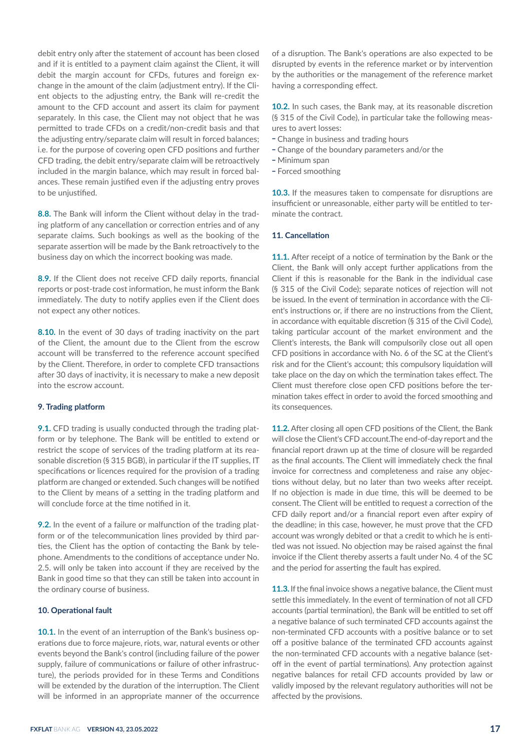debit entry only after the statement of account has been closed and if it is entitled to a payment claim against the Client, it will debit the margin account for CFDs, futures and foreign exchange in the amount of the claim (adjustment entry). If the Client objects to the adjusting entry, the Bank will re-credit the amount to the CFD account and assert its claim for payment separately. In this case, the Client may not object that he was permitted to trade CFDs on a credit/non-credit basis and that the adjusting entry/separate claim will result in forced balances; i.e. for the purpose of covering open CFD positions and further CFD trading, the debit entry/separate claim will be retroactively included in the margin balance, which may result in forced balances. These remain justified even if the adjusting entry proves to be unjustified.

**8.8.** The Bank will inform the Client without delay in the trading platform of any cancellation or correction entries and of any separate claims. Such bookings as well as the booking of the separate assertion will be made by the Bank retroactively to the business day on which the incorrect booking was made.

**8.9.** If the Client does not receive CFD daily reports, financial reports or post-trade cost information, he must inform the Bank immediately. The duty to notify applies even if the Client does not expect any other notices.

**8.10.** In the event of 30 days of trading inactivity on the part of the Client, the amount due to the Client from the escrow account will be transferred to the reference account specified by the Client. Therefore, in order to complete CFD transactions after 30 days of inactivity, it is necessary to make a new deposit into the escrow account.

### 9. Trading platform

**9.1.** CFD trading is usually conducted through the trading platform or by telephone. The Bank will be entitled to extend or restrict the scope of services of the trading platform at its reasonable discretion (§ 315 BGB), in particular if the IT supplies, IT specifications or licences required for the provision of a trading platform are changed or extended. Such changes will be notified to the Client by means of a setting in the trading platform and will conclude force at the time notified in it.

**9.2.** In the event of a failure or malfunction of the trading platform or of the telecommunication lines provided by third parties, the Client has the option of contacting the Bank by telephone. Amendments to the conditions of acceptance under No. 2.5. will only be taken into account if they are received by the Bank in good time so that they can still be taken into account in the ordinary course of business.

### 10. Operational fault

**10.1.** In the event of an interruption of the Bank's business operations due to force majeure, riots, war, natural events or other events beyond the Bank's control (including failure of the power supply, failure of communications or failure of other infrastructure), the periods provided for in these Terms and Conditions will be extended by the duration of the interruption. The Client will be informed in an appropriate manner of the occurrence of a disruption. The Bank's operations are also expected to be disrupted by events in the reference market or by intervention by the authorities or the management of the reference market having a corresponding effect.

**10.2.** In such cases, the Bank may, at its reasonable discretion (§ 315 of the Civil Code), in particular take the following measures to avert losses:

- Change in business and trading hours
- Change of the boundary parameters and/or the
- Minimum span
- Forced smoothing

**10.3.** If the measures taken to compensate for disruptions are insufficient or unreasonable, either party will be entitled to terminate the contract.

### 11. Cancellation

**11.1.** After receipt of a notice of termination by the Bank or the Client, the Bank will only accept further applications from the Client if this is reasonable for the Bank in the individual case (§ 315 of the Civil Code); separate notices of rejection will not be issued. In the event of termination in accordance with the Client's instructions or, if there are no instructions from the Client, in accordance with equitable discretion (§ 315 of the Civil Code), taking particular account of the market environment and the Client's interests, the Bank will compulsorily close out all open CFD positions in accordance with No. 6 of the SC at the Client's risk and for the Client's account; this compulsory liquidation will take place on the day on which the termination takes effect. The Client must therefore close open CFD positions before the termination takes effect in order to avoid the forced smoothing and its consequences.

**11.2.** After closing all open CFD positions of the Client, the Bank will close the Client's CFD account.The end-of-day report and the financial report drawn up at the time of closure will be regarded as the final accounts. The Client will immediately check the final invoice for correctness and completeness and raise any objections without delay, but no later than two weeks after receipt. If no objection is made in due time, this will be deemed to be consent. The Client will be entitled to request a correction of the CFD daily report and/or a financial report even after expiry of the deadline; in this case, however, he must prove that the CFD account was wrongly debited or that a credit to which he is entitled was not issued. No objection may be raised against the final invoice if the Client thereby asserts a fault under No. 4 of the SC and the period for asserting the fault has expired.

**11.3.** If the final invoice shows a negative balance, the Client must settle this immediately. In the event of termination of not all CFD accounts (partial termination), the Bank will be entitled to set off a negative balance of such terminated CFD accounts against the non-terminated CFD accounts with a positive balance or to set off a positive balance of the terminated CFD accounts against the non-terminated CFD accounts with a negative balance (set-off in the event of partial terminations). Any protection against negative balances for retail CFD accounts provided by law or validly imposed by the relevant regulatory authorities will not be affected by the provisions.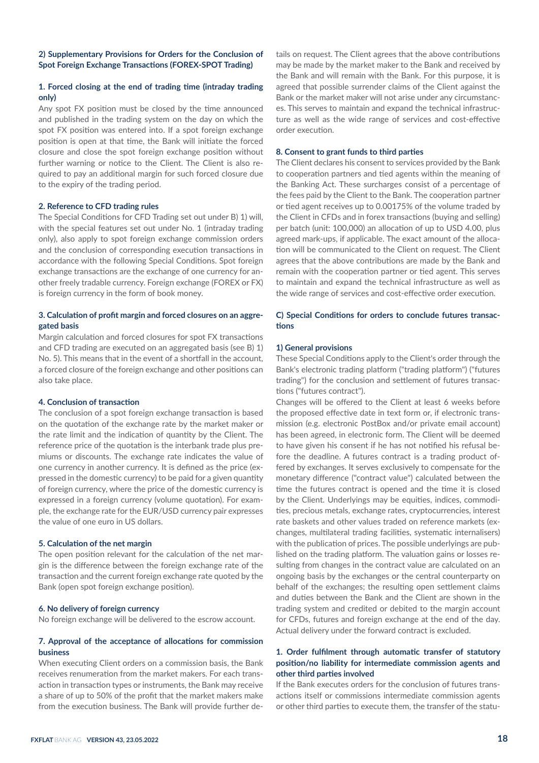#### 2) Supplementary Provisions for Orders for the Conclusion of Spot Foreign Exchange Transactions (FOREX-SPOT Trading)

**1. Forced closing at the end of trading time (intraday trading only)**

Any spot FX position must be closed by the time announced and published in the trading system on the day on which the spot FX position was entered into. If a spot foreign exchange position is open at that time, the Bank will initiate the forced closure and close the spot foreign exchange position without further warning or notice to the Client. The Client is also required to pay an additional margin for such forced closure due to the expiry of the trading period.

**2. Reference to CFD trading rules**

The Special Conditions for CFD Trading set out under B) 1) will, with the special features set out under No. 1 (intraday trading only), also apply to spot foreign exchange commission orders and the conclusion of corresponding execution transactions in accordance with the following Special Conditions. Spot foreign exchange transactions are the exchange of one currency for another freely tradable currency. Foreign exchange (FOREX or FX) is foreign currency in the form of book money.

**3. Calculation of profit margin and forced closures on an aggregated basis**

Margin calculation and forced closures for spot FX transactions and CFD trading are executed on an aggregated basis (see B) 1) No. 5). This means that in the event of a shortfall in the account, a forced closure of the foreign exchange and other positions can also take place.

**4. Conclusion of transaction**

The conclusion of a spot foreign exchange transaction is based on the quotation of the exchange rate by the market maker or the rate limit and the indication of quantity by the Client. The reference price of the quotation is the interbank trade plus premiums or discounts. The exchange rate indicates the value of one currency in another currency. It is defined as the price (expressed in the domestic currency) to be paid for a given quantity of foreign currency, where the price of the domestic currency is expressed in a foreign currency (volume quotation). For example, the exchange rate for the EUR/USD currency pair expresses the value of one euro in US dollars.

**5. Calculation of the net margin**

The open position relevant for the calculation of the net margin is the difference between the foreign exchange rate of the transaction and the current foreign exchange rate quoted by the Bank (open spot foreign exchange position).

**6. No delivery of foreign currency**

No foreign exchange will be delivered to the escrow account.

**7. Approval of the acceptance of allocations for commission business**

When executing Client orders on a commission basis, the Bank receives remuneration from the market makers. For each transaction in transaction types or instruments, the Bank may receive a share of up to 50% of the profit that the market makers make from the execution business. The Bank will provide further details on request. The Client agrees that the above contributions may be made by the market maker to the Bank and received by the Bank and will remain with the Bank. For this purpose, it is agreed that possible surrender claims of the Client against the Bank or the market maker will not arise under any circumstances. This serves to maintain and expand the technical infrastructure as well as the wide range of services and cost-effective order execution.

**8. Consent to grant funds to third parties**

The Client declares his consent to services provided by the Bank to cooperation partners and tied agents within the meaning of the Banking Act. These surcharges consist of a percentage of the fees paid by the Client to the Bank. The cooperation partner or tied agent receives up to 0.00175% of the volume traded by the Client in CFDs and in forex transactions (buying and selling) per batch (unit: 100,000) an allocation of up to USD 4.00, plus agreed mark-ups, if applicable. The exact amount of the allocation will be communicated to the Client on request. The Client agrees that the above contributions are made by the Bank and remain with the cooperation partner or tied agent. This serves to maintain and expand the technical infrastructure as well as the wide range of services and cost-effective order execution.

### C) Special Conditions for orders to conclude futures transactions

#### 1) General provisions

These Special Conditions apply to the Client's order through the Bank's electronic trading platform ("trading platform") ("futures trading") for the conclusion and settlement of futures transactions ("futures contract").

Changes will be offered to the Client at least 6 weeks before the proposed effective date in text form or, if electronic transmission (e.g. electronic PostBox and/or private email account) has been agreed, in electronic form. The Client will be deemed to have given his consent if he has not notified his refusal before the deadline. A futures contract is a trading product offered by exchanges. It serves exclusively to compensate for the monetary difference ("contract value") calculated between the time the futures contract is opened and the time it is closed by the Client. Underlyings may be equities, indices, commodities, precious metals, exchange rates, cryptocurrencies, interest rate baskets and other values traded on reference markets (exchanges, multilateral trading facilities, systematic internalisers) with the publication of prices. The possible underlyings are published on the trading platform. The valuation gains or losses resulting from changes in the contract value are calculated on an ongoing basis by the exchanges or the central counterparty on behalf of the exchanges; the resulting open settlement claims and duties between the Bank and the Client are shown in the trading system and credited or debited to the margin account for CFDs, futures and foreign exchange at the end of the day. Actual delivery under the forward contract is excluded.

**1. Order fulfilment through automatic transfer of statutory position/no liability for intermediate commission agents and other third parties involved**

If the Bank executes orders for the conclusion of futures transactions itself or commissions intermediate commission agents or other third parties to execute them, the transfer of the statu-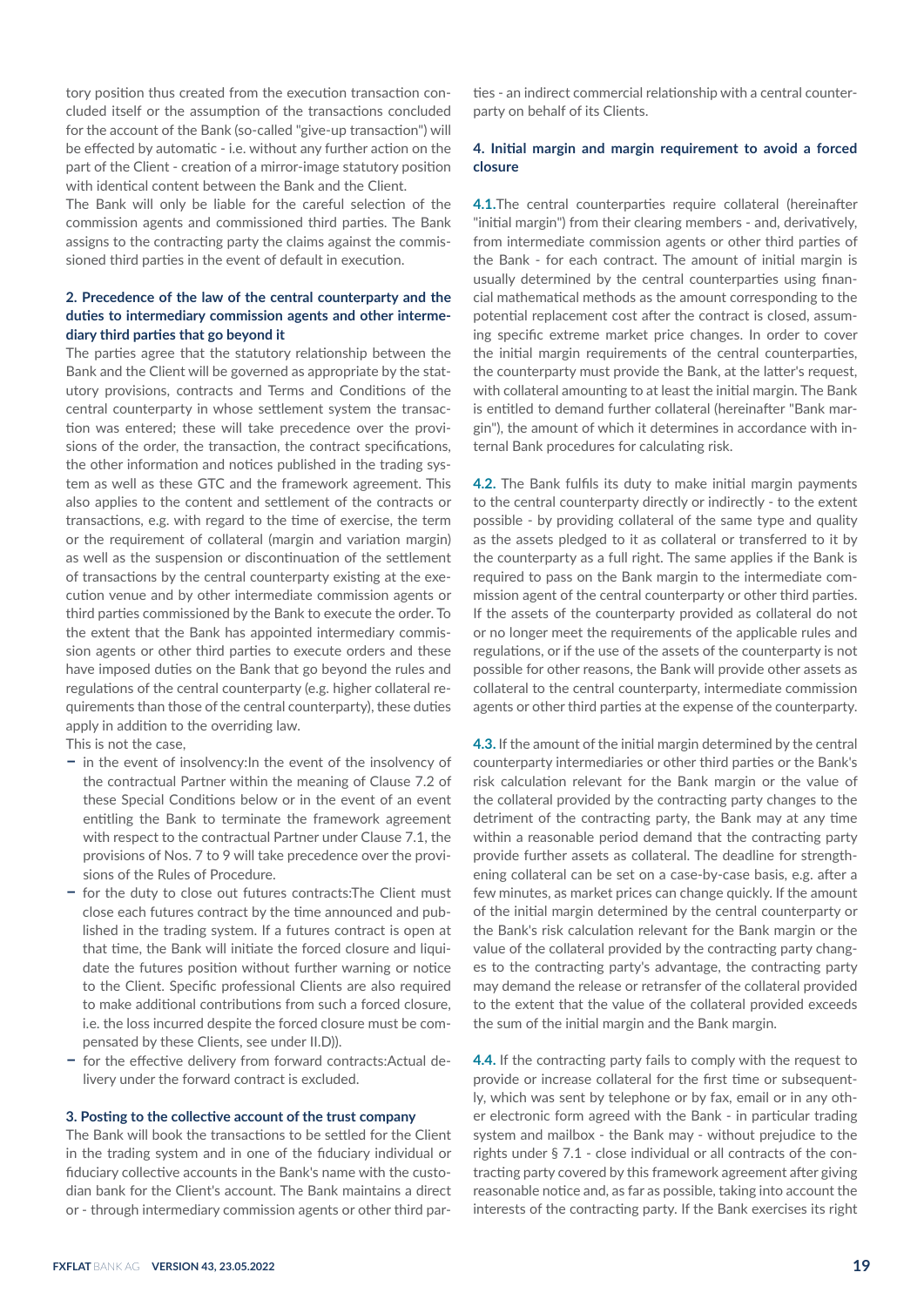tory position thus created from the execution transaction concluded itself or the assumption of the transactions concluded for the account of the Bank (so-called "give-up transaction") will be effected by automatic - i.e. without any further action on the part of the Client - creation of a mirror-image statutory position with identical content between the Bank and the Client.

The Bank will only be liable for the careful selection of the commission agents and commissioned third parties. The Bank assigns to the contracting party the claims against the commissioned third parties in the event of default in execution.

#### 2. Precedence of the law of the central counterparty and the duties to intermediary commission agents and other intermediary third parties that go beyond it

The parties agree that the statutory relationship between the Bank and the Client will be governed as appropriate by the statutory provisions, contracts and Terms and Conditions of the central counterparty in whose settlement system the transaction was entered; these will take precedence over the provisions of the order, the transaction, the contract specifications, the other information and notices published in the trading system as well as these GTC and the framework agreement. This also applies to the content and settlement of the contracts or transactions, e.g. with regard to the time of exercise, the term or the requirement of collateral (margin and variation margin) as well as the suspension or discontinuation of the settlement of transactions by the central counterparty existing at the execution venue and by other intermediate commission agents or third parties commissioned by the Bank to execute the order. To the extent that the Bank has appointed intermediary commission agents or other third parties to execute orders and these have imposed duties on the Bank that go beyond the rules and regulations of the central counterparty (e.g. higher collateral requirements than those of the central counterparty), these duties apply in addition to the overriding law.

This is not the case,

- in the event of insolvency:In the event of the insolvency of the contractual Partner within the meaning of Clause 7.2 of these Special Conditions below or in the event of an event entitling the Bank to terminate the framework agreement with respect to the contractual Partner under Clause 7.1, the provisions of Nos. 7 to 9 will take precedence over the provisions of the Rules of Procedure.
- for the duty to close out futures contracts:The Client must close each futures contract by the time announced and published in the trading system. If a futures contract is open at that time, the Bank will initiate the forced closure and liquidate the futures position without further warning or notice to the Client. Specific professional Clients are also required to make additional contributions from such a forced closure, i.e. the loss incurred despite the forced closure must be compensated by these Clients, see under II.D)).
- for the effective delivery from forward contracts:Actual delivery under the forward contract is excluded.

#### 3. Posting to the collective account of the trust company

The Bank will book the transactions to be settled for the Client in the trading system and in one of the fiduciary individual or fiduciary collective accounts in the Bank's name with the custodian bank for the Client's account. The Bank maintains a direct or - through intermediary commission agents or other third parties - an indirect commercial relationship with a central counterparty on behalf of its Clients.

#### 4. Initial margin and margin requirement to avoid a forced closure

**4.1.**The central counterparties require collateral (hereinafter "initial margin") from their clearing members - and, derivatively, from intermediate commission agents or other third parties of the Bank - for each contract. The amount of initial margin is usually determined by the central counterparties using financial mathematical methods as the amount corresponding to the potential replacement cost after the contract is closed, assuming specific extreme market price changes. In order to cover the initial margin requirements of the central counterparties, the counterparty must provide the Bank, at the latter's request, with collateral amounting to at least the initial margin. The Bank is entitled to demand further collateral (hereinafter "Bank margin"), the amount of which it determines in accordance with internal Bank procedures for calculating risk.

**4.2.** The Bank fulfils its duty to make initial margin payments to the central counterparty directly or indirectly - to the extent possible - by providing collateral of the same type and quality as the assets pledged to it as collateral or transferred to it by the counterparty as a full right. The same applies if the Bank is required to pass on the Bank margin to the intermediate commission agent of the central counterparty or other third parties. If the assets of the counterparty provided as collateral do not or no longer meet the requirements of the applicable rules and regulations, or if the use of the assets of the counterparty is not possible for other reasons, the Bank will provide other assets as collateral to the central counterparty, intermediate commission agents or other third parties at the expense of the counterparty.

**4.3.** If the amount of the initial margin determined by the central counterparty intermediaries or other third parties or the Bank's risk calculation relevant for the Bank margin or the value of the collateral provided by the contracting party changes to the detriment of the contracting party, the Bank may at any time within a reasonable period demand that the contracting party provide further assets as collateral. The deadline for strengthening collateral can be set on a case-by-case basis, e.g. after a few minutes, as market prices can change quickly. If the amount of the initial margin determined by the central counterparty or the Bank's risk calculation relevant for the Bank margin or the value of the collateral provided by the contracting party changes to the contracting party's advantage, the contracting party may demand the release or retransfer of the collateral provided to the extent that the value of the collateral provided exceeds the sum of the initial margin and the Bank margin.

**4.4.** If the contracting party fails to comply with the request to provide or increase collateral for the first time or subsequently, which was sent by telephone or by fax, email or in any other electronic form agreed with the Bank - in particular trading system and mailbox - the Bank may - without prejudice to the rights under § 7.1 - close individual or all contracts of the contracting party covered by this framework agreement after giving reasonable notice and, as far as possible, taking into account the interests of the contracting party. If the Bank exercises its right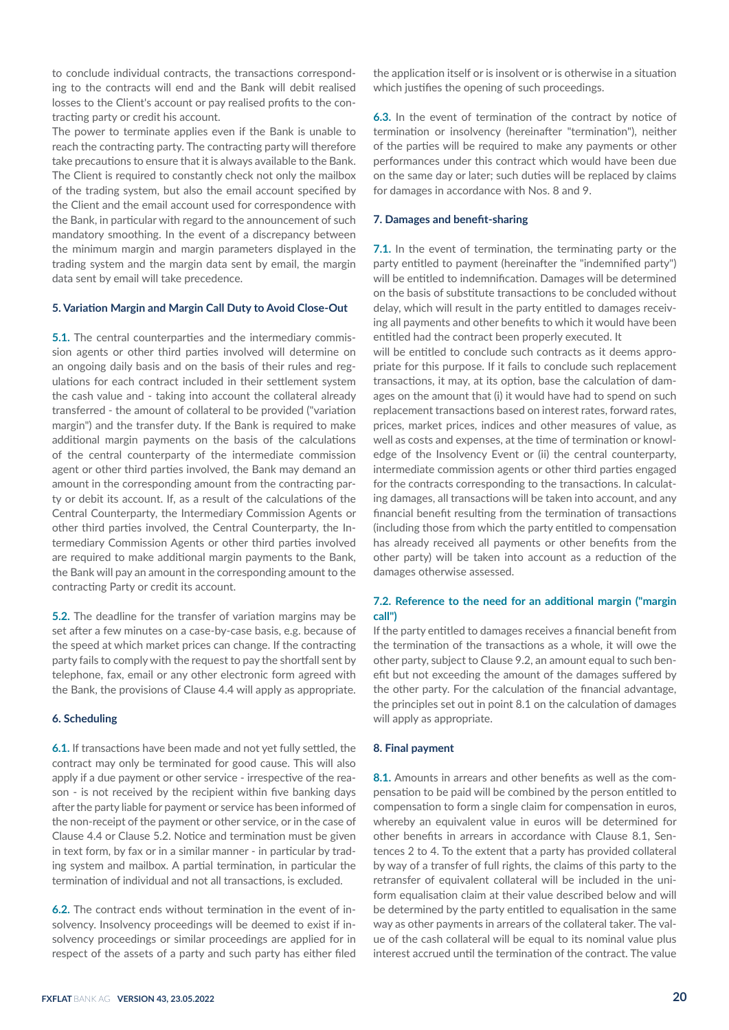to conclude individual contracts, the transactions corresponding to the contracts will end and the Bank will debit realised losses to the Client's account or pay realised profits to the contracting party or credit his account.

The power to terminate applies even if the Bank is unable to reach the contracting party. The contracting party will therefore take precautions to ensure that it is always available to the Bank. The Client is required to constantly check not only the mailbox of the trading system, but also the email account specified by the Client and the email account used for correspondence with the Bank, in particular with regard to the announcement of such mandatory smoothing. In the event of a discrepancy between the minimum margin and margin parameters displayed in the trading system and the margin data sent by email, the margin data sent by email will take precedence.

#### 5. Variation Margin and Margin Call Duty to Avoid Close-Out

**5.1.** The central counterparties and the intermediary commission agents or other third parties involved will determine on an ongoing daily basis and on the basis of their rules and regulations for each contract included in their settlement system the cash value and - taking into account the collateral already transferred - the amount of collateral to be provided ("variation margin") and the transfer duty. If the Bank is required to make additional margin payments on the basis of the calculations of the central counterparty of the intermediate commission agent or other third parties involved, the Bank may demand an amount in the corresponding amount from the contracting party or debit its account. If, as a result of the calculations of the Central Counterparty, the Intermediary Commission Agents or other third parties involved, the Central Counterparty, the Intermediary Commission Agents or other third parties involved are required to make additional margin payments to the Bank, the Bank will pay an amount in the corresponding amount to the contracting Party or credit its account.

**5.2.** The deadline for the transfer of variation margins may be set after a few minutes on a case-by-case basis, e.g. because of the speed at which market prices can change. If the contracting party fails to comply with the request to pay the shortfall sent by telephone, fax, email or any other electronic form agreed with the Bank, the provisions of Clause 4.4 will apply as appropriate.

#### 6. Scheduling

**6.1.** If transactions have been made and not yet fully settled, the contract may only be terminated for good cause. This will also apply if a due payment or other service - irrespective of the reason - is not received by the recipient within five banking days after the party liable for payment or service has been informed of the non-receipt of the payment or other service, or in the case of Clause 4.4 or Clause 5.2. Notice and termination must be given in text form, by fax or in a similar manner - in particular by trading system and mailbox. A partial termination, in particular the termination of individual and not all transactions, is excluded.

**6.2.** The contract ends without termination in the event of insolvency. Insolvency proceedings will be deemed to exist if insolvency proceedings or similar proceedings are applied for in respect of the assets of a party and such party has either filed the application itself or is insolvent or is otherwise in a situation which justifies the opening of such proceedings.

**6.3.** In the event of termination of the contract by notice of termination or insolvency (hereinafter "termination"), neither of the parties will be required to make any payments or other performances under this contract which would have been due on the same day or later; such duties will be replaced by claims for damages in accordance with Nos. 8 and 9.

#### 7. Damages and benefit-sharing

**7.1.** In the event of termination, the terminating party or the party entitled to payment (hereinafter the "indemnified party") will be entitled to indemnification. Damages will be determined on the basis of substitute transactions to be concluded without delay, which will result in the party entitled to damages receiving all payments and other benefits to which it would have been entitled had the contract been properly executed. It

will be entitled to conclude such contracts as it deems appropriate for this purpose. If it fails to conclude such replacement transactions, it may, at its option, base the calculation of damages on the amount that (i) it would have had to spend on such replacement transactions based on interest rates, forward rates, prices, market prices, indices and other measures of value, as well as costs and expenses, at the time of termination or knowledge of the Insolvency Event or (ii) the central counterparty, intermediate commission agents or other third parties engaged for the contracts corresponding to the transactions. In calculating damages, all transactions will be taken into account, and any financial benefit resulting from the termination of transactions (including those from which the party entitled to compensation has already received all payments or other benefits from the other party) will be taken into account as a reduction of the damages otherwise assessed.

#### 7.2. Reference to the need for an additional margin ("margin call")

If the party entitled to damages receives a financial benefit from the termination of the transactions as a whole, it will owe the other party, subject to Clause 9.2, an amount equal to such benefit but not exceeding the amount of the damages suffered by the other party. For the calculation of the financial advantage, the principles set out in point 8.1 on the calculation of damages will apply as appropriate.

#### 8. Final payment

**8.1.** Amounts in arrears and other benefits as well as the compensation to be paid will be combined by the person entitled to compensation to form a single claim for compensation in euros, whereby an equivalent value in euros will be determined for other benefits in arrears in accordance with Clause 8.1, Sentences 2 to 4. To the extent that a party has provided collateral by way of a transfer of full rights, the claims of this party to the retransfer of equivalent collateral will be included in the uniform equalisation claim at their value described below and will be determined by the party entitled to equalisation in the same way as other payments in arrears of the collateral taker. The value of the cash collateral will be equal to its nominal value plus interest accrued until the termination of the contract. The value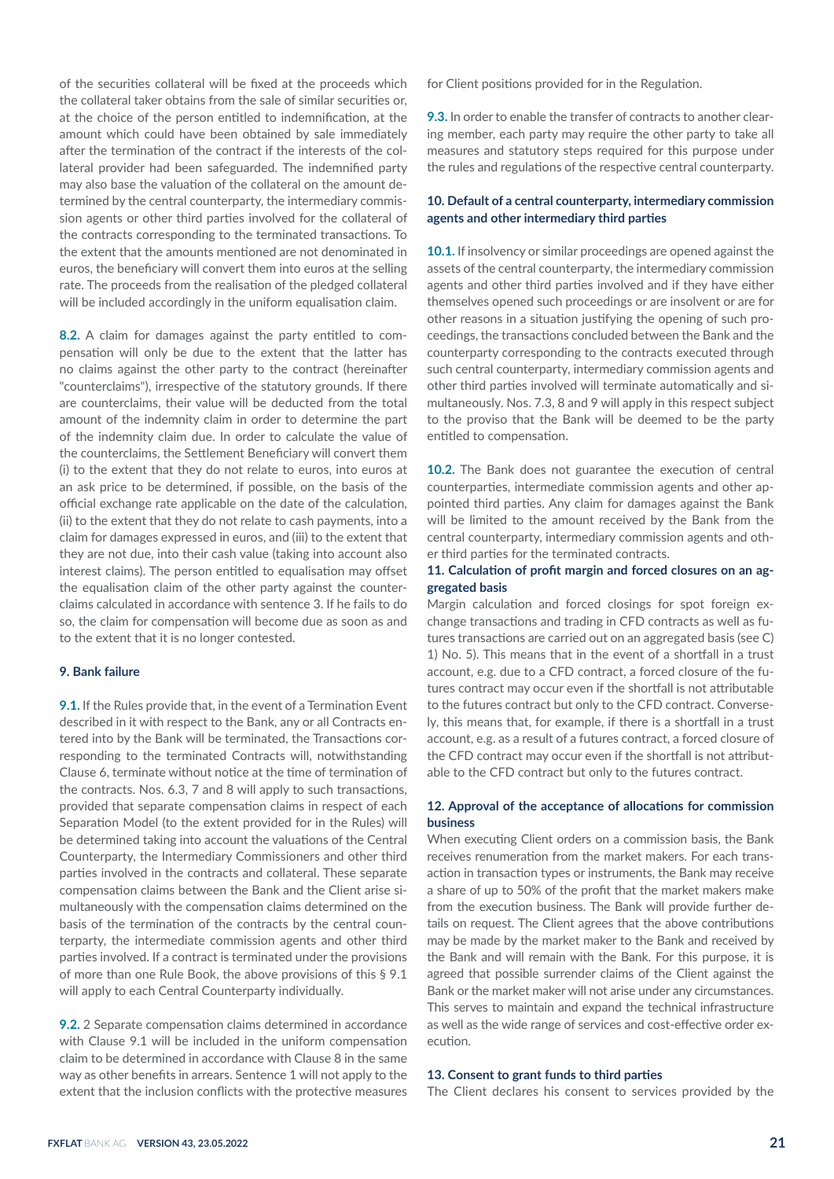of the securities collateral will be fixed at the proceeds which the collateral taker obtains from the sale of similar securities or, at the choice of the person entitled to indemnification, at the amount which could have been obtained by sale immediately after the termination of the contract if the interests of the collateral provider had been safeguarded. The indemnified party may also base the valuation of the collateral on the amount determined by the central counterparty, the intermediary commission agents or other third parties involved for the collateral of the contracts corresponding to the terminated transactions. To the extent that the amounts mentioned are not denominated in euros, the beneficiary will convert them into euros at the selling rate. The proceeds from the realisation of the pledged collateral will be included accordingly in the uniform equalisation claim.

**8.2.** A claim for damages against the party entitled to compensation will only be due to the extent that the latter has no claims against the other party to the contract (hereinafter "counterclaims"), irrespective of the statutory grounds. If there are counterclaims, their value will be deducted from the total amount of the indemnity claim in order to determine the part of the indemnity claim due. In order to calculate the value of the counterclaims, the Settlement Beneficiary will convert them (i) to the extent that they do not relate to euros, into euros at an ask price to be determined, if possible, on the basis of the official exchange rate applicable on the date of the calculation, (ii) to the extent that they do not relate to cash payments, into a claim for damages expressed in euros, and (iii) to the extent that they are not due, into their cash value (taking into account also interest claims). The person entitled to equalisation may offset the equalisation claim of the other party against the counterclaims calculated in accordance with sentence 3. If he fails to do so, the claim for compensation will become due as soon as and to the extent that it is no longer contested.

### 9. Bank failure

**9.1.** If the Rules provide that, in the event of a Termination Event described in it with respect to the Bank, any or all Contracts entered into by the Bank will be terminated, the Transactions corresponding to the terminated Contracts will, notwithstanding Clause 6, terminate without notice at the time of termination of the contracts. Nos. 6.3, 7 and 8 will apply to such transactions, provided that separate compensation claims in respect of each Separation Model (to the extent provided for in the Rules) will be determined taking into account the valuations of the Central Counterparty, the Intermediary Commissioners and other third parties involved in the contracts and collateral. These separate compensation claims between the Bank and the Client arise simultaneously with the compensation claims determined on the basis of the termination of the contracts by the central counterparty, the intermediate commission agents and other third parties involved. If a contract is terminated under the provisions of more than one Rule Book, the above provisions of this § 9.1 will apply to each Central Counterparty individually.

**9.2.** 2 Separate compensation claims determined in accordance with Clause 9.1 will be included in the uniform compensation claim to be determined in accordance with Clause 8 in the same way as other benefits in arrears. Sentence 1 will not apply to the extent that the inclusion conflicts with the protective measures for Client positions provided for in the Regulation.

**9.3.** In order to enable the transfer of contracts to another clearing member, each party may require the other party to take all measures and statutory steps required for this purpose under the rules and regulations of the respective central counterparty.

### 10. Default of a central counterparty, intermediary commission agents and other intermediary third parties

**10.1.** If insolvency or similar proceedings are opened against the assets of the central counterparty, the intermediary commission agents and other third parties involved and if they have either themselves opened such proceedings or are insolvent or are for other reasons in a situation justifying the opening of such proceedings, the transactions concluded between the Bank and the counterparty corresponding to the contracts executed through such central counterparty, intermediary commission agents and other third parties involved will terminate automatically and simultaneously. Nos. 7.3, 8 and 9 will apply in this respect subject to the proviso that the Bank will be deemed to be the party entitled to compensation.

**10.2.** The Bank does not guarantee the execution of central counterparties, intermediate commission agents and other appointed third parties. Any claim for damages against the Bank will be limited to the amount received by the Bank from the central counterparty, intermediary commission agents and other third parties for the terminated contracts.

### 11. Calculation of profit margin and forced closures on an aggregated basis

Margin calculation and forced closings for spot foreign exchange transactions and trading in CFD contracts as well as futures transactions are carried out on an aggregated basis (see C) 1) No. 5). This means that in the event of a shortfall in a trust account, e.g. due to a CFD contract, a forced closure of the futures contract may occur even if the shortfall is not attributable to the futures contract but only to the CFD contract. Conversely, this means that, for example, if there is a shortfall in a trust account, e.g. as a result of a futures contract, a forced closure of the CFD contract may occur even if the shortfall is not attributable to the CFD contract but only to the futures contract.

### 12. Approval of the acceptance of allocations for commission business

When executing Client orders on a commission basis, the Bank receives renumeration from the market makers. For each transaction in transaction types or instruments, the Bank may receive a share of up to 50% of the profit that the market makers make from the execution business. The Bank will provide further details on request. The Client agrees that the above contributions may be made by the market maker to the Bank and received by the Bank and will remain with the Bank. For this purpose, it is agreed that possible surrender claims of the Client against the Bank or the market maker will not arise under any circumstances. This serves to maintain and expand the technical infrastructure as well as the wide range of services and cost-effective order execution.

### 13. Consent to grant funds to third parties

The Client declares his consent to services provided by the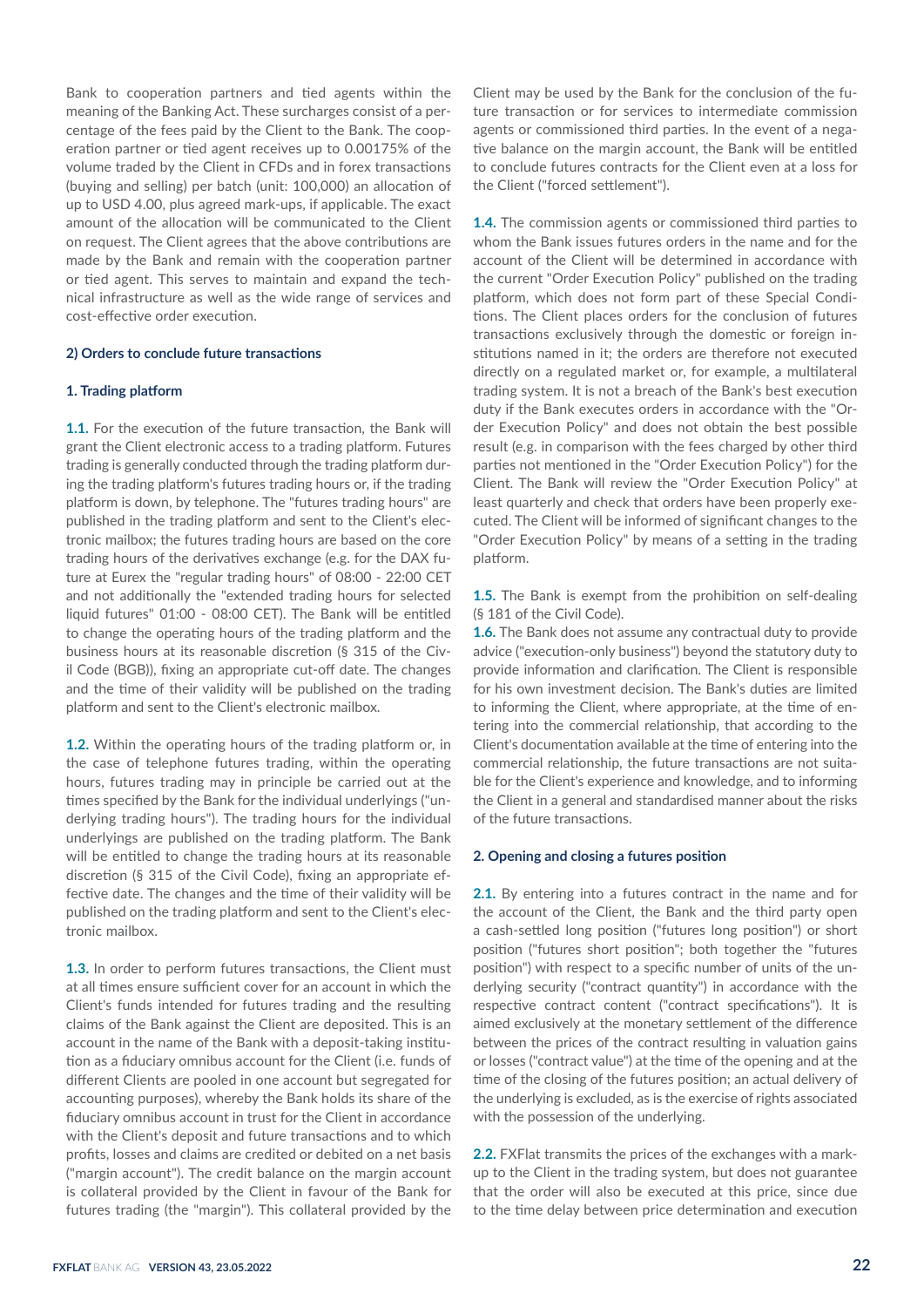Bank to cooperation partners and tied agents within the meaning of the Banking Act. These surcharges consist of a percentage of the fees paid by the Client to the Bank. The cooperation partner or tied agent receives up to 0.00175% of the volume traded by the Client in CFDs and in forex transactions (buying and selling) per batch (unit: 100,000) an allocation of up to USD 4.00, plus agreed mark-ups, if applicable. The exact amount of the allocation will be communicated to the Client on request. The Client agrees that the above contributions are made by the Bank and remain with the cooperation partner or tied agent. This serves to maintain and expand the technical infrastructure as well as the wide range of services and cost-effective order execution.

## 2) Orders to conclude future transactions

### 1. Trading platform

**1.1.** For the execution of the future transaction, the Bank will grant the Client electronic access to a trading platform. Futures trading is generally conducted through the trading platform during the trading platform's futures trading hours or, if the trading platform is down, by telephone. The "futures trading hours" are published in the trading platform and sent to the Client's electronic mailbox; the futures trading hours are based on the core trading hours of the derivatives exchange (e.g. for the DAX future at Eurex the "regular trading hours" of 08:00 - 22:00 CET and not additionally the "extended trading hours for selected liquid futures" 01:00 - 08:00 CET). The Bank will be entitled to change the operating hours of the trading platform and the business hours at its reasonable discretion (§ 315 of the Civil Code (BGB)), fixing an appropriate cut-off date. The changes and the time of their validity will be published on the trading platform and sent to the Client's electronic mailbox.

**1.2.** Within the operating hours of the trading platform or, in the case of telephone futures trading, within the operating hours, futures trading may in principle be carried out at the times specified by the Bank for the individual underlyings ("underlying trading hours"). The trading hours for the individual underlyings are published on the trading platform. The Bank will be entitled to change the trading hours at its reasonable discretion (§ 315 of the Civil Code), fixing an appropriate effective date. The changes and the time of their validity will be published on the trading platform and sent to the Client's electronic mailbox.

**1.3.** In order to perform futures transactions, the Client must at all times ensure sufficient cover for an account in which the Client's funds intended for futures trading and the resulting claims of the Bank against the Client are deposited. This is an account in the name of the Bank with a deposit-taking institution as a fiduciary omnibus account for the Client (i.e. funds of different Clients are pooled in one account but segregated for accounting purposes), whereby the Bank holds its share of the fiduciary omnibus account in trust for the Client in accordance with the Client's deposit and future transactions and to which profits, losses and claims are credited or debited on a net basis ("margin account"). The credit balance on the margin account is collateral provided by the Client in favour of the Bank for futures trading (the "margin"). This collateral provided by the Client may be used by the Bank for the conclusion of the future transaction or for services to intermediate commission agents or commissioned third parties. In the event of a negative balance on the margin account, the Bank will be entitled to conclude futures contracts for the Client even at a loss for the Client ("forced settlement").

**1.4.** The commission agents or commissioned third parties to whom the Bank issues futures orders in the name and for the account of the Client will be determined in accordance with the current "Order Execution Policy" published on the trading platform, which does not form part of these Special Conditions. The Client places orders for the conclusion of futures transactions exclusively through the domestic or foreign institutions named in it; the orders are therefore not executed directly on a regulated market or, for example, a multilateral trading system. It is not a breach of the Bank's best execution duty if the Bank executes orders in accordance with the "Order Execution Policy" and does not obtain the best possible result (e.g. in comparison with the fees charged by other third parties not mentioned in the "Order Execution Policy") for the Client. The Bank will review the "Order Execution Policy" at least quarterly and check that orders have been properly executed. The Client will be informed of significant changes to the "Order Execution Policy" by means of a setting in the trading platform.

**1.5.** The Bank is exempt from the prohibition on self-dealing (§ 181 of the Civil Code).

**1.6.** The Bank does not assume any contractual duty to provide advice ("execution-only business") beyond the statutory duty to provide information and clarification. The Client is responsible for his own investment decision. The Bank's duties are limited to informing the Client, where appropriate, at the time of entering into the commercial relationship, that according to the Client's documentation available at the time of entering into the commercial relationship, the future transactions are not suitable for the Client's experience and knowledge, and to informing the Client in a general and standardised manner about the risks of the future transactions.

### 2. Opening and closing a futures position

**2.1.** By entering into a futures contract in the name and for the account of the Client, the Bank and the third party open a cash-settled long position ("futures long position") or short position ("futures short position"; both together the "futures position") with respect to a specific number of units of the underlying security ("contract quantity") in accordance with the respective contract content ("contract specifications"). It is aimed exclusively at the monetary settlement of the difference between the prices of the contract resulting in valuation gains or losses ("contract value") at the time of the opening and at the time of the closing of the futures position; an actual delivery of the underlying is excluded, as is the exercise of rights associated with the possession of the underlying.

**2.2.** FXFlat transmits the prices of the exchanges with a markup to the Client in the trading system, but does not guarantee that the order will also be executed at this price, since due to the time delay between price determination and execution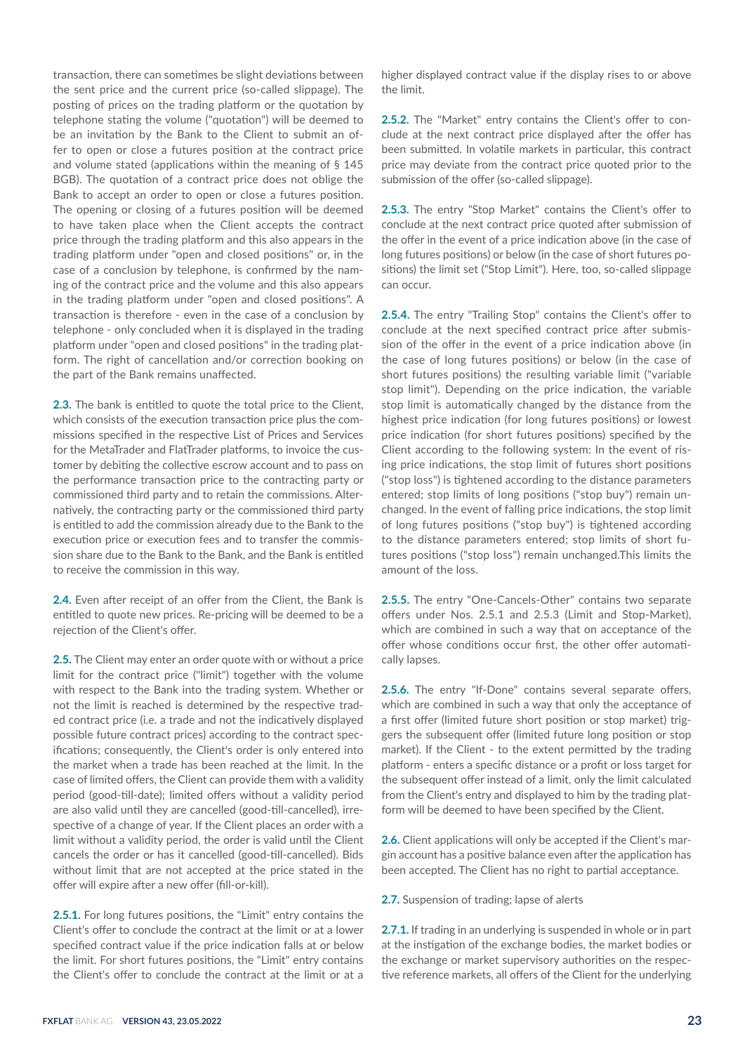transaction, there can sometimes be slight deviations between the sent price and the current price (so-called slippage). The posting of prices on the trading platform or the quotation by telephone stating the volume ("quotation") will be deemed to be an invitation by the Bank to the Client to submit an offer to open or close a futures position at the contract price and volume stated (applications within the meaning of § 145 BGB). The quotation of a contract price does not oblige the Bank to accept an order to open or close a futures position. The opening or closing of a futures position will be deemed to have taken place when the Client accepts the contract price through the trading platform and this also appears in the trading platform under "open and closed positions" or, in the case of a conclusion by telephone, is confirmed by the naming of the contract price and the volume and this also appears in the trading platform under "open and closed positions". A transaction is therefore - even in the case of a conclusion by telephone - only concluded when it is displayed in the trading platform under "open and closed positions" in the trading platform. The right of cancellation and/or correction booking on the part of the Bank remains unaffected.

**2.3.** The bank is entitled to quote the total price to the Client, which consists of the execution transaction price plus the commissions specified in the respective List of Prices and Services for the MetaTrader and FlatTrader platforms, to invoice the customer by debiting the collective escrow account and to pass on the performance transaction price to the contracting party or commissioned third party and to retain the commissions. Alternatively, the contracting party or the commissioned third party is entitled to add the commission already due to the Bank to the execution price or execution fees and to transfer the commission share due to the Bank to the Bank, and the Bank is entitled to receive the commission in this way.

**2.4.** Even after receipt of an offer from the Client, the Bank is entitled to quote new prices. Re-pricing will be deemed to be a rejection of the Client's offer.

**2.5.** The Client may enter an order quote with or without a price limit for the contract price ("limit") together with the volume with respect to the Bank into the trading system. Whether or not the limit is reached is determined by the respective traded contract price (i.e. a trade and not the indicatively displayed possible future contract prices) according to the contract specifications; consequently, the Client's order is only entered into the market when a trade has been reached at the limit. In the case of limited offers, the Client can provide them with a validity period (good-till-date); limited offers without a validity period are also valid until they are cancelled (good-till-cancelled), irrespective of a change of year. If the Client places an order with a limit without a validity period, the order is valid until the Client cancels the order or has it cancelled (good-till-cancelled). Bids without limit that are not accepted at the price stated in the offer will expire after a new offer (fill-or-kill).

**2.5.1.** For long futures positions, the "Limit" entry contains the Client's offer to conclude the contract at the limit or at a lower specified contract value if the price indication falls at or below the limit. For short futures positions, the "Limit" entry contains the Client's offer to conclude the contract at the limit or at a higher displayed contract value if the display rises to or above the limit.

**2.5.2.** The "Market" entry contains the Client's offer to conclude at the next contract price displayed after the offer has been submitted. In volatile markets in particular, this contract price may deviate from the contract price quoted prior to the submission of the offer (so-called slippage).

**2.5.3.** The entry "Stop Market" contains the Client's offer to conclude at the next contract price quoted after submission of the offer in the event of a price indication above (in the case of long futures positions) or below (in the case of short futures positions) the limit set ("Stop Limit"). Here, too, so-called slippage can occur.

**2.5.4.** The entry "Trailing Stop" contains the Client's offer to conclude at the next specified contract price after submission of the offer in the event of a price indication above (in the case of long futures positions) or below (in the case of short futures positions) the resulting variable limit ("variable stop limit"). Depending on the price indication, the variable stop limit is automatically changed by the distance from the highest price indication (for long futures positions) or lowest price indication (for short futures positions) specified by the Client according to the following system: In the event of rising price indications, the stop limit of futures short positions ("stop loss") is tightened according to the distance parameters entered; stop limits of long positions ("stop buy") remain unchanged. In the event of falling price indications, the stop limit of long futures positions ("stop buy") is tightened according to the distance parameters entered; stop limits of short futures positions ("stop loss") remain unchanged.This limits the amount of the loss.

**2.5.5.** The entry "One-Cancels-Other" contains two separate offers under Nos. 2.5.1 and 2.5.3 (Limit and Stop-Market), which are combined in such a way that on acceptance of the offer whose conditions occur first, the other offer automatically lapses.

**2.5.6.** The entry "If-Done" contains several separate offers, which are combined in such a way that only the acceptance of a first offer (limited future short position or stop market) triggers the subsequent offer (limited future long position or stop market). If the Client - to the extent permitted by the trading platform - enters a specific distance or a profit or loss target for the subsequent offer instead of a limit, only the limit calculated from the Client's entry and displayed to him by the trading platform will be deemed to have been specified by the Client.

**2.6.** Client applications will only be accepted if the Client's margin account has a positive balance even after the application has been accepted. The Client has no right to partial acceptance.

**2.7.** Suspension of trading; lapse of alerts

**2.7.1.** If trading in an underlying is suspended in whole or in part at the instigation of the exchange bodies, the market bodies or the exchange or market supervisory authorities on the respective reference markets, all offers of the Client for the underlying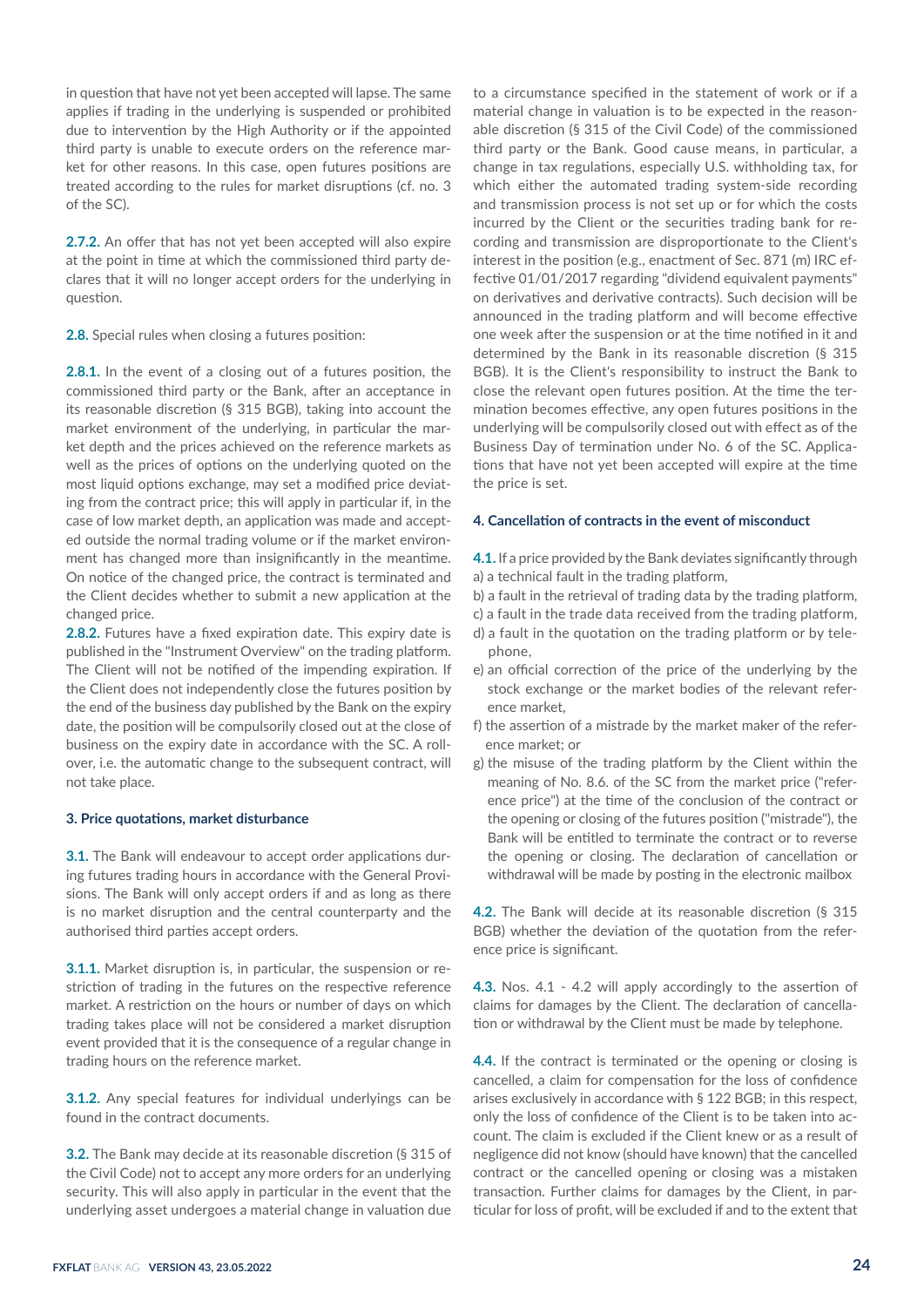in question that have not yet been accepted will lapse. The same applies if trading in the underlying is suspended or prohibited due to intervention by the High Authority or if the appointed third party is unable to execute orders on the reference market for other reasons. In this case, open futures positions are treated according to the rules for market disruptions (cf. no. 3 of the SC).

**2.7.2.** An offer that has not yet been accepted will also expire at the point in time at which the commissioned third party declares that it will no longer accept orders for the underlying in question.

**2.8.** Special rules when closing a futures position:

**2.8.1.** In the event of a closing out of a futures position, the commissioned third party or the Bank, after an acceptance in its reasonable discretion (§ 315 BGB), taking into account the market environment of the underlying, in particular the market depth and the prices achieved on the reference markets as well as the prices of options on the underlying quoted on the most liquid options exchange, may set a modified price deviating from the contract price; this will apply in particular if, in the case of low market depth, an application was made and accepted outside the normal trading volume or if the market environment has changed more than insignificantly in the meantime. On notice of the changed price, the contract is terminated and the Client decides whether to submit a new application at the changed price.

**2.8.2.** Futures have a fixed expiration date. This expiry date is published in the "Instrument Overview" on the trading platform. The Client will not be notified of the impending expiration. If the Client does not independently close the futures position by the end of the business day published by the Bank on the expiry date, the position will be compulsorily closed out at the close of business on the expiry date in accordance with the SC. A rollover, i.e. the automatic change to the subsequent contract, will not take place.

### 3. Price quotations, market disturbance

**3.1.** The Bank will endeavour to accept order applications during futures trading hours in accordance with the General Provisions. The Bank will only accept orders if and as long as there is no market disruption and the central counterparty and the authorised third parties accept orders.

**3.1.1.** Market disruption is, in particular, the suspension or restriction of trading in the futures on the respective reference market. A restriction on the hours or number of days on which trading takes place will not be considered a market disruption event provided that it is the consequence of a regular change in trading hours on the reference market.

**3.1.2.** Any special features for individual underlyings can be found in the contract documents.

**3.2.** The Bank may decide at its reasonable discretion (§ 315 of the Civil Code) not to accept any more orders for an underlying security. This will also apply in particular in the event that the underlying asset undergoes a material change in valuation due to a circumstance specified in the statement of work or if a material change in valuation is to be expected in the reasonable discretion (§ 315 of the Civil Code) of the commissioned third party or the Bank. Good cause means, in particular, a change in tax regulations, especially U.S. withholding tax, for which either the automated trading system-side recording and transmission process is not set up or for which the costs incurred by the Client or the securities trading bank for recording and transmission are disproportionate to the Client's interest in the position (e.g., enactment of Sec. 871 (m) IRC effective 01/01/2017 regarding "dividend equivalent payments" on derivatives and derivative contracts). Such decision will be announced in the trading platform and will become effective one week after the suspension or at the time notified in it and determined by the Bank in its reasonable discretion (§ 315 BGB). It is the Client's responsibility to instruct the Bank to close the relevant open futures position. At the time the termination becomes effective, any open futures positions in the underlying will be compulsorily closed out with effect as of the Business Day of termination under No. 6 of the SC. Applications that have not yet been accepted will expire at the time the price is set.

### 4. Cancellation of contracts in the event of misconduct

**4.1.** If a price provided by the Bank deviates significantly through

a) a technical fault in the trading platform,
b) a fault in the retrieval of trading data by the trading platform,
c) a fault in the trade data received from the trading platform,
d) a fault in the quotation on the trading platform or by telephone,
e) an official correction of the price of the underlying by the stock exchange or the market bodies of the relevant reference market,
f) the assertion of a mistrade by the market maker of the reference market; or
g) the misuse of the trading platform by the Client within the meaning of No. 8.6. of the SC from the market price ("reference price") at the time of the conclusion of the contract or the opening or closing of the futures position ("mistrade"), the Bank will be entitled to terminate the contract or to reverse the opening or closing. The declaration of cancellation or withdrawal will be made by posting in the electronic mailbox

**4.2.** The Bank will decide at its reasonable discretion (§ 315 BGB) whether the deviation of the quotation from the reference price is significant.

**4.3.** Nos. 4.1 - 4.2 will apply accordingly to the assertion of claims for damages by the Client. The declaration of cancellation or withdrawal by the Client must be made by telephone.

**4.4.** If the contract is terminated or the opening or closing is cancelled, a claim for compensation for the loss of confidence arises exclusively in accordance with § 122 BGB; in this respect, only the loss of confidence of the Client is to be taken into account. The claim is excluded if the Client knew or as a result of negligence did not know (should have known) that the cancelled contract or the cancelled opening or closing was a mistaken transaction. Further claims for damages by the Client, in particular for loss of profit, will be excluded if and to the extent that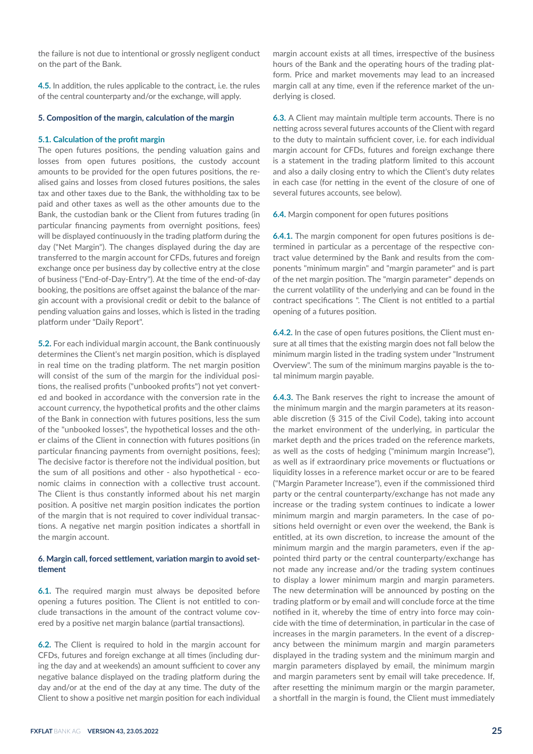the failure is not due to intentional or grossly negligent conduct on the part of the Bank.

**4.5.** In addition, the rules applicable to the contract, i.e. the rules of the central counterparty and/or the exchange, will apply.

### 5. Composition of the margin, calculation of the margin

**5.1. Calculation of the profit margin**
The open futures positions, the pending valuation gains and losses from open futures positions, the custody account amounts to be provided for the open futures positions, the realised gains and losses from closed futures positions, the sales tax and other taxes due to the Bank, the withholding tax to be paid and other taxes as well as the other amounts due to the Bank, the custodian bank or the Client from futures trading (in particular financing payments from overnight positions, fees) will be displayed continuously in the trading platform during the day ("Net Margin"). The changes displayed during the day are transferred to the margin account for CFDs, futures and foreign exchange once per business day by collective entry at the close of business ("End-of-Day-Entry"). At the time of the end-of-day booking, the positions are offset against the balance of the margin account with a provisional credit or debit to the balance of pending valuation gains and losses, which is listed in the trading platform under "Daily Report".

**5.2.** For each individual margin account, the Bank continuously determines the Client's net margin position, which is displayed in real time on the trading platform. The net margin position will consist of the sum of the margin for the individual positions, the realised profits ("unbooked profits") not yet converted and booked in accordance with the conversion rate in the account currency, the hypothetical profits and the other claims of the Bank in connection with futures positions, less the sum of the "unbooked losses", the hypothetical losses and the other claims of the Client in connection with futures positions (in particular financing payments from overnight positions, fees); The decisive factor is therefore not the individual position, but the sum of all positions and other - also hypothetical - economic claims in connection with a collective trust account. The Client is thus constantly informed about his net margin position. A positive net margin position indicates the portion of the margin that is not required to cover individual transactions. A negative net margin position indicates a shortfall in the margin account.

### 6. Margin call, forced settlement, variation margin to avoid settlement

**6.1.** The required margin must always be deposited before opening a futures position. The Client is not entitled to conclude transactions in the amount of the contract volume covered by a positive net margin balance (partial transactions).

**6.2.** The Client is required to hold in the margin account for CFDs, futures and foreign exchange at all times (including during the day and at weekends) an amount sufficient to cover any negative balance displayed on the trading platform during the day and/or at the end of the day at any time. The duty of the Client to show a positive net margin position for each individual margin account exists at all times, irrespective of the business hours of the Bank and the operating hours of the trading platform. Price and market movements may lead to an increased margin call at any time, even if the reference market of the underlying is closed.

**6.3.** A Client may maintain multiple term accounts. There is no netting across several futures accounts of the Client with regard to the duty to maintain sufficient cover, i.e. for each individual margin account for CFDs, futures and foreign exchange there is a statement in the trading platform limited to this account and also a daily closing entry to which the Client's duty relates in each case (for netting in the event of the closure of one of several futures accounts, see below).

**6.4.** Margin component for open futures positions

**6.4.1.** The margin component for open futures positions is determined in particular as a percentage of the respective contract value determined by the Bank and results from the components "minimum margin" and "margin parameter" and is part of the net margin position. The "margin parameter" depends on the current volatility of the underlying and can be found in the contract specifications ". The Client is not entitled to a partial opening of a futures position.

**6.4.2.** In the case of open futures positions, the Client must ensure at all times that the existing margin does not fall below the minimum margin listed in the trading system under "Instrument Overview". The sum of the minimum margins payable is the total minimum margin payable.

**6.4.3.** The Bank reserves the right to increase the amount of the minimum margin and the margin parameters at its reasonable discretion (§ 315 of the Civil Code), taking into account the market environment of the underlying, in particular the market depth and the prices traded on the reference markets, as well as the costs of hedging ("minimum margin Increase"), as well as if extraordinary price movements or fluctuations or liquidity losses in a reference market occur or are to be feared ("Margin Parameter Increase"), even if the commissioned third party or the central counterparty/exchange has not made any increase or the trading system continues to indicate a lower minimum margin and margin parameters. In the case of positions held overnight or even over the weekend, the Bank is entitled, at its own discretion, to increase the amount of the minimum margin and the margin parameters, even if the appointed third party or the central counterparty/exchange has not made any increase and/or the trading system continues to display a lower minimum margin and margin parameters. The new determination will be announced by posting on the trading platform or by email and will conclude force at the time notified in it, whereby the time of entry into force may coincide with the time of determination, in particular in the case of increases in the margin parameters. In the event of a discrepancy between the minimum margin and margin parameters displayed in the trading system and the minimum margin and margin parameters displayed by email, the minimum margin and margin parameters sent by email will take precedence. If, after resetting the minimum margin or the margin parameter, a shortfall in the margin is found, the Client must immediately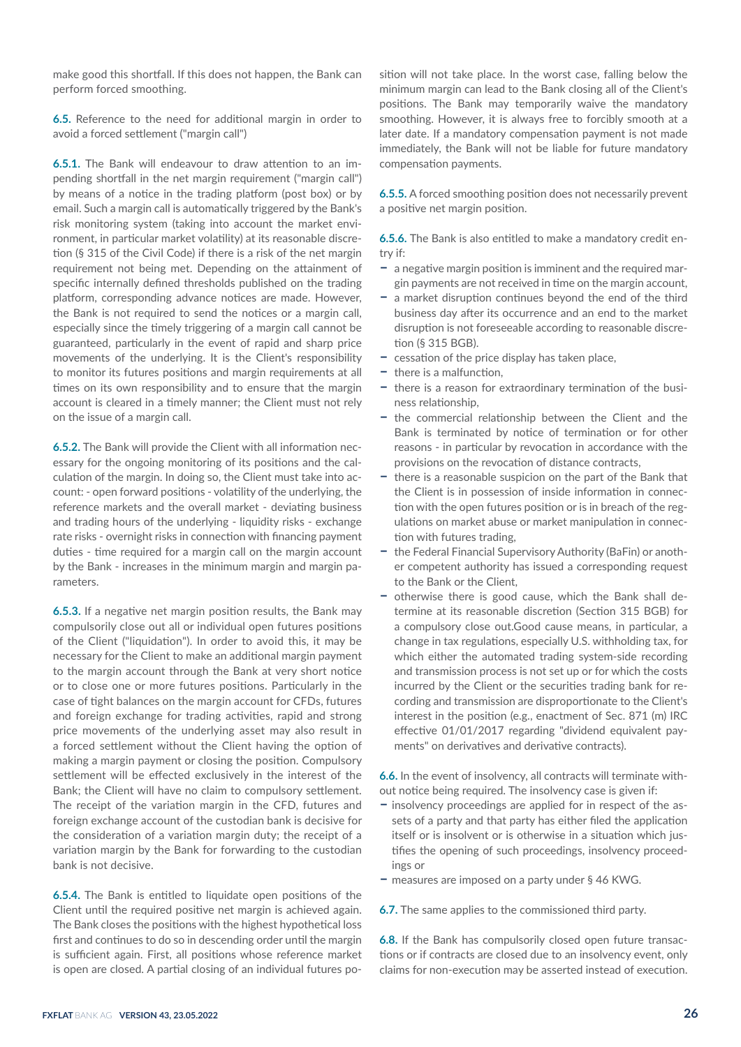make good this shortfall. If this does not happen, the Bank can perform forced smoothing.

**6.5.** Reference to the need for additional margin in order to avoid a forced settlement ("margin call")

**6.5.1.** The Bank will endeavour to draw attention to an impending shortfall in the net margin requirement ("margin call") by means of a notice in the trading platform (post box) or by email. Such a margin call is automatically triggered by the Bank's risk monitoring system (taking into account the market environment, in particular market volatility) at its reasonable discretion (§ 315 of the Civil Code) if there is a risk of the net margin requirement not being met. Depending on the attainment of specific internally defined thresholds published on the trading platform, corresponding advance notices are made. However, the Bank is not required to send the notices or a margin call, especially since the timely triggering of a margin call cannot be guaranteed, particularly in the event of rapid and sharp price movements of the underlying. It is the Client's responsibility to monitor its futures positions and margin requirements at all times on its own responsibility and to ensure that the margin account is cleared in a timely manner; the Client must not rely on the issue of a margin call.

**6.5.2.** The Bank will provide the Client with all information necessary for the ongoing monitoring of its positions and the calculation of the margin. In doing so, the Client must take into account: - open forward positions - volatility of the underlying, the reference markets and the overall market - deviating business and trading hours of the underlying - liquidity risks - exchange rate risks - overnight risks in connection with financing payment duties - time required for a margin call on the margin account by the Bank - increases in the minimum margin and margin parameters.

**6.5.3.** If a negative net margin position results, the Bank may compulsorily close out all or individual open futures positions of the Client ("liquidation"). In order to avoid this, it may be necessary for the Client to make an additional margin payment to the margin account through the Bank at very short notice or to close one or more futures positions. Particularly in the case of tight balances on the margin account for CFDs, futures and foreign exchange for trading activities, rapid and strong price movements of the underlying asset may also result in a forced settlement without the Client having the option of making a margin payment or closing the position. Compulsory settlement will be effected exclusively in the interest of the Bank; the Client will have no claim to compulsory settlement. The receipt of the variation margin in the CFD, futures and foreign exchange account of the custodian bank is decisive for the consideration of a variation margin duty; the receipt of a variation margin by the Bank for forwarding to the custodian bank is not decisive.

**6.5.4.** The Bank is entitled to liquidate open positions of the Client until the required positive net margin is achieved again. The Bank closes the positions with the highest hypothetical loss first and continues to do so in descending order until the margin is sufficient again. First, all positions whose reference market is open are closed. A partial closing of an individual futures position will not take place. In the worst case, falling below the minimum margin can lead to the Bank closing all of the Client's positions. The Bank may temporarily waive the mandatory smoothing. However, it is always free to forcibly smooth at a later date. If a mandatory compensation payment is not made immediately, the Bank will not be liable for future mandatory compensation payments.

**6.5.5.** A forced smoothing position does not necessarily prevent a positive net margin position.

**6.5.6.** The Bank is also entitled to make a mandatory credit entry if:

- a negative margin position is imminent and the required margin payments are not received in time on the margin account,
- a market disruption continues beyond the end of the third business day after its occurrence and an end to the market disruption is not foreseeable according to reasonable discretion (§ 315 BGB).
- cessation of the price display has taken place,
- there is a malfunction,
- there is a reason for extraordinary termination of the business relationship,
- the commercial relationship between the Client and the Bank is terminated by notice of termination or for other reasons - in particular by revocation in accordance with the provisions on the revocation of distance contracts,
- there is a reasonable suspicion on the part of the Bank that the Client is in possession of inside information in connection with the open futures position or is in breach of the regulations on market abuse or market manipulation in connection with futures trading,
- the Federal Financial Supervisory Authority (BaFin) or another competent authority has issued a corresponding request to the Bank or the Client,
- otherwise there is good cause, which the Bank shall determine at its reasonable discretion (Section 315 BGB) for a compulsory close out.Good cause means, in particular, a change in tax regulations, especially U.S. withholding tax, for which either the automated trading system-side recording and transmission process is not set up or for which the costs incurred by the Client or the securities trading bank for recording and transmission are disproportionate to the Client's interest in the position (e.g., enactment of Sec. 871 (m) IRC effective 01/01/2017 regarding "dividend equivalent payments" on derivatives and derivative contracts).

**6.6.** In the event of insolvency, all contracts will terminate without notice being required. The insolvency case is given if:

- insolvency proceedings are applied for in respect of the assets of a party and that party has either filed the application itself or is insolvent or is otherwise in a situation which justifies the opening of such proceedings, insolvency proceedings or
- measures are imposed on a party under § 46 KWG.

**6.7.** The same applies to the commissioned third party.

**6.8.** If the Bank has compulsorily closed open future transactions or if contracts are closed due to an insolvency event, only claims for non-execution may be asserted instead of execution.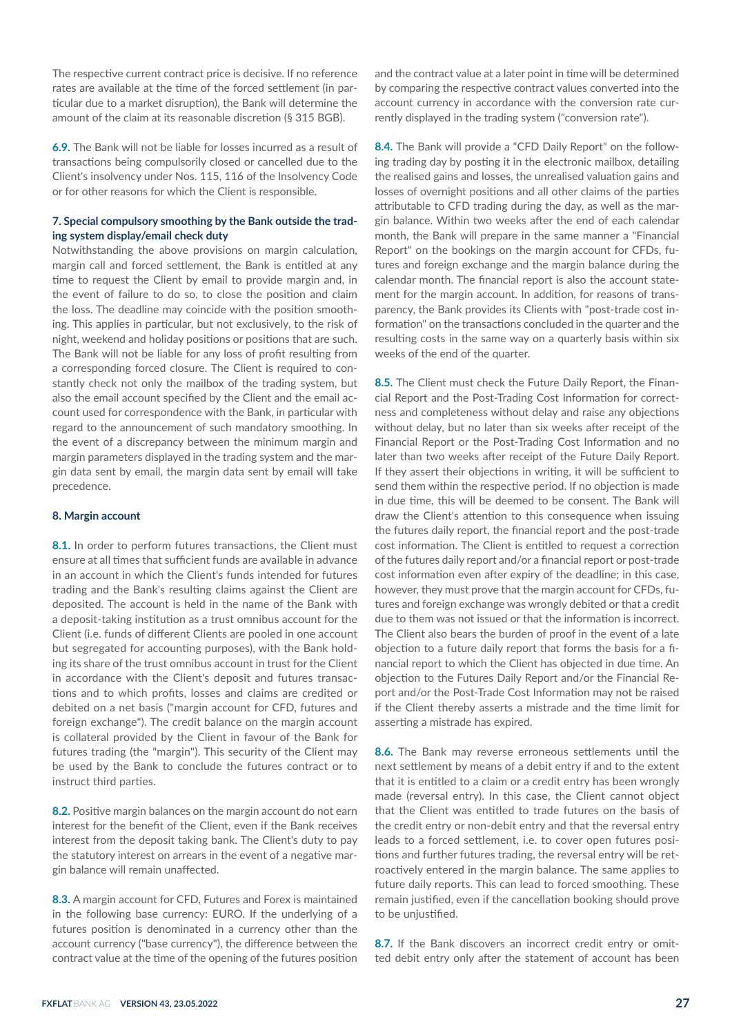The respective current contract price is decisive. If no reference rates are available at the time of the forced settlement (in particular due to a market disruption), the Bank will determine the amount of the claim at its reasonable discretion (§ 315 BGB).

**6.9.** The Bank will not be liable for losses incurred as a result of transactions being compulsorily closed or cancelled due to the Client's insolvency under Nos. 115, 116 of the Insolvency Code or for other reasons for which the Client is responsible.

### 7. Special compulsory smoothing by the Bank outside the trading system display/email check duty

Notwithstanding the above provisions on margin calculation, margin call and forced settlement, the Bank is entitled at any time to request the Client by email to provide margin and, in the event of failure to do so, to close the position and claim the loss. The deadline may coincide with the position smoothing. This applies in particular, but not exclusively, to the risk of night, weekend and holiday positions or positions that are such. The Bank will not be liable for any loss of profit resulting from a corresponding forced closure. The Client is required to constantly check not only the mailbox of the trading system, but also the email account specified by the Client and the email account used for correspondence with the Bank, in particular with regard to the announcement of such mandatory smoothing. In the event of a discrepancy between the minimum margin and margin parameters displayed in the trading system and the margin data sent by email, the margin data sent by email will take precedence.

### 8. Margin account

**8.1.** In order to perform futures transactions, the Client must ensure at all times that sufficient funds are available in advance in an account in which the Client's funds intended for futures trading and the Bank's resulting claims against the Client are deposited. The account is held in the name of the Bank with a deposit-taking institution as a trust omnibus account for the Client (i.e. funds of different Clients are pooled in one account but segregated for accounting purposes), with the Bank holding its share of the trust omnibus account in trust for the Client in accordance with the Client's deposit and futures transactions and to which profits, losses and claims are credited or debited on a net basis ("margin account for CFD, futures and foreign exchange"). The credit balance on the margin account is collateral provided by the Client in favour of the Bank for futures trading (the "margin"). This security of the Client may be used by the Bank to conclude the futures contract or to instruct third parties.

**8.2.** Positive margin balances on the margin account do not earn interest for the benefit of the Client, even if the Bank receives interest from the deposit taking bank. The Client's duty to pay the statutory interest on arrears in the event of a negative margin balance will remain unaffected.

**8.3.** A margin account for CFD, Futures and Forex is maintained in the following base currency: EURO. If the underlying of a futures position is denominated in a currency other than the account currency ("base currency"), the difference between the contract value at the time of the opening of the futures position and the contract value at a later point in time will be determined by comparing the respective contract values converted into the account currency in accordance with the conversion rate currently displayed in the trading system ("conversion rate").

**8.4.** The Bank will provide a "CFD Daily Report" on the following trading day by posting it in the electronic mailbox, detailing the realised gains and losses, the unrealised valuation gains and losses of overnight positions and all other claims of the parties attributable to CFD trading during the day, as well as the margin balance. Within two weeks after the end of each calendar month, the Bank will prepare in the same manner a "Financial Report" on the bookings on the margin account for CFDs, futures and foreign exchange and the margin balance during the calendar month. The financial report is also the account statement for the margin account. In addition, for reasons of transparency, the Bank provides its Clients with "post-trade cost information" on the transactions concluded in the quarter and the resulting costs in the same way on a quarterly basis within six weeks of the end of the quarter.

**8.5.** The Client must check the Future Daily Report, the Financial Report and the Post-Trading Cost Information for correctness and completeness without delay and raise any objections without delay, but no later than six weeks after receipt of the Financial Report or the Post-Trading Cost Information and no later than two weeks after receipt of the Future Daily Report. If they assert their objections in writing, it will be sufficient to send them within the respective period. If no objection is made in due time, this will be deemed to be consent. The Bank will draw the Client's attention to this consequence when issuing the futures daily report, the financial report and the post-trade cost information. The Client is entitled to request a correction of the futures daily report and/or a financial report or post-trade cost information even after expiry of the deadline; in this case, however, they must prove that the margin account for CFDs, futures and foreign exchange was wrongly debited or that a credit due to them was not issued or that the information is incorrect. The Client also bears the burden of proof in the event of a late objection to a future daily report that forms the basis for a financial report to which the Client has objected in due time. An objection to the Futures Daily Report and/or the Financial Report and/or the Post-Trade Cost Information may not be raised if the Client thereby asserts a mistrade and the time limit for asserting a mistrade has expired.

**8.6.** The Bank may reverse erroneous settlements until the next settlement by means of a debit entry if and to the extent that it is entitled to a claim or a credit entry has been wrongly made (reversal entry). In this case, the Client cannot object that the Client was entitled to trade futures on the basis of the credit entry or non-debit entry and that the reversal entry leads to a forced settlement, i.e. to cover open futures positions and further futures trading, the reversal entry will be retroactively entered in the margin balance. The same applies to future daily reports. This can lead to forced smoothing. These remain justified, even if the cancellation booking should prove to be unjustified.

**8.7.** If the Bank discovers an incorrect credit entry or omitted debit entry only after the statement of account has been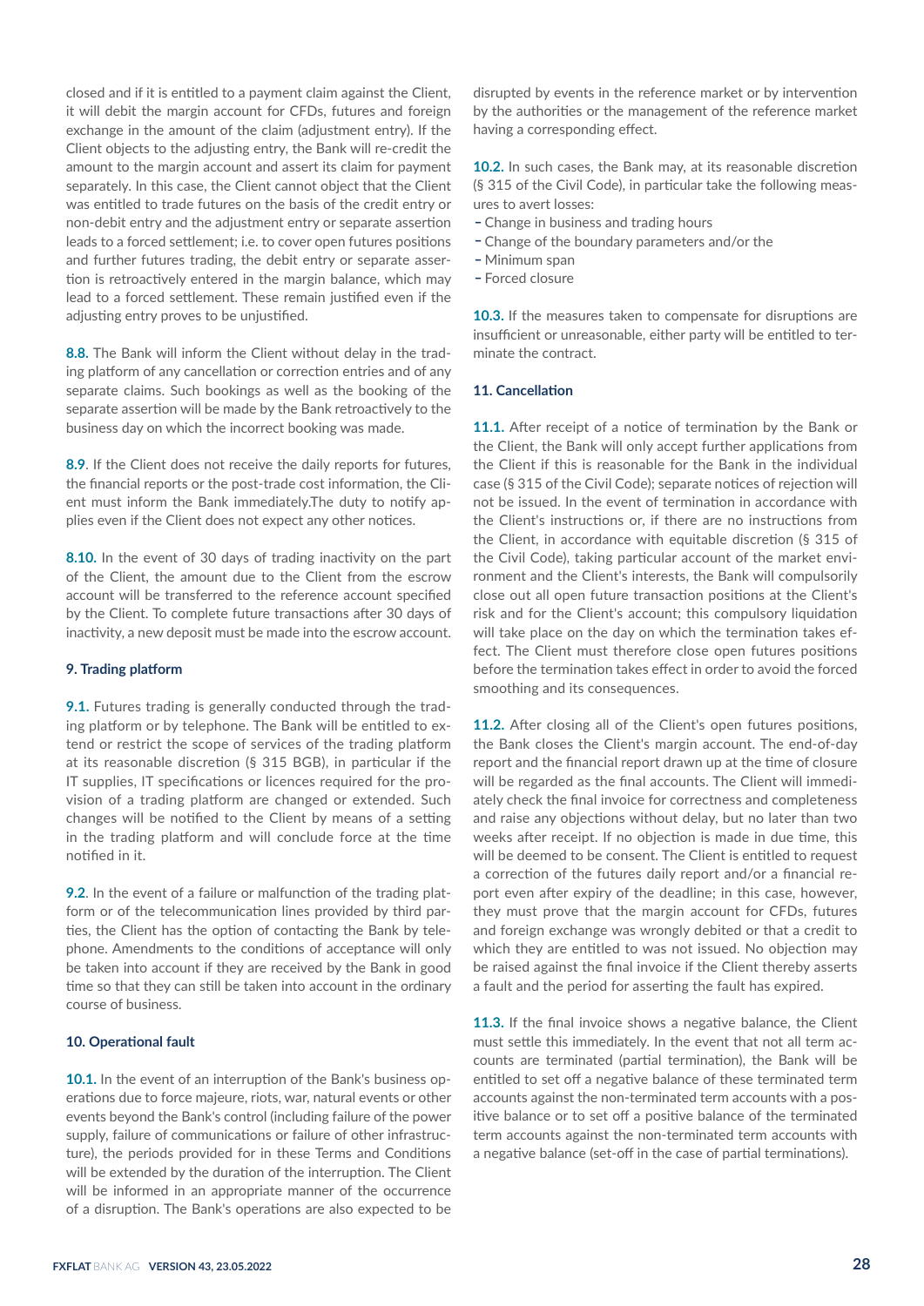closed and if it is entitled to a payment claim against the Client, it will debit the margin account for CFDs, futures and foreign exchange in the amount of the claim (adjustment entry). If the Client objects to the adjusting entry, the Bank will re-credit the amount to the margin account and assert its claim for payment separately. In this case, the Client cannot object that the Client was entitled to trade futures on the basis of the credit entry or non-debit entry and the adjustment entry or separate assertion leads to a forced settlement; i.e. to cover open futures positions and further futures trading, the debit entry or separate assertion is retroactively entered in the margin balance, which may lead to a forced settlement. These remain justified even if the adjusting entry proves to be unjustified.

**8.8.** The Bank will inform the Client without delay in the trading platform of any cancellation or correction entries and of any separate claims. Such bookings as well as the booking of the separate assertion will be made by the Bank retroactively to the business day on which the incorrect booking was made.

**8.9**. If the Client does not receive the daily reports for futures, the financial reports or the post-trade cost information, the Client must inform the Bank immediately.The duty to notify applies even if the Client does not expect any other notices.

**8.10.** In the event of 30 days of trading inactivity on the part of the Client, the amount due to the Client from the escrow account will be transferred to the reference account specified by the Client. To complete future transactions after 30 days of inactivity, a new deposit must be made into the escrow account.

### 9. Trading platform

**9.1.** Futures trading is generally conducted through the trading platform or by telephone. The Bank will be entitled to extend or restrict the scope of services of the trading platform at its reasonable discretion (§ 315 BGB), in particular if the IT supplies, IT specifications or licences required for the provision of a trading platform are changed or extended. Such changes will be notified to the Client by means of a setting in the trading platform and will conclude force at the time notified in it.

**9.2**. In the event of a failure or malfunction of the trading platform or of the telecommunication lines provided by third parties, the Client has the option of contacting the Bank by telephone. Amendments to the conditions of acceptance will only be taken into account if they are received by the Bank in good time so that they can still be taken into account in the ordinary course of business.

### 10. Operational fault

**10.1.** In the event of an interruption of the Bank's business operations due to force majeure, riots, war, natural events or other events beyond the Bank's control (including failure of the power supply, failure of communications or failure of other infrastructure), the periods provided for in these Terms and Conditions will be extended by the duration of the interruption. The Client will be informed in an appropriate manner of the occurrence of a disruption. The Bank's operations are also expected to be disrupted by events in the reference market or by intervention by the authorities or the management of the reference market having a corresponding effect.

**10.2.** In such cases, the Bank may, at its reasonable discretion (§ 315 of the Civil Code), in particular take the following measures to avert losses:

- Change in business and trading hours
- Change of the boundary parameters and/or the
- Minimum span
- Forced closure

**10.3.** If the measures taken to compensate for disruptions are insufficient or unreasonable, either party will be entitled to terminate the contract.

### 11. Cancellation

**11.1.** After receipt of a notice of termination by the Bank or the Client, the Bank will only accept further applications from the Client if this is reasonable for the Bank in the individual case (§ 315 of the Civil Code); separate notices of rejection will not be issued. In the event of termination in accordance with the Client's instructions or, if there are no instructions from the Client, in accordance with equitable discretion (§ 315 of the Civil Code), taking particular account of the market environment and the Client's interests, the Bank will compulsorily close out all open future transaction positions at the Client's risk and for the Client's account; this compulsory liquidation will take place on the day on which the termination takes effect. The Client must therefore close open futures positions before the termination takes effect in order to avoid the forced smoothing and its consequences.

**11.2.** After closing all of the Client's open futures positions, the Bank closes the Client's margin account. The end-of-day report and the financial report drawn up at the time of closure will be regarded as the final accounts. The Client will immediately check the final invoice for correctness and completeness and raise any objections without delay, but no later than two weeks after receipt. If no objection is made in due time, this will be deemed to be consent. The Client is entitled to request a correction of the futures daily report and/or a financial report even after expiry of the deadline; in this case, however, they must prove that the margin account for CFDs, futures and foreign exchange was wrongly debited or that a credit to which they are entitled to was not issued. No objection may be raised against the final invoice if the Client thereby asserts a fault and the period for asserting the fault has expired.

**11.3.** If the final invoice shows a negative balance, the Client must settle this immediately. In the event that not all term accounts are terminated (partial termination), the Bank will be entitled to set off a negative balance of these terminated term accounts against the non-terminated term accounts with a positive balance or to set off a positive balance of the terminated term accounts against the non-terminated term accounts with a negative balance (set-off in the case of partial terminations).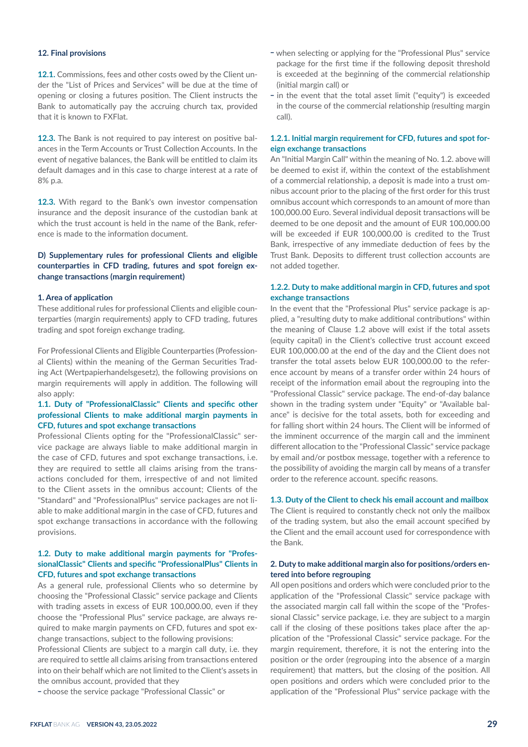## 12. Final provisions

**12.1.** Commissions, fees and other costs owed by the Client under the "List of Prices and Services" will be due at the time of opening or closing a futures position. The Client instructs the Bank to automatically pay the accruing church tax, provided that it is known to FXFlat.

**12.3.** The Bank is not required to pay interest on positive balances in the Term Accounts or Trust Collection Accounts. In the event of negative balances, the Bank will be entitled to claim its default damages and in this case to charge interest at a rate of 8% p.a.

**12.3.** With regard to the Bank's own investor compensation insurance and the deposit insurance of the custodian bank at which the trust account is held in the name of the Bank, reference is made to the information document.

## D) Supplementary rules for professional Clients and eligible counterparties in CFD trading, futures and spot foreign exchange transactions (margin requirement)

### 1. Area of application

These additional rules for professional Clients and eligible counterparties (margin requirements) apply to CFD trading, futures trading and spot foreign exchange trading.

For Professional Clients and Eligible Counterparties (Professional Clients) within the meaning of the German Securities Trading Act (Wertpapierhandelsgesetz), the following provisions on margin requirements will apply in addition. The following will also apply:

#### 1.1. Duty of "ProfessionalClassic" Clients and specific other professional Clients to make additional margin payments in CFD, futures and spot exchange transactions

Professional Clients opting for the "ProfessionalClassic" service package are always liable to make additional margin in the case of CFD, futures and spot exchange transactions, i.e. they are required to settle all claims arising from the transactions concluded for them, irrespective of and not limited to the Client assets in the omnibus account; Clients of the "Standard" and "ProfessionalPlus" service packages are not liable to make additional margin in the case of CFD, futures and spot exchange transactions in accordance with the following provisions.

#### 1.2. Duty to make additional margin payments for "ProfessionalClassic" Clients and specific "ProfessionalPlus" Clients in CFD, futures and spot exchange transactions

As a general rule, professional Clients who so determine by choosing the "Professional Classic" service package and Clients with trading assets in excess of EUR 100,000.00, even if they choose the "Professional Plus" service package, are always required to make margin payments on CFD, futures and spot exchange transactions, subject to the following provisions:

Professional Clients are subject to a margin call duty, i.e. they are required to settle all claims arising from transactions entered into on their behalf which are not limited to the Client's assets in the omnibus account, provided that they

- choose the service package "Professional Classic" or
- when selecting or applying for the "Professional Plus" service package for the first time if the following deposit threshold is exceeded at the beginning of the commercial relationship (initial margin call) or
- in the event that the total asset limit ("equity") is exceeded in the course of the commercial relationship (resulting margin call).

#### 1.2.1. Initial margin requirement for CFD, futures and spot foreign exchange transactions

An "Initial Margin Call" within the meaning of No. 1.2. above will be deemed to exist if, within the context of the establishment of a commercial relationship, a deposit is made into a trust omnibus account prior to the placing of the first order for this trust omnibus account which corresponds to an amount of more than 100,000.00 Euro. Several individual deposit transactions will be deemed to be one deposit and the amount of EUR 100,000.00 will be exceeded if EUR 100,000.00 is credited to the Trust Bank, irrespective of any immediate deduction of fees by the Trust Bank. Deposits to different trust collection accounts are not added together.

#### 1.2.2. Duty to make additional margin in CFD, futures and spot exchange transactions

In the event that the "Professional Plus" service package is applied, a "resulting duty to make additional contributions" within the meaning of Clause 1.2 above will exist if the total assets (equity capital) in the Client's collective trust account exceed EUR 100,000.00 at the end of the day and the Client does not transfer the total assets below EUR 100,000.00 to the reference account by means of a transfer order within 24 hours of receipt of the information email about the regrouping into the "Professional Classic" service package. The end-of-day balance shown in the trading system under "Equity" or "Available balance" is decisive for the total assets, both for exceeding and for falling short within 24 hours. The Client will be informed of the imminent occurrence of the margin call and the imminent different allocation to the "Professional Classic" service package by email and/or postbox message, together with a reference to the possibility of avoiding the margin call by means of a transfer order to the reference account. specific reasons.

#### 1.3. Duty of the Client to check his email account and mailbox

The Client is required to constantly check not only the mailbox of the trading system, but also the email account specified by the Client and the email account used for correspondence with the Bank.

### 2. Duty to make additional margin also for positions/orders entered into before regrouping

All open positions and orders which were concluded prior to the application of the "Professional Classic" service package with the associated margin call fall within the scope of the "Professional Classic" service package, i.e. they are subject to a margin call if the closing of these positions takes place after the application of the "Professional Classic" service package. For the margin requirement, therefore, it is not the entering into the position or the order (regrouping into the absence of a margin requirement) that matters, but the closing of the position. All open positions and orders which were concluded prior to the application of the "Professional Plus" service package with the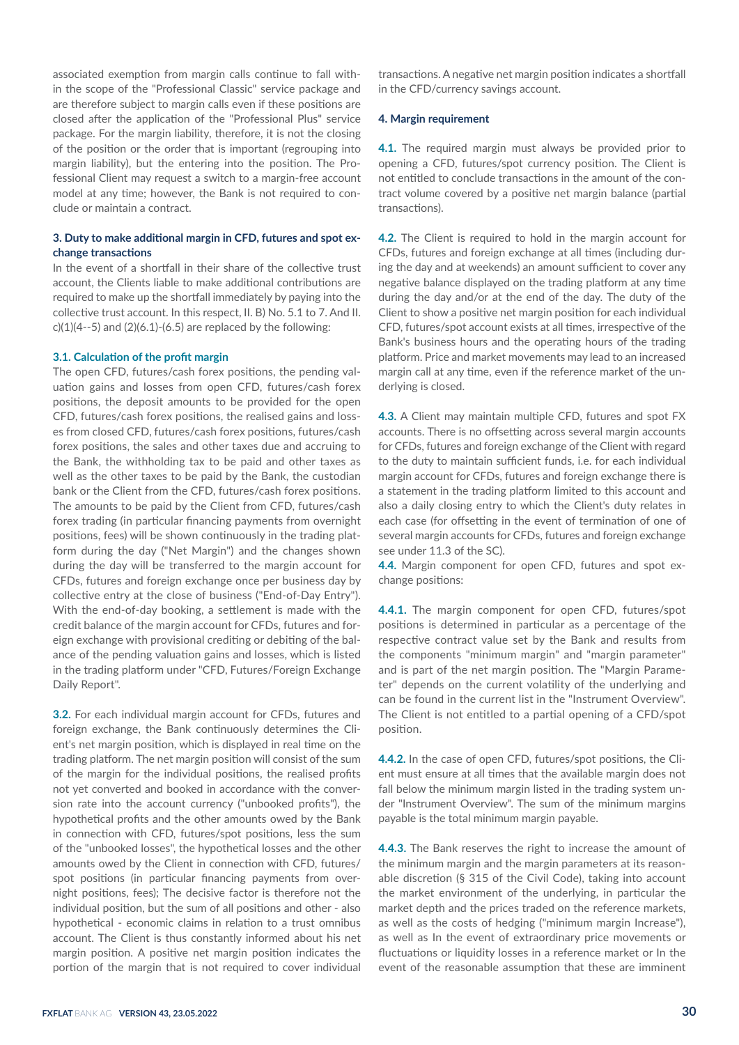associated exemption from margin calls continue to fall within the scope of the "Professional Classic" service package and are therefore subject to margin calls even if these positions are closed after the application of the "Professional Plus" service package. For the margin liability, therefore, it is not the closing of the position or the order that is important (regrouping into margin liability), but the entering into the position. The Professional Client may request a switch to a margin-free account model at any time; however, the Bank is not required to conclude or maintain a contract.

### 3. Duty to make additional margin in CFD, futures and spot exchange transactions

In the event of a shortfall in their share of the collective trust account, the Clients liable to make additional contributions are required to make up the shortfall immediately by paying into the collective trust account. In this respect, II. B) No. 5.1 to 7. And II. c)(1)(4--5) and (2)(6.1)-(6.5) are replaced by the following:

#### 3.1. Calculation of the profit margin

The open CFD, futures/cash forex positions, the pending valuation gains and losses from open CFD, futures/cash forex positions, the deposit amounts to be provided for the open CFD, futures/cash forex positions, the realised gains and losses from closed CFD, futures/cash forex positions, futures/cash forex positions, the sales and other taxes due and accruing to the Bank, the withholding tax to be paid and other taxes as well as the other taxes to be paid by the Bank, the custodian bank or the Client from the CFD, futures/cash forex positions. The amounts to be paid by the Client from CFD, futures/cash forex trading (in particular financing payments from overnight positions, fees) will be shown continuously in the trading platform during the day ("Net Margin") and the changes shown during the day will be transferred to the margin account for CFDs, futures and foreign exchange once per business day by collective entry at the close of business ("End-of-Day Entry"). With the end-of-day booking, a settlement is made with the credit balance of the margin account for CFDs, futures and foreign exchange with provisional crediting or debiting of the balance of the pending valuation gains and losses, which is listed in the trading platform under "CFD, Futures/Foreign Exchange Daily Report".

**3.2.** For each individual margin account for CFDs, futures and foreign exchange, the Bank continuously determines the Client's net margin position, which is displayed in real time on the trading platform. The net margin position will consist of the sum of the margin for the individual positions, the realised profits not yet converted and booked in accordance with the conversion rate into the account currency ("unbooked profits"), the hypothetical profits and the other amounts owed by the Bank in connection with CFD, futures/spot positions, less the sum of the "unbooked losses", the hypothetical losses and the other amounts owed by the Client in connection with CFD, futures/spot positions (in particular financing payments from overnight positions, fees); The decisive factor is therefore not the individual position, but the sum of all positions and other - also hypothetical - economic claims in relation to a trust omnibus account. The Client is thus constantly informed about his net margin position. A positive net margin position indicates the portion of the margin that is not required to cover individual transactions. A negative net margin position indicates a shortfall in the CFD/currency savings account.

### 4. Margin requirement

**4.1.** The required margin must always be provided prior to opening a CFD, futures/spot currency position. The Client is not entitled to conclude transactions in the amount of the contract volume covered by a positive net margin balance (partial transactions).

**4.2.** The Client is required to hold in the margin account for CFDs, futures and foreign exchange at all times (including during the day and at weekends) an amount sufficient to cover any negative balance displayed on the trading platform at any time during the day and/or at the end of the day. The duty of the Client to show a positive net margin position for each individual CFD, futures/spot account exists at all times, irrespective of the Bank's business hours and the operating hours of the trading platform. Price and market movements may lead to an increased margin call at any time, even if the reference market of the underlying is closed.

**4.3.** A Client may maintain multiple CFD, futures and spot FX accounts. There is no offsetting across several margin accounts for CFDs, futures and foreign exchange of the Client with regard to the duty to maintain sufficient funds, i.e. for each individual margin account for CFDs, futures and foreign exchange there is a statement in the trading platform limited to this account and also a daily closing entry to which the Client's duty relates in each case (for offsetting in the event of termination of one of several margin accounts for CFDs, futures and foreign exchange see under 11.3 of the SC).

**4.4.** Margin component for open CFD, futures and spot exchange positions:

**4.4.1.** The margin component for open CFD, futures/spot positions is determined in particular as a percentage of the respective contract value set by the Bank and results from the components "minimum margin" and "margin parameter" and is part of the net margin position. The "Margin Parameter" depends on the current volatility of the underlying and can be found in the current list in the "Instrument Overview". The Client is not entitled to a partial opening of a CFD/spot position.

**4.4.2.** In the case of open CFD, futures/spot positions, the Client must ensure at all times that the available margin does not fall below the minimum margin listed in the trading system under "Instrument Overview". The sum of the minimum margins payable is the total minimum margin payable.

**4.4.3.** The Bank reserves the right to increase the amount of the minimum margin and the margin parameters at its reasonable discretion (§ 315 of the Civil Code), taking into account the market environment of the underlying, in particular the market depth and the prices traded on the reference markets, as well as the costs of hedging ("minimum margin Increase"), as well as In the event of extraordinary price movements or fluctuations or liquidity losses in a reference market or In the event of the reasonable assumption that these are imminent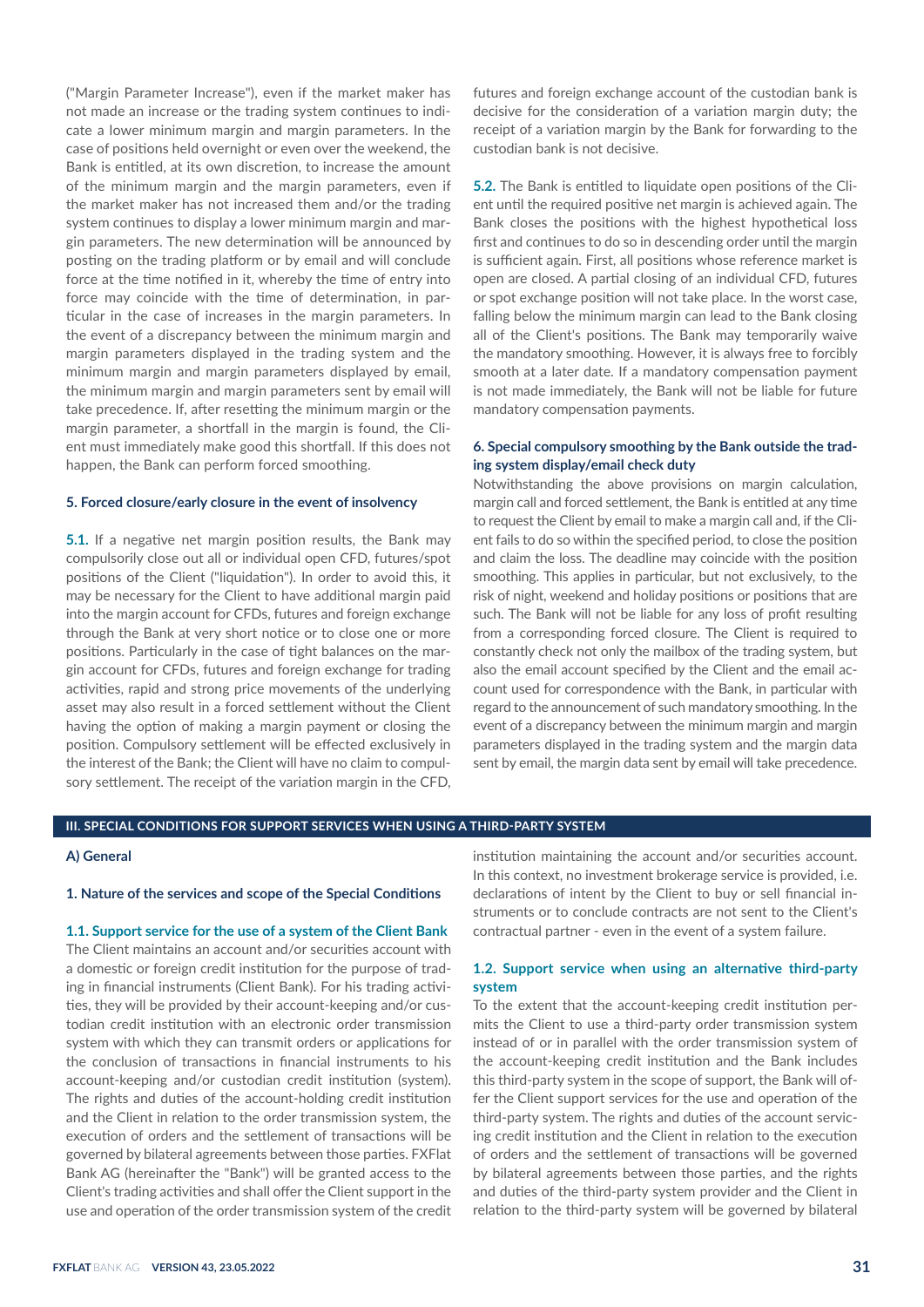("Margin Parameter Increase"), even if the market maker has not made an increase or the trading system continues to indicate a lower minimum margin and margin parameters. In the case of positions held overnight or even over the weekend, the Bank is entitled, at its own discretion, to increase the amount of the minimum margin and the margin parameters, even if the market maker has not increased them and/or the trading system continues to display a lower minimum margin and margin parameters. The new determination will be announced by posting on the trading platform or by email and will conclude force at the time notified in it, whereby the time of entry into force may coincide with the time of determination, in particular in the case of increases in the margin parameters. In the event of a discrepancy between the minimum margin and margin parameters displayed in the trading system and the minimum margin and margin parameters displayed by email, the minimum margin and margin parameters sent by email will take precedence. If, after resetting the minimum margin or the margin parameter, a shortfall in the margin is found, the Client must immediately make good this shortfall. If this does not happen, the Bank can perform forced smoothing.

### 5. Forced closure/early closure in the event of insolvency

**5.1.** If a negative net margin position results, the Bank may compulsorily close out all or individual open CFD, futures/spot positions of the Client ("liquidation"). In order to avoid this, it may be necessary for the Client to have additional margin paid into the margin account for CFDs, futures and foreign exchange through the Bank at very short notice or to close one or more positions. Particularly in the case of tight balances on the margin account for CFDs, futures and foreign exchange for trading activities, rapid and strong price movements of the underlying asset may also result in a forced settlement without the Client having the option of making a margin payment or closing the position. Compulsory settlement will be effected exclusively in the interest of the Bank; the Client will have no claim to compulsory settlement. The receipt of the variation margin in the CFD, futures and foreign exchange account of the custodian bank is decisive for the consideration of a variation margin duty; the receipt of a variation margin by the Bank for forwarding to the custodian bank is not decisive.

**5.2.** The Bank is entitled to liquidate open positions of the Client until the required positive net margin is achieved again. The Bank closes the positions with the highest hypothetical loss first and continues to do so in descending order until the margin is sufficient again. First, all positions whose reference market is open are closed. A partial closing of an individual CFD, futures or spot exchange position will not take place. In the worst case, falling below the minimum margin can lead to the Bank closing all of the Client's positions. The Bank may temporarily waive the mandatory smoothing. However, it is always free to forcibly smooth at a later date. If a mandatory compensation payment is not made immediately, the Bank will not be liable for future mandatory compensation payments.

### 6. Special compulsory smoothing by the Bank outside the trading system display/email check duty

Notwithstanding the above provisions on margin calculation, margin call and forced settlement, the Bank is entitled at any time to request the Client by email to make a margin call and, if the Client fails to do so within the specified period, to close the position and claim the loss. The deadline may coincide with the position smoothing. This applies in particular, but not exclusively, to the risk of night, weekend and holiday positions or positions that are such. The Bank will not be liable for any loss of profit resulting from a corresponding forced closure. The Client is required to constantly check not only the mailbox of the trading system, but also the email account specified by the Client and the email account used for correspondence with the Bank, in particular with regard to the announcement of such mandatory smoothing. In the event of a discrepancy between the minimum margin and margin parameters displayed in the trading system and the margin data sent by email, the margin data sent by email will take precedence.

## III. SPECIAL CONDITIONS FOR SUPPORT SERVICES WHEN USING A THIRD-PARTY SYSTEM

### A) General

### 1. Nature of the services and scope of the Special Conditions

#### 1.1. Support service for the use of a system of the Client Bank

The Client maintains an account and/or securities account with a domestic or foreign credit institution for the purpose of trading in financial instruments (Client Bank). For his trading activities, they will be provided by their account-keeping and/or custodian credit institution with an electronic order transmission system with which they can transmit orders or applications for the conclusion of transactions in financial instruments to his account-keeping and/or custodian credit institution (system). The rights and duties of the account-holding credit institution and the Client in relation to the order transmission system, the execution of orders and the settlement of transactions will be governed by bilateral agreements between those parties. FXFlat Bank AG (hereinafter the "Bank") will be granted access to the Client's trading activities and shall offer the Client support in the use and operation of the order transmission system of the credit institution maintaining the account and/or securities account. In this context, no investment brokerage service is provided, i.e. declarations of intent by the Client to buy or sell financial instruments or to conclude contracts are not sent to the Client's contractual partner - even in the event of a system failure.

#### 1.2. Support service when using an alternative third-party system

To the extent that the account-keeping credit institution permits the Client to use a third-party order transmission system instead of or in parallel with the order transmission system of the account-keeping credit institution and the Bank includes this third-party system in the scope of support, the Bank will offer the Client support services for the use and operation of the third-party system. The rights and duties of the account servicing credit institution and the Client in relation to the execution of orders and the settlement of transactions will be governed by bilateral agreements between those parties, and the rights and duties of the third-party system provider and the Client in relation to the third-party system will be governed by bilateral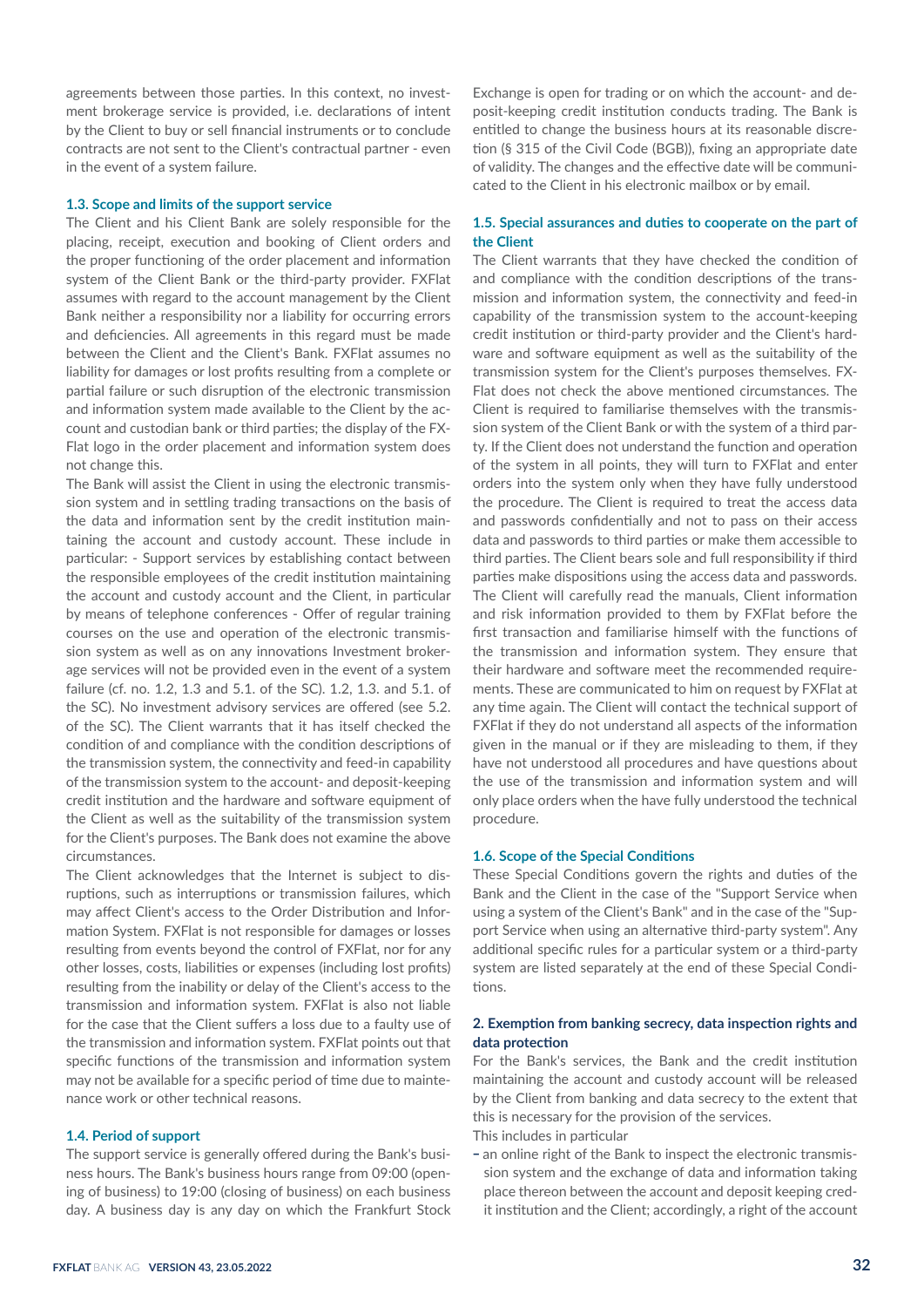agreements between those parties. In this context, no investment brokerage service is provided, i.e. declarations of intent by the Client to buy or sell financial instruments or to conclude contracts are not sent to the Client's contractual partner - even in the event of a system failure.

### 1.3. Scope and limits of the support service

The Client and his Client Bank are solely responsible for the placing, receipt, execution and booking of Client orders and the proper functioning of the order placement and information system of the Client Bank or the third-party provider. FXFlat assumes with regard to the account management by the Client Bank neither a responsibility nor a liability for occurring errors and deficiencies. All agreements in this regard must be made between the Client and the Client's Bank. FXFlat assumes no liability for damages or lost profits resulting from a complete or partial failure or such disruption of the electronic transmission and information system made available to the Client by the account and custodian bank or third parties; the display of the FXFlat logo in the order placement and information system does not change this.

The Bank will assist the Client in using the electronic transmission system and in settling trading transactions on the basis of the data and information sent by the credit institution maintaining the account and custody account. These include in particular: - Support services by establishing contact between the responsible employees of the credit institution maintaining the account and custody account and the Client, in particular by means of telephone conferences - Offer of regular training courses on the use and operation of the electronic transmission system as well as on any innovations Investment brokerage services will not be provided even in the event of a system failure (cf. no. 1.2, 1.3 and 5.1. of the SC). 1.2, 1.3. and 5.1. of the SC). No investment advisory services are offered (see 5.2. of the SC). The Client warrants that it has itself checked the condition of and compliance with the condition descriptions of the transmission system, the connectivity and feed-in capability of the transmission system to the account- and deposit-keeping credit institution and the hardware and software equipment of the Client as well as the suitability of the transmission system for the Client's purposes. The Bank does not examine the above circumstances.

The Client acknowledges that the Internet is subject to disruptions, such as interruptions or transmission failures, which may affect Client's access to the Order Distribution and Information System. FXFlat is not responsible for damages or losses resulting from events beyond the control of FXFlat, nor for any other losses, costs, liabilities or expenses (including lost profits) resulting from the inability or delay of the Client's access to the transmission and information system. FXFlat is also not liable for the case that the Client suffers a loss due to a faulty use of the transmission and information system. FXFlat points out that specific functions of the transmission and information system may not be available for a specific period of time due to maintenance work or other technical reasons.

### 1.4. Period of support

The support service is generally offered during the Bank's business hours. The Bank's business hours range from 09:00 (opening of business) to 19:00 (closing of business) on each business day. A business day is any day on which the Frankfurt Stock Exchange is open for trading or on which the account- and deposit-keeping credit institution conducts trading. The Bank is entitled to change the business hours at its reasonable discretion (§ 315 of the Civil Code (BGB)), fixing an appropriate date of validity. The changes and the effective date will be communicated to the Client in his electronic mailbox or by email.

### 1.5. Special assurances and duties to cooperate on the part of the Client

The Client warrants that they have checked the condition of and compliance with the condition descriptions of the transmission and information system, the connectivity and feed-in capability of the transmission system to the account-keeping credit institution or third-party provider and the Client's hardware and software equipment as well as the suitability of the transmission system for the Client's purposes themselves. FXFlat does not check the above mentioned circumstances. The Client is required to familiarise themselves with the transmission system of the Client Bank or with the system of a third party. If the Client does not understand the function and operation of the system in all points, they will turn to FXFlat and enter orders into the system only when they have fully understood the procedure. The Client is required to treat the access data and passwords confidentially and not to pass on their access data and passwords to third parties or make them accessible to third parties. The Client bears sole and full responsibility if third parties make dispositions using the access data and passwords. The Client will carefully read the manuals, Client information and risk information provided to them by FXFlat before the first transaction and familiarise himself with the functions of the transmission and information system. They ensure that their hardware and software meet the recommended requirements. These are communicated to him on request by FXFlat at any time again. The Client will contact the technical support of FXFlat if they do not understand all aspects of the information given in the manual or if they are misleading to them, if they have not understood all procedures and have questions about the use of the transmission and information system and will only place orders when the have fully understood the technical procedure.

### 1.6. Scope of the Special Conditions

These Special Conditions govern the rights and duties of the Bank and the Client in the case of the "Support Service when using a system of the Client's Bank" and in the case of the "Support Service when using an alternative third-party system". Any additional specific rules for a particular system or a third-party system are listed separately at the end of these Special Conditions.

## 2. Exemption from banking secrecy, data inspection rights and data protection

For the Bank's services, the Bank and the credit institution maintaining the account and custody account will be released by the Client from banking and data secrecy to the extent that this is necessary for the provision of the services.

This includes in particular

- an online right of the Bank to inspect the electronic transmission system and the exchange of data and information taking place thereon between the account and deposit keeping credit institution and the Client; accordingly, a right of the account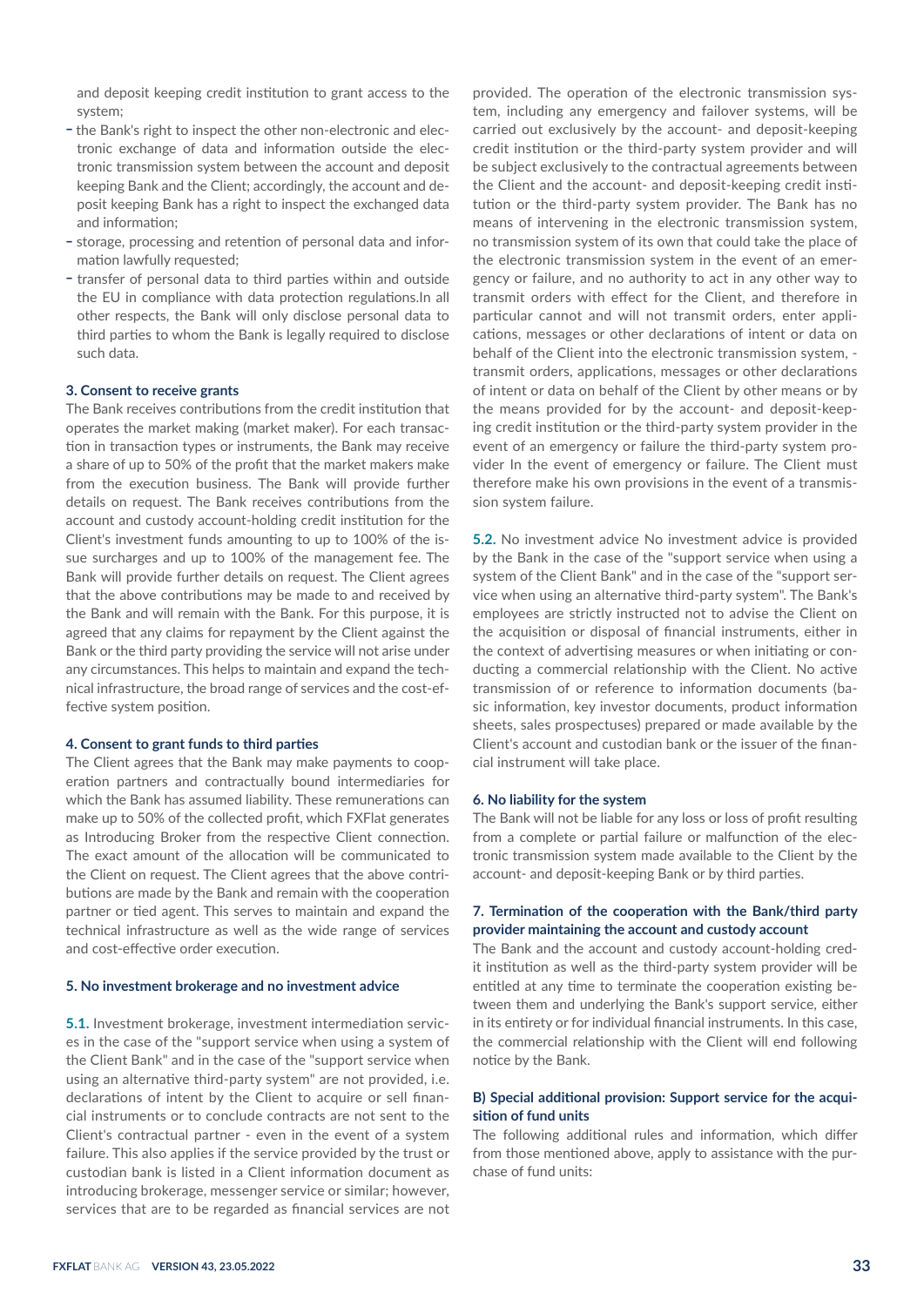and deposit keeping credit institution to grant access to the system;

- the Bank's right to inspect the other non-electronic and electronic exchange of data and information outside the electronic transmission system between the account and deposit keeping Bank and the Client; accordingly, the account and deposit keeping Bank has a right to inspect the exchanged data and information;
- storage, processing and retention of personal data and information lawfully requested;
- transfer of personal data to third parties within and outside the EU in compliance with data protection regulations.In all other respects, the Bank will only disclose personal data to third parties to whom the Bank is legally required to disclose such data.

#### 3. Consent to receive grants

The Bank receives contributions from the credit institution that operates the market making (market maker). For each transaction in transaction types or instruments, the Bank may receive a share of up to 50% of the profit that the market makers make from the execution business. The Bank will provide further details on request. The Bank receives contributions from the account and custody account-holding credit institution for the Client's investment funds amounting to up to 100% of the issue surcharges and up to 100% of the management fee. The Bank will provide further details on request. The Client agrees that the above contributions may be made to and received by the Bank and will remain with the Bank. For this purpose, it is agreed that any claims for repayment by the Client against the Bank or the third party providing the service will not arise under any circumstances. This helps to maintain and expand the technical infrastructure, the broad range of services and the cost-effective system position.

#### 4. Consent to grant funds to third parties

The Client agrees that the Bank may make payments to cooperation partners and contractually bound intermediaries for which the Bank has assumed liability. These remunerations can make up to 50% of the collected profit, which FXFlat generates as Introducing Broker from the respective Client connection. The exact amount of the allocation will be communicated to the Client on request. The Client agrees that the above contributions are made by the Bank and remain with the cooperation partner or tied agent. This serves to maintain and expand the technical infrastructure as well as the wide range of services and cost-effective order execution.

#### 5. No investment brokerage and no investment advice

**5.1.** Investment brokerage, investment intermediation services in the case of the "support service when using a system of the Client Bank" and in the case of the "support service when using an alternative third-party system" are not provided, i.e. declarations of intent by the Client to acquire or sell financial instruments or to conclude contracts are not sent to the Client's contractual partner - even in the event of a system failure. This also applies if the service provided by the trust or custodian bank is listed in a Client information document as introducing brokerage, messenger service or similar; however, services that are to be regarded as financial services are not provided. The operation of the electronic transmission system, including any emergency and failover systems, will be carried out exclusively by the account- and deposit-keeping credit institution or the third-party system provider and will be subject exclusively to the contractual agreements between the Client and the account- and deposit-keeping credit institution or the third-party system provider. The Bank has no means of intervening in the electronic transmission system, no transmission system of its own that could take the place of the electronic transmission system in the event of an emergency or failure, and no authority to act in any other way to transmit orders with effect for the Client, and therefore in particular cannot and will not transmit orders, enter applications, messages or other declarations of intent or data on behalf of the Client into the electronic transmission system, - transmit orders, applications, messages or other declarations of intent or data on behalf of the Client by other means or by the means provided for by the account- and deposit-keeping credit institution or the third-party system provider in the event of an emergency or failure the third-party system provider In the event of emergency or failure. The Client must therefore make his own provisions in the event of a transmission system failure.

**5.2.** No investment advice No investment advice is provided by the Bank in the case of the "support service when using a system of the Client Bank" and in the case of the "support service when using an alternative third-party system". The Bank's employees are strictly instructed not to advise the Client on the acquisition or disposal of financial instruments, either in the context of advertising measures or when initiating or conducting a commercial relationship with the Client. No active transmission of or reference to information documents (basic information, key investor documents, product information sheets, sales prospectuses) prepared or made available by the Client's account and custodian bank or the issuer of the financial instrument will take place.

#### 6. No liability for the system

The Bank will not be liable for any loss or loss of profit resulting from a complete or partial failure or malfunction of the electronic transmission system made available to the Client by the account- and deposit-keeping Bank or by third parties.

#### 7. Termination of the cooperation with the Bank/third party provider maintaining the account and custody account

The Bank and the account and custody account-holding credit institution as well as the third-party system provider will be entitled at any time to terminate the cooperation existing between them and underlying the Bank's support service, either in its entirety or for individual financial instruments. In this case, the commercial relationship with the Client will end following notice by the Bank.

### B) Special additional provision: Support service for the acquisition of fund units

The following additional rules and information, which differ from those mentioned above, apply to assistance with the purchase of fund units: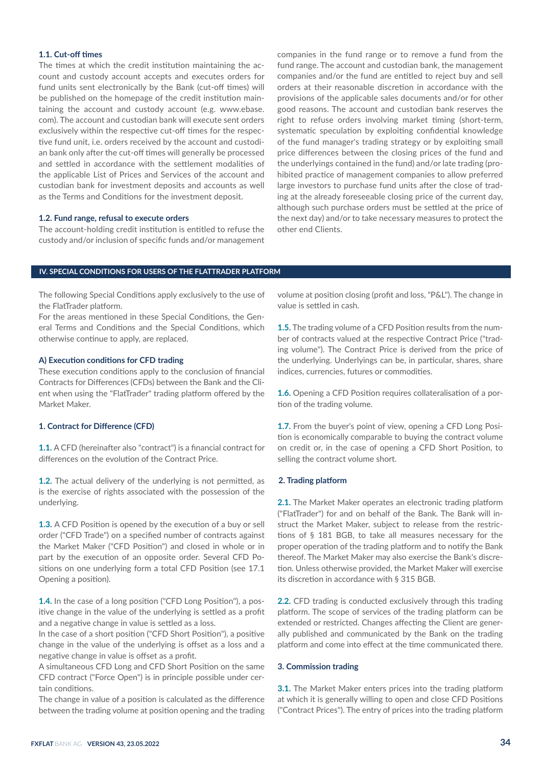#### 1.1. Cut-off times

The times at which the credit institution maintaining the account and custody account accepts and executes orders for fund units sent electronically by the Bank (cut-off times) will be published on the homepage of the credit institution maintaining the account and custody account (e.g. www.ebase.com). The account and custodian bank will execute sent orders exclusively within the respective cut-off times for the respective fund unit, i.e. orders received by the account and custodian bank only after the cut-off times will generally be processed and settled in accordance with the settlement modalities of the applicable List of Prices and Services of the account and custodian bank for investment deposits and accounts as well as the Terms and Conditions for the investment deposit.

#### 1.2. Fund range, refusal to execute orders

The account-holding credit institution is entitled to refuse the custody and/or inclusion of specific funds and/or management companies in the fund range or to remove a fund from the fund range. The account and custodian bank, the management companies and/or the fund are entitled to reject buy and sell orders at their reasonable discretion in accordance with the provisions of the applicable sales documents and/or for other good reasons. The account and custodian bank reserves the right to refuse orders involving market timing (short-term, systematic speculation by exploiting confidential knowledge of the fund manager's trading strategy or by exploiting small price differences between the closing prices of the fund and the underlyings contained in the fund) and/or late trading (prohibited practice of management companies to allow preferred large investors to purchase fund units after the close of trading at the already foreseeable closing price of the current day, although such purchase orders must be settled at the price of the next day) and/or to take necessary measures to protect the other end Clients.

## IV. SPECIAL CONDITIONS FOR USERS OF THE FLATTRADER PLATFORM

The following Special Conditions apply exclusively to the use of the FlatTrader platform.

For the areas mentioned in these Special Conditions, the General Terms and Conditions and the Special Conditions, which otherwise continue to apply, are replaced.

### A) Execution conditions for CFD trading

These execution conditions apply to the conclusion of financial Contracts for Differences (CFDs) between the Bank and the Client when using the "FlatTrader" trading platform offered by the Market Maker.

#### 1. Contract for Difference (CFD)

**1.1.** A CFD (hereinafter also "contract") is a financial contract for differences on the evolution of the Contract Price.

**1.2.** The actual delivery of the underlying is not permitted, as is the exercise of rights associated with the possession of the underlying.

**1.3.** A CFD Position is opened by the execution of a buy or sell order ("CFD Trade") on a specified number of contracts against the Market Maker ("CFD Position") and closed in whole or in part by the execution of an opposite order. Several CFD Positions on one underlying form a total CFD Position (see 17.1 Opening a position).

**1.4.** In the case of a long position ("CFD Long Position"), a positive change in the value of the underlying is settled as a profit and a negative change in value is settled as a loss.

In the case of a short position ("CFD Short Position"), a positive change in the value of the underlying is offset as a loss and a negative change in value is offset as a profit.

A simultaneous CFD Long and CFD Short Position on the same CFD contract ("Force Open") is in principle possible under certain conditions.

The change in value of a position is calculated as the difference between the trading volume at position opening and the trading volume at position closing (profit and loss, "P&L"). The change in value is settled in cash.

**1.5.** The trading volume of a CFD Position results from the number of contracts valued at the respective Contract Price ("trading volume"). The Contract Price is derived from the price of the underlying. Underlyings can be, in particular, shares, share indices, currencies, futures or commodities.

**1.6.** Opening a CFD Position requires collateralisation of a portion of the trading volume.

**1.7.** From the buyer's point of view, opening a CFD Long Position is economically comparable to buying the contract volume on credit or, in the case of opening a CFD Short Position, to selling the contract volume short.

#### 2. Trading platform

**2.1.** The Market Maker operates an electronic trading platform ("FlatTrader") for and on behalf of the Bank. The Bank will instruct the Market Maker, subject to release from the restrictions of § 181 BGB, to take all measures necessary for the proper operation of the trading platform and to notify the Bank thereof. The Market Maker may also exercise the Bank's discretion. Unless otherwise provided, the Market Maker will exercise its discretion in accordance with § 315 BGB.

**2.2.** CFD trading is conducted exclusively through this trading platform. The scope of services of the trading platform can be extended or restricted. Changes affecting the Client are generally published and communicated by the Bank on the trading platform and come into effect at the time communicated there.

#### 3. Commission trading

**3.1.** The Market Maker enters prices into the trading platform at which it is generally willing to open and close CFD Positions ("Contract Prices"). The entry of prices into the trading platform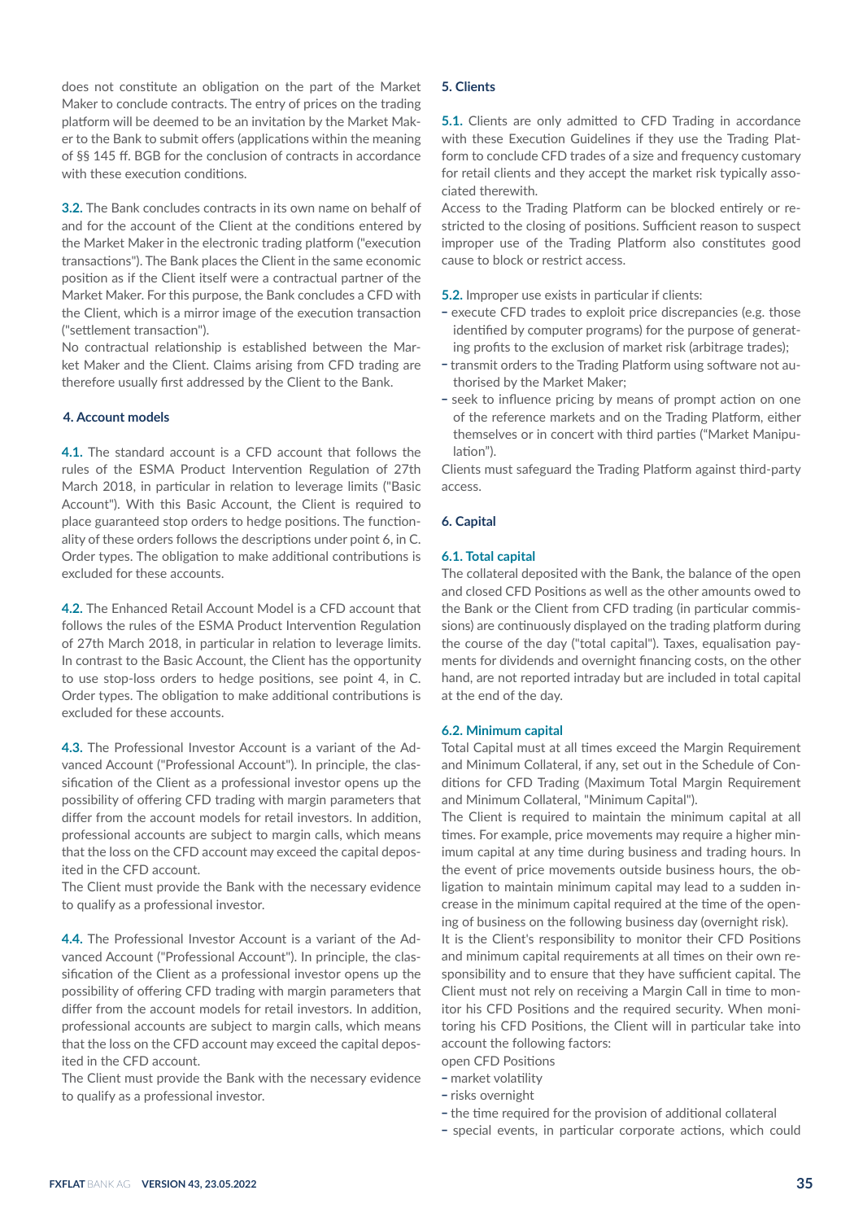does not constitute an obligation on the part of the Market Maker to conclude contracts. The entry of prices on the trading platform will be deemed to be an invitation by the Market Maker to the Bank to submit offers (applications within the meaning of §§ 145 ff. BGB for the conclusion of contracts in accordance with these execution conditions.

**3.2.** The Bank concludes contracts in its own name on behalf of and for the account of the Client at the conditions entered by the Market Maker in the electronic trading platform ("execution transactions"). The Bank places the Client in the same economic position as if the Client itself were a contractual partner of the Market Maker. For this purpose, the Bank concludes a CFD with the Client, which is a mirror image of the execution transaction ("settlement transaction").
No contractual relationship is established between the Market Maker and the Client. Claims arising from CFD trading are therefore usually first addressed by the Client to the Bank.

### 4. Account models

**4.1.** The standard account is a CFD account that follows the rules of the ESMA Product Intervention Regulation of 27th March 2018, in particular in relation to leverage limits ("Basic Account"). With this Basic Account, the Client is required to place guaranteed stop orders to hedge positions. The functionality of these orders follows the descriptions under point 6, in C. Order types. The obligation to make additional contributions is excluded for these accounts.

**4.2.** The Enhanced Retail Account Model is a CFD account that follows the rules of the ESMA Product Intervention Regulation of 27th March 2018, in particular in relation to leverage limits. In contrast to the Basic Account, the Client has the opportunity to use stop-loss orders to hedge positions, see point 4, in C. Order types. The obligation to make additional contributions is excluded for these accounts.

**4.3.** The Professional Investor Account is a variant of the Advanced Account ("Professional Account"). In principle, the classification of the Client as a professional investor opens up the possibility of offering CFD trading with margin parameters that differ from the account models for retail investors. In addition, professional accounts are subject to margin calls, which means that the loss on the CFD account may exceed the capital deposited in the CFD account.
The Client must provide the Bank with the necessary evidence to qualify as a professional investor.

**4.4.** The Professional Investor Account is a variant of the Advanced Account ("Professional Account"). In principle, the classification of the Client as a professional investor opens up the possibility of offering CFD trading with margin parameters that differ from the account models for retail investors. In addition, professional accounts are subject to margin calls, which means that the loss on the CFD account may exceed the capital deposited in the CFD account.
The Client must provide the Bank with the necessary evidence to qualify as a professional investor.

### 5. Clients

**5.1.** Clients are only admitted to CFD Trading in accordance with these Execution Guidelines if they use the Trading Platform to conclude CFD trades of a size and frequency customary for retail clients and they accept the market risk typically associated therewith.
Access to the Trading Platform can be blocked entirely or restricted to the closing of positions. Sufficient reason to suspect improper use of the Trading Platform also constitutes good cause to block or restrict access.

**5.2.** Improper use exists in particular if clients:

- execute CFD trades to exploit price discrepancies (e.g. those identified by computer programs) for the purpose of generating profits to the exclusion of market risk (arbitrage trades);
- transmit orders to the Trading Platform using software not authorised by the Market Maker;
- seek to influence pricing by means of prompt action on one of the reference markets and on the Trading Platform, either themselves or in concert with third parties ("Market Manipulation").

Clients must safeguard the Trading Platform against third-party access.

### 6. Capital

#### 6.1. Total capital

The collateral deposited with the Bank, the balance of the open and closed CFD Positions as well as the other amounts owed to the Bank or the Client from CFD trading (in particular commissions) are continuously displayed on the trading platform during the course of the day ("total capital"). Taxes, equalisation payments for dividends and overnight financing costs, on the other hand, are not reported intraday but are included in total capital at the end of the day.

#### 6.2. Minimum capital

Total Capital must at all times exceed the Margin Requirement and Minimum Collateral, if any, set out in the Schedule of Conditions for CFD Trading (Maximum Total Margin Requirement and Minimum Collateral, "Minimum Capital").
The Client is required to maintain the minimum capital at all times. For example, price movements may require a higher minimum capital at any time during business and trading hours. In the event of price movements outside business hours, the obligation to maintain minimum capital may lead to a sudden increase in the minimum capital required at the time of the opening of business on the following business day (overnight risk).
It is the Client's responsibility to monitor their CFD Positions and minimum capital requirements at all times on their own responsibility and to ensure that they have sufficient capital. The Client must not rely on receiving a Margin Call in time to monitor his CFD Positions and the required security. When monitoring his CFD Positions, the Client will in particular take into account the following factors:
open CFD Positions

- market volatility
- risks overnight
- the time required for the provision of additional collateral
- special events, in particular corporate actions, which could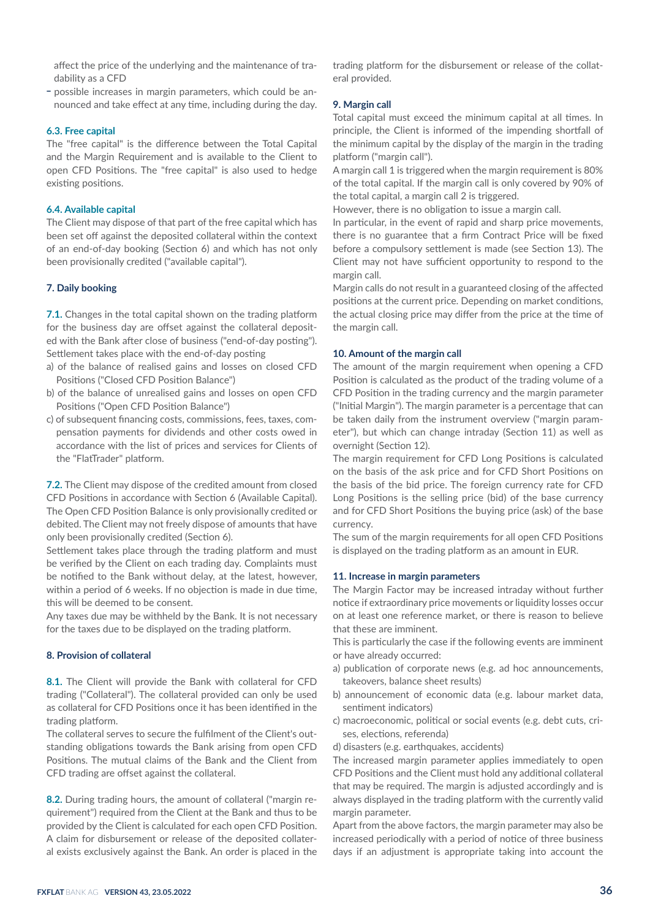affect the price of the underlying and the maintenance of tradability as a CFD
- possible increases in margin parameters, which could be announced and take effect at any time, including during the day.

### 6.3. Free capital

The "free capital" is the difference between the Total Capital and the Margin Requirement and is available to the Client to open CFD Positions. The "free capital" is also used to hedge existing positions.

### 6.4. Available capital

The Client may dispose of that part of the free capital which has been set off against the deposited collateral within the context of an end-of-day booking (Section 6) and which has not only been provisionally credited ("available capital").

## 7. Daily booking

**7.1.** Changes in the total capital shown on the trading platform for the business day are offset against the collateral deposited with the Bank after close of business ("end-of-day posting"). Settlement takes place with the end-of-day posting

a) of the balance of realised gains and losses on closed CFD Positions ("Closed CFD Position Balance")
b) of the balance of unrealised gains and losses on open CFD Positions ("Open CFD Position Balance")
c) of subsequent financing costs, commissions, fees, taxes, compensation payments for dividends and other costs owed in accordance with the list of prices and services for Clients of the "FlatTrader" platform.

**7.2.** The Client may dispose of the credited amount from closed CFD Positions in accordance with Section 6 (Available Capital). The Open CFD Position Balance is only provisionally credited or debited. The Client may not freely dispose of amounts that have only been provisionally credited (Section 6).

Settlement takes place through the trading platform and must be verified by the Client on each trading day. Complaints must be notified to the Bank without delay, at the latest, however, within a period of 6 weeks. If no objection is made in due time, this will be deemed to be consent.

Any taxes due may be withheld by the Bank. It is not necessary for the taxes due to be displayed on the trading platform.

## 8. Provision of collateral

**8.1.** The Client will provide the Bank with collateral for CFD trading ("Collateral"). The collateral provided can only be used as collateral for CFD Positions once it has been identified in the trading platform.

The collateral serves to secure the fulfilment of the Client's outstanding obligations towards the Bank arising from open CFD Positions. The mutual claims of the Bank and the Client from CFD trading are offset against the collateral.

**8.2.** During trading hours, the amount of collateral ("margin requirement") required from the Client at the Bank and thus to be provided by the Client is calculated for each open CFD Position. A claim for disbursement or release of the deposited collateral exists exclusively against the Bank. An order is placed in the trading platform for the disbursement or release of the collateral provided.

## 9. Margin call

Total capital must exceed the minimum capital at all times. In principle, the Client is informed of the impending shortfall of the minimum capital by the display of the margin in the trading platform ("margin call").

A margin call 1 is triggered when the margin requirement is 80% of the total capital. If the margin call is only covered by 90% of the total capital, a margin call 2 is triggered.

However, there is no obligation to issue a margin call.

In particular, in the event of rapid and sharp price movements, there is no guarantee that a firm Contract Price will be fixed before a compulsory settlement is made (see Section 13). The Client may not have sufficient opportunity to respond to the margin call.

Margin calls do not result in a guaranteed closing of the affected positions at the current price. Depending on market conditions, the actual closing price may differ from the price at the time of the margin call.

## 10. Amount of the margin call

The amount of the margin requirement when opening a CFD Position is calculated as the product of the trading volume of a CFD Position in the trading currency and the margin parameter ("Initial Margin"). The margin parameter is a percentage that can be taken daily from the instrument overview ("margin parameter"), but which can change intraday (Section 11) as well as overnight (Section 12).

The margin requirement for CFD Long Positions is calculated on the basis of the ask price and for CFD Short Positions on the basis of the bid price. The foreign currency rate for CFD Long Positions is the selling price (bid) of the base currency and for CFD Short Positions the buying price (ask) of the base currency.

The sum of the margin requirements for all open CFD Positions is displayed on the trading platform as an amount in EUR.

## 11. Increase in margin parameters

The Margin Factor may be increased intraday without further notice if extraordinary price movements or liquidity losses occur on at least one reference market, or there is reason to believe that these are imminent.

This is particularly the case if the following events are imminent or have already occurred:

a) publication of corporate news (e.g. ad hoc announcements, takeovers, balance sheet results)
b) announcement of economic data (e.g. labour market data, sentiment indicators)
c) macroeconomic, political or social events (e.g. debt cuts, crises, elections, referenda)
d) disasters (e.g. earthquakes, accidents)

The increased margin parameter applies immediately to open CFD Positions and the Client must hold any additional collateral that may be required. The margin is adjusted accordingly and is always displayed in the trading platform with the currently valid margin parameter.

Apart from the above factors, the margin parameter may also be increased periodically with a period of notice of three business days if an adjustment is appropriate taking into account the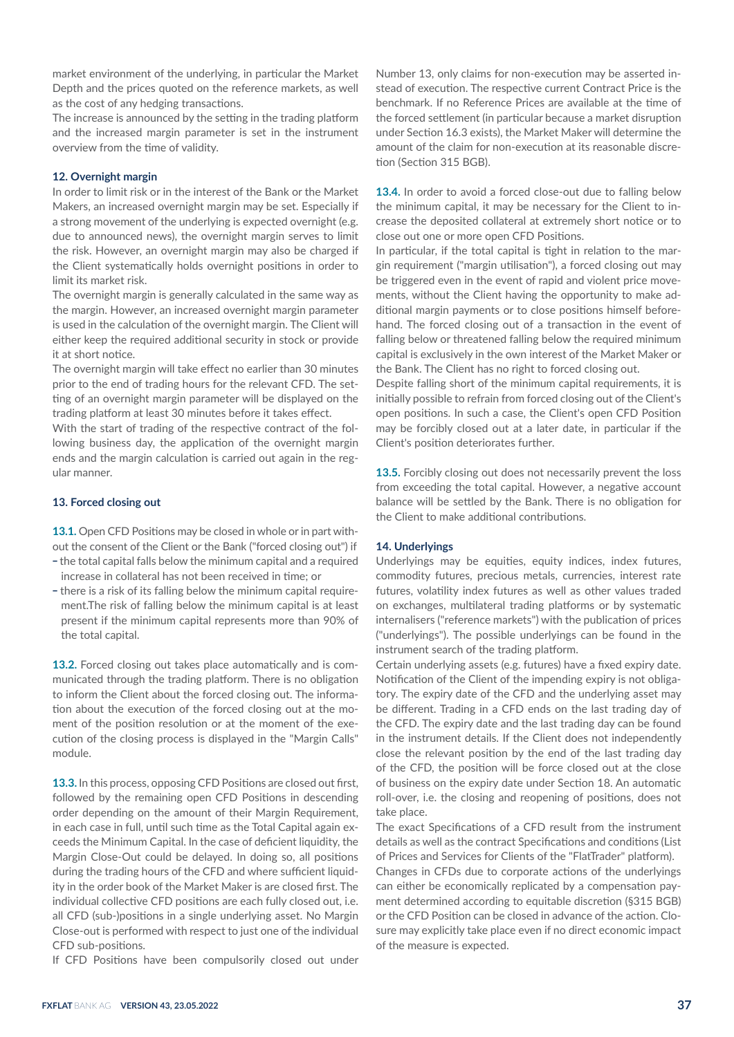market environment of the underlying, in particular the Market Depth and the prices quoted on the reference markets, as well as the cost of any hedging transactions.
The increase is announced by the setting in the trading platform and the increased margin parameter is set in the instrument overview from the time of validity.

### 12. Overnight margin

In order to limit risk or in the interest of the Bank or the Market Makers, an increased overnight margin may be set. Especially if a strong movement of the underlying is expected overnight (e.g. due to announced news), the overnight margin serves to limit the risk. However, an overnight margin may also be charged if the Client systematically holds overnight positions in order to limit its market risk.
The overnight margin is generally calculated in the same way as the margin. However, an increased overnight margin parameter is used in the calculation of the overnight margin. The Client will either keep the required additional security in stock or provide it at short notice.
The overnight margin will take effect no earlier than 30 minutes prior to the end of trading hours for the relevant CFD. The setting of an overnight margin parameter will be displayed on the trading platform at least 30 minutes before it takes effect.
With the start of trading of the respective contract of the following business day, the application of the overnight margin ends and the margin calculation is carried out again in the regular manner.

### 13. Forced closing out

**13.1.** Open CFD Positions may be closed in whole or in part without the consent of the Client or the Bank ("forced closing out") if

- the total capital falls below the minimum capital and a required increase in collateral has not been received in time; or
- there is a risk of its falling below the minimum capital requirement.The risk of falling below the minimum capital is at least present if the minimum capital represents more than 90% of the total capital.

**13.2.** Forced closing out takes place automatically and is communicated through the trading platform. There is no obligation to inform the Client about the forced closing out. The information about the execution of the forced closing out at the moment of the position resolution or at the moment of the execution of the closing process is displayed in the "Margin Calls" module.

**13.3.** In this process, opposing CFD Positions are closed out first, followed by the remaining open CFD Positions in descending order depending on the amount of their Margin Requirement, in each case in full, until such time as the Total Capital again exceeds the Minimum Capital. In the case of deficient liquidity, the Margin Close-Out could be delayed. In doing so, all positions during the trading hours of the CFD and where sufficient liquidity in the order book of the Market Maker is are closed first. The individual collective CFD positions are each fully closed out, i.e. all CFD (sub-)positions in a single underlying asset. No Margin Close-out is performed with respect to just one of the individual CFD sub-positions.
If CFD Positions have been compulsorily closed out under Number 13, only claims for non-execution may be asserted instead of execution. The respective current Contract Price is the benchmark. If no Reference Prices are available at the time of the forced settlement (in particular because a market disruption under Section 16.3 exists), the Market Maker will determine the amount of the claim for non-execution at its reasonable discretion (Section 315 BGB).

**13.4.** In order to avoid a forced close-out due to falling below the minimum capital, it may be necessary for the Client to increase the deposited collateral at extremely short notice or to close out one or more open CFD Positions.
In particular, if the total capital is tight in relation to the margin requirement ("margin utilisation"), a forced closing out may be triggered even in the event of rapid and violent price movements, without the Client having the opportunity to make additional margin payments or to close positions himself beforehand. The forced closing out of a transaction in the event of falling below or threatened falling below the required minimum capital is exclusively in the own interest of the Market Maker or the Bank. The Client has no right to forced closing out.
Despite falling short of the minimum capital requirements, it is initially possible to refrain from forced closing out of the Client's open positions. In such a case, the Client's open CFD Position may be forcibly closed out at a later date, in particular if the Client's position deteriorates further.

**13.5.** Forcibly closing out does not necessarily prevent the loss from exceeding the total capital. However, a negative account balance will be settled by the Bank. There is no obligation for the Client to make additional contributions.

### 14. Underlyings

Underlyings may be equities, equity indices, index futures, commodity futures, precious metals, currencies, interest rate futures, volatility index futures as well as other values traded on exchanges, multilateral trading platforms or by systematic internalisers ("reference markets") with the publication of prices ("underlyings"). The possible underlyings can be found in the instrument search of the trading platform.
Certain underlying assets (e.g. futures) have a fixed expiry date. Notification of the Client of the impending expiry is not obligatory. The expiry date of the CFD and the underlying asset may be different. Trading in a CFD ends on the last trading day of the CFD. The expiry date and the last trading day can be found in the instrument details. If the Client does not independently close the relevant position by the end of the last trading day of the CFD, the position will be force closed out at the close of business on the expiry date under Section 18. An automatic roll-over, i.e. the closing and reopening of positions, does not take place.
The exact Specifications of a CFD result from the instrument details as well as the contract Specifications and conditions (List of Prices and Services for Clients of the "FlatTrader" platform).
Changes in CFDs due to corporate actions of the underlyings can either be economically replicated by a compensation payment determined according to equitable discretion (§315 BGB) or the CFD Position can be closed in advance of the action. Closure may explicitly take place even if no direct economic impact of the measure is expected.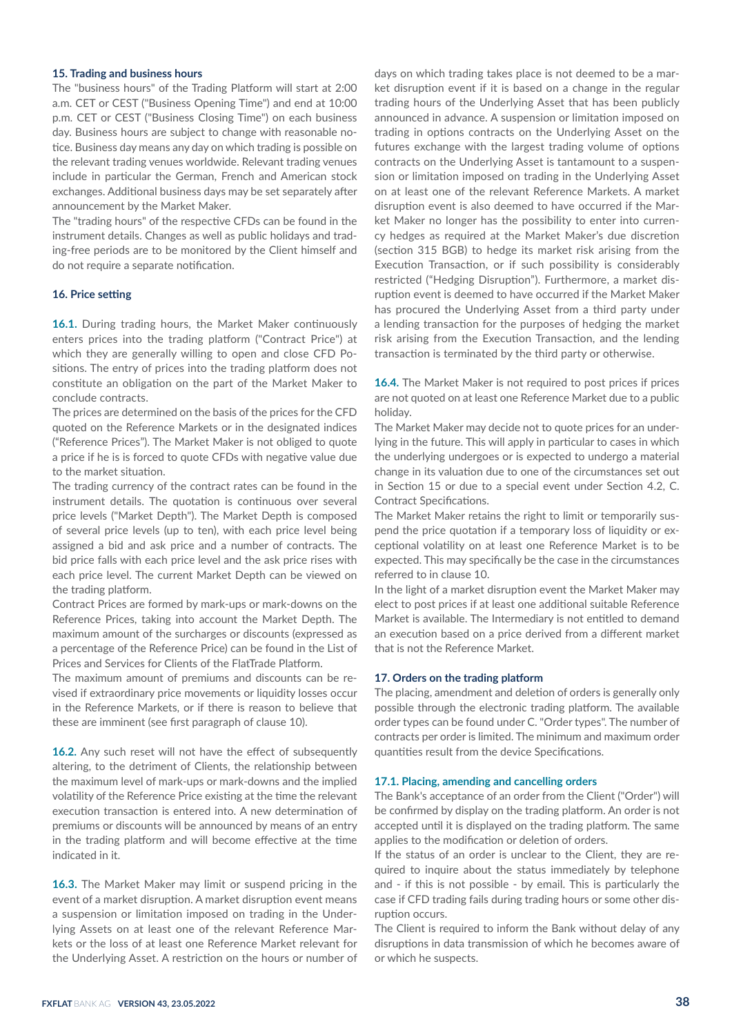## 15. Trading and business hours

The "business hours" of the Trading Platform will start at 2:00 a.m. CET or CEST ("Business Opening Time") and end at 10:00 p.m. CET or CEST ("Business Closing Time") on each business day. Business hours are subject to change with reasonable notice. Business day means any day on which trading is possible on the relevant trading venues worldwide. Relevant trading venues include in particular the German, French and American stock exchanges. Additional business days may be set separately after announcement by the Market Maker.

The "trading hours" of the respective CFDs can be found in the instrument details. Changes as well as public holidays and trading-free periods are to be monitored by the Client himself and do not require a separate notification.

## 16. Price setting

**16.1.** During trading hours, the Market Maker continuously enters prices into the trading platform ("Contract Price") at which they are generally willing to open and close CFD Positions. The entry of prices into the trading platform does not constitute an obligation on the part of the Market Maker to conclude contracts.

The prices are determined on the basis of the prices for the CFD quoted on the Reference Markets or in the designated indices ("Reference Prices"). The Market Maker is not obliged to quote a price if he is is forced to quote CFDs with negative value due to the market situation.

The trading currency of the contract rates can be found in the instrument details. The quotation is continuous over several price levels ("Market Depth"). The Market Depth is composed of several price levels (up to ten), with each price level being assigned a bid and ask price and a number of contracts. The bid price falls with each price level and the ask price rises with each price level. The current Market Depth can be viewed on the trading platform.

Contract Prices are formed by mark-ups or mark-downs on the Reference Prices, taking into account the Market Depth. The maximum amount of the surcharges or discounts (expressed as a percentage of the Reference Price) can be found in the List of Prices and Services for Clients of the FlatTrade Platform.

The maximum amount of premiums and discounts can be revised if extraordinary price movements or liquidity losses occur in the Reference Markets, or if there is reason to believe that these are imminent (see first paragraph of clause 10).

**16.2.** Any such reset will not have the effect of subsequently altering, to the detriment of Clients, the relationship between the maximum level of mark-ups or mark-downs and the implied volatility of the Reference Price existing at the time the relevant execution transaction is entered into. A new determination of premiums or discounts will be announced by means of an entry in the trading platform and will become effective at the time indicated in it.

**16.3.** The Market Maker may limit or suspend pricing in the event of a market disruption. A market disruption event means a suspension or limitation imposed on trading in the Underlying Assets on at least one of the relevant Reference Markets or the loss of at least one Reference Market relevant for the Underlying Asset. A restriction on the hours or number of days on which trading takes place is not deemed to be a market disruption event if it is based on a change in the regular trading hours of the Underlying Asset that has been publicly announced in advance. A suspension or limitation imposed on trading in options contracts on the Underlying Asset on the futures exchange with the largest trading volume of options contracts on the Underlying Asset is tantamount to a suspension or limitation imposed on trading in the Underlying Asset on at least one of the relevant Reference Markets. A market disruption event is also deemed to have occurred if the Market Maker no longer has the possibility to enter into currency hedges as required at the Market Maker's due discretion (section 315 BGB) to hedge its market risk arising from the Execution Transaction, or if such possibility is considerably restricted ("Hedging Disruption"). Furthermore, a market disruption event is deemed to have occurred if the Market Maker has procured the Underlying Asset from a third party under a lending transaction for the purposes of hedging the market risk arising from the Execution Transaction, and the lending transaction is terminated by the third party or otherwise.

**16.4.** The Market Maker is not required to post prices if prices are not quoted on at least one Reference Market due to a public holiday.

The Market Maker may decide not to quote prices for an underlying in the future. This will apply in particular to cases in which the underlying undergoes or is expected to undergo a material change in its valuation due to one of the circumstances set out in Section 15 or due to a special event under Section 4.2, C. Contract Specifications.

The Market Maker retains the right to limit or temporarily suspend the price quotation if a temporary loss of liquidity or exceptional volatility on at least one Reference Market is to be expected. This may specifically be the case in the circumstances referred to in clause 10.

In the light of a market disruption event the Market Maker may elect to post prices if at least one additional suitable Reference Market is available. The Intermediary is not entitled to demand an execution based on a price derived from a different market that is not the Reference Market.

## 17. Orders on the trading platform

The placing, amendment and deletion of orders is generally only possible through the electronic trading platform. The available order types can be found under C. "Order types". The number of contracts per order is limited. The minimum and maximum order quantities result from the device Specifications.

### 17.1. Placing, amending and cancelling orders

The Bank's acceptance of an order from the Client ("Order") will be confirmed by display on the trading platform. An order is not accepted until it is displayed on the trading platform. The same applies to the modification or deletion of orders.

If the status of an order is unclear to the Client, they are required to inquire about the status immediately by telephone and - if this is not possible - by email. This is particularly the case if CFD trading fails during trading hours or some other disruption occurs.

The Client is required to inform the Bank without delay of any disruptions in data transmission of which he becomes aware of or which he suspects.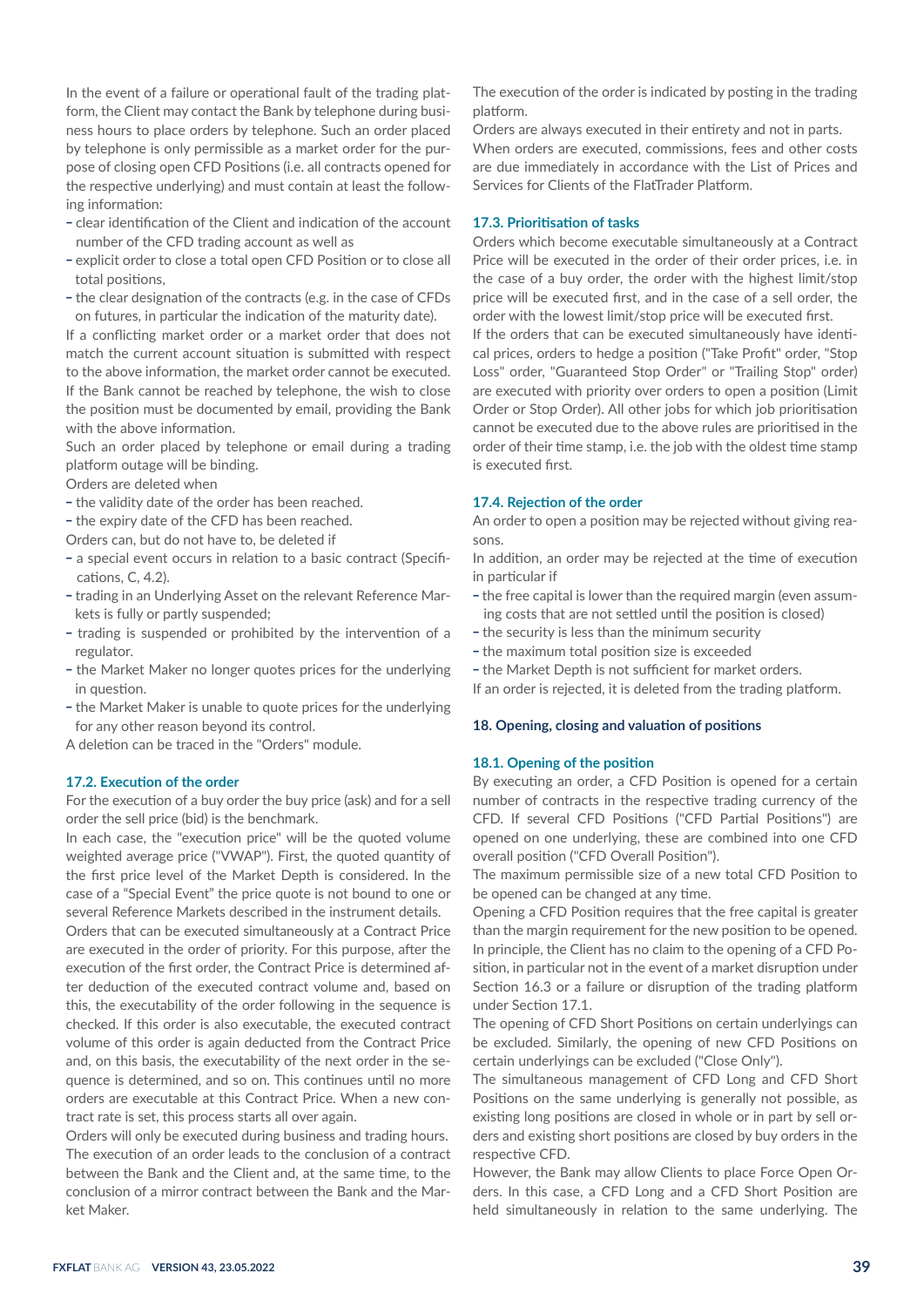In the event of a failure or operational fault of the trading platform, the Client may contact the Bank by telephone during business hours to place orders by telephone. Such an order placed by telephone is only permissible as a market order for the purpose of closing open CFD Positions (i.e. all contracts opened for the respective underlying) and must contain at least the following information:

- clear identification of the Client and indication of the account number of the CFD trading account as well as
- explicit order to close a total open CFD Position or to close all total positions,
- the clear designation of the contracts (e.g. in the case of CFDs on futures, in particular the indication of the maturity date).

If a conflicting market order or a market order that does not match the current account situation is submitted with respect to the above information, the market order cannot be executed.

If the Bank cannot be reached by telephone, the wish to close the position must be documented by email, providing the Bank with the above information.

Such an order placed by telephone or email during a trading platform outage will be binding.

Orders are deleted when

- the validity date of the order has been reached.
- the expiry date of the CFD has been reached.

Orders can, but do not have to, be deleted if

- a special event occurs in relation to a basic contract (Specifications, C, 4.2).
- trading in an Underlying Asset on the relevant Reference Markets is fully or partly suspended;
- trading is suspended or prohibited by the intervention of a regulator.
- the Market Maker no longer quotes prices for the underlying in question.
- the Market Maker is unable to quote prices for the underlying for any other reason beyond its control.

A deletion can be traced in the "Orders" module.

### 17.2. Execution of the order

For the execution of a buy order the buy price (ask) and for a sell order the sell price (bid) is the benchmark.

In each case, the "execution price" will be the quoted volume weighted average price ("VWAP"). First, the quoted quantity of the first price level of the Market Depth is considered. In the case of a "Special Event" the price quote is not bound to one or several Reference Markets described in the instrument details.

Orders that can be executed simultaneously at a Contract Price are executed in the order of priority. For this purpose, after the execution of the first order, the Contract Price is determined after deduction of the executed contract volume and, based on this, the executability of the order following in the sequence is checked. If this order is also executable, the executed contract volume of this order is again deducted from the Contract Price and, on this basis, the executability of the next order in the sequence is determined, and so on. This continues until no more orders are executable at this Contract Price. When a new contract rate is set, this process starts all over again.

Orders will only be executed during business and trading hours.

The execution of an order leads to the conclusion of a contract between the Bank and the Client and, at the same time, to the conclusion of a mirror contract between the Bank and the Market Maker.

The execution of the order is indicated by posting in the trading platform.

Orders are always executed in their entirety and not in parts.

When orders are executed, commissions, fees and other costs are due immediately in accordance with the List of Prices and Services for Clients of the FlatTrader Platform.

### 17.3. Prioritisation of tasks

Orders which become executable simultaneously at a Contract Price will be executed in the order of their order prices, i.e. in the case of a buy order, the order with the highest limit/stop price will be executed first, and in the case of a sell order, the order with the lowest limit/stop price will be executed first.

If the orders that can be executed simultaneously have identical prices, orders to hedge a position ("Take Profit" order, "Stop Loss" order, "Guaranteed Stop Order" or "Trailing Stop" order) are executed with priority over orders to open a position (Limit Order or Stop Order). All other jobs for which job prioritisation cannot be executed due to the above rules are prioritised in the order of their time stamp, i.e. the job with the oldest time stamp is executed first.

### 17.4. Rejection of the order

An order to open a position may be rejected without giving reasons.

In addition, an order may be rejected at the time of execution in particular if

- the free capital is lower than the required margin (even assuming costs that are not settled until the position is closed)
- the security is less than the minimum security
- the maximum total position size is exceeded
- the Market Depth is not sufficient for market orders.

If an order is rejected, it is deleted from the trading platform.

## 18. Opening, closing and valuation of positions

### 18.1. Opening of the position

By executing an order, a CFD Position is opened for a certain number of contracts in the respective trading currency of the CFD. If several CFD Positions ("CFD Partial Positions") are opened on one underlying, these are combined into one CFD overall position ("CFD Overall Position").

The maximum permissible size of a new total CFD Position to be opened can be changed at any time.

Opening a CFD Position requires that the free capital is greater than the margin requirement for the new position to be opened.

In principle, the Client has no claim to the opening of a CFD Position, in particular not in the event of a market disruption under Section 16.3 or a failure or disruption of the trading platform under Section 17.1.

The opening of CFD Short Positions on certain underlyings can be excluded. Similarly, the opening of new CFD Positions on certain underlyings can be excluded ("Close Only").

The simultaneous management of CFD Long and CFD Short Positions on the same underlying is generally not possible, as existing long positions are closed in whole or in part by sell orders and existing short positions are closed by buy orders in the respective CFD.

However, the Bank may allow Clients to place Force Open Orders. In this case, a CFD Long and a CFD Short Position are held simultaneously in relation to the same underlying. The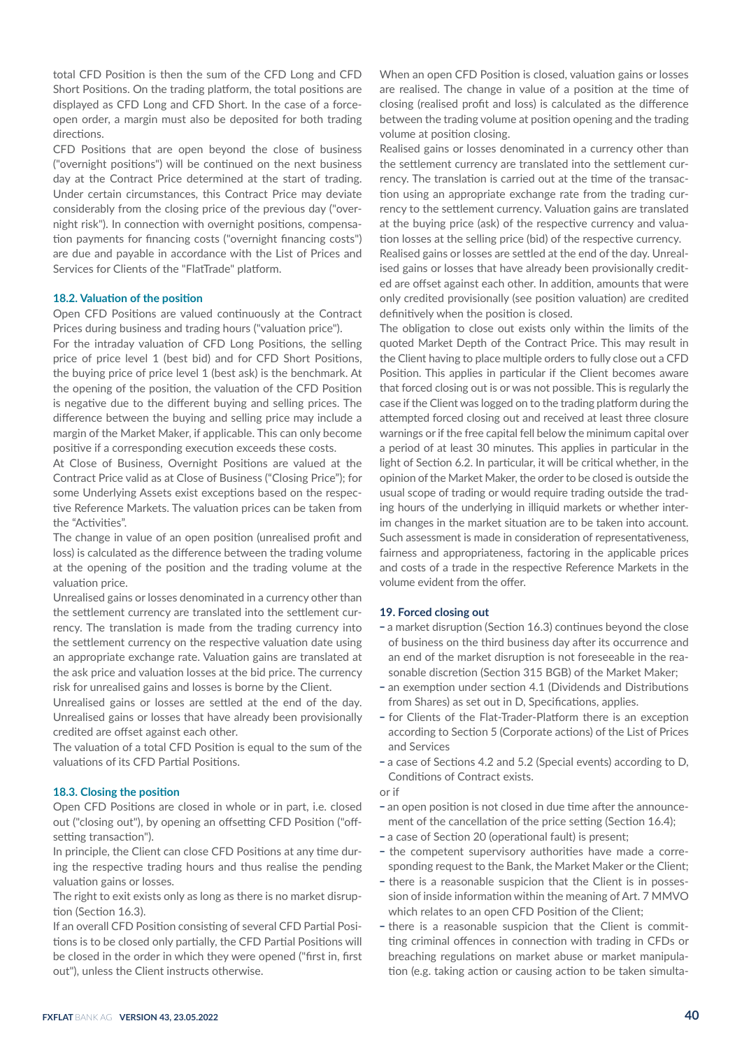total CFD Position is then the sum of the CFD Long and CFD Short Positions. On the trading platform, the total positions are displayed as CFD Long and CFD Short. In the case of a force-open order, a margin must also be deposited for both trading directions.

CFD Positions that are open beyond the close of business ("overnight positions") will be continued on the next business day at the Contract Price determined at the start of trading. Under certain circumstances, this Contract Price may deviate considerably from the closing price of the previous day ("overnight risk"). In connection with overnight positions, compensation payments for financing costs ("overnight financing costs") are due and payable in accordance with the List of Prices and Services for Clients of the "FlatTrade" platform.

### 18.2. Valuation of the position

Open CFD Positions are valued continuously at the Contract Prices during business and trading hours ("valuation price").

For the intraday valuation of CFD Long Positions, the selling price of price level 1 (best bid) and for CFD Short Positions, the buying price of price level 1 (best ask) is the benchmark. At the opening of the position, the valuation of the CFD Position is negative due to the different buying and selling prices. The difference between the buying and selling price may include a margin of the Market Maker, if applicable. This can only become positive if a corresponding execution exceeds these costs.

At Close of Business, Overnight Positions are valued at the Contract Price valid as at Close of Business ("Closing Price"); for some Underlying Assets exist exceptions based on the respective Reference Markets. The valuation prices can be taken from the "Activities".

The change in value of an open position (unrealised profit and loss) is calculated as the difference between the trading volume at the opening of the position and the trading volume at the valuation price.

Unrealised gains or losses denominated in a currency other than the settlement currency are translated into the settlement currency. The translation is made from the trading currency into the settlement currency on the respective valuation date using an appropriate exchange rate. Valuation gains are translated at the ask price and valuation losses at the bid price. The currency risk for unrealised gains and losses is borne by the Client.

Unrealised gains or losses are settled at the end of the day. Unrealised gains or losses that have already been provisionally credited are offset against each other.

The valuation of a total CFD Position is equal to the sum of the valuations of its CFD Partial Positions.

### 18.3. Closing the position

Open CFD Positions are closed in whole or in part, i.e. closed out ("closing out"), by opening an offsetting CFD Position ("offsetting transaction").

In principle, the Client can close CFD Positions at any time during the respective trading hours and thus realise the pending valuation gains or losses.

The right to exit exists only as long as there is no market disruption (Section 16.3).

If an overall CFD Position consisting of several CFD Partial Positions is to be closed only partially, the CFD Partial Positions will be closed in the order in which they were opened ("first in, first out"), unless the Client instructs otherwise.

When an open CFD Position is closed, valuation gains or losses are realised. The change in value of a position at the time of closing (realised profit and loss) is calculated as the difference between the trading volume at position opening and the trading volume at position closing.

Realised gains or losses denominated in a currency other than the settlement currency are translated into the settlement currency. The translation is carried out at the time of the transaction using an appropriate exchange rate from the trading currency to the settlement currency. Valuation gains are translated at the buying price (ask) of the respective currency and valuation losses at the selling price (bid) of the respective currency.

Realised gains or losses are settled at the end of the day. Unrealised gains or losses that have already been provisionally credited are offset against each other. In addition, amounts that were only credited provisionally (see position valuation) are credited definitively when the position is closed.

The obligation to close out exists only within the limits of the quoted Market Depth of the Contract Price. This may result in the Client having to place multiple orders to fully close out a CFD Position. This applies in particular if the Client becomes aware that forced closing out is or was not possible. This is regularly the case if the Client was logged on to the trading platform during the attempted forced closing out and received at least three closure warnings or if the free capital fell below the minimum capital over a period of at least 30 minutes. This applies in particular in the light of Section 6.2. In particular, it will be critical whether, in the opinion of the Market Maker, the order to be closed is outside the usual scope of trading or would require trading outside the trading hours of the underlying in illiquid markets or whether interim changes in the market situation are to be taken into account. Such assessment is made in consideration of representativeness, fairness and appropriateness, factoring in the applicable prices and costs of a trade in the respective Reference Markets in the volume evident from the offer.

### 19. Forced closing out

- a market disruption (Section 16.3) continues beyond the close of business on the third business day after its occurrence and an end of the market disruption is not foreseeable in the reasonable discretion (Section 315 BGB) of the Market Maker;
- an exemption under section 4.1 (Dividends and Distributions from Shares) as set out in D, Specifications, applies.
- for Clients of the Flat-Trader-Platform there is an exception according to Section 5 (Corporate actions) of the List of Prices and Services
- a case of Sections 4.2 and 5.2 (Special events) according to D, Conditions of Contract exists.

or if

- an open position is not closed in due time after the announcement of the cancellation of the price setting (Section 16.4);
- a case of Section 20 (operational fault) is present;
- the competent supervisory authorities have made a corresponding request to the Bank, the Market Maker or the Client;
- there is a reasonable suspicion that the Client is in possession of inside information within the meaning of Art. 7 MMVO which relates to an open CFD Position of the Client;
- there is a reasonable suspicion that the Client is committing criminal offences in connection with trading in CFDs or breaching regulations on market abuse or market manipulation (e.g. taking action or causing action to be taken simulta-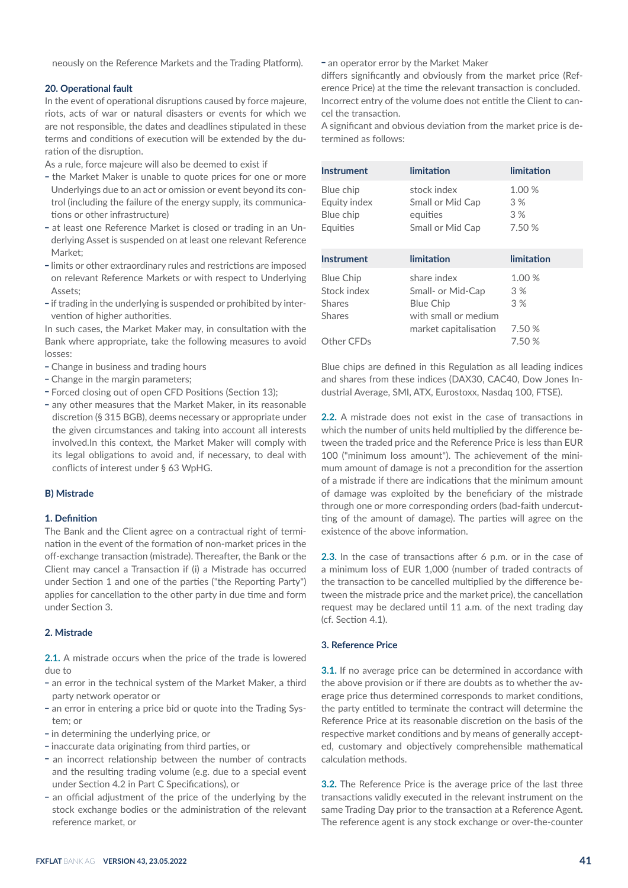neously on the Reference Markets and the Trading Platform).

### 20. Operational fault

In the event of operational disruptions caused by force majeure, riots, acts of war or natural disasters or events for which we are not responsible, the dates and deadlines stipulated in these terms and conditions of execution will be extended by the duration of the disruption.

As a rule, force majeure will also be deemed to exist if

- the Market Maker is unable to quote prices for one or more Underlyings due to an act or omission or event beyond its control (including the failure of the energy supply, its communications or other infrastructure)
- at least one Reference Market is closed or trading in an Underlying Asset is suspended on at least one relevant Reference Market;
- limits or other extraordinary rules and restrictions are imposed on relevant Reference Markets or with respect to Underlying Assets;
- if trading in the underlying is suspended or prohibited by intervention of higher authorities.

In such cases, the Market Maker may, in consultation with the Bank where appropriate, take the following measures to avoid losses:

- Change in business and trading hours
- Change in the margin parameters;
- Forced closing out of open CFD Positions (Section 13);
- any other measures that the Market Maker, in its reasonable discretion (§ 315 BGB), deems necessary or appropriate under the given circumstances and taking into account all interests involved.In this context, the Market Maker will comply with its legal obligations to avoid and, if necessary, to deal with conflicts of interest under § 63 WpHG.

## B) Mistrade

### 1. Definition

The Bank and the Client agree on a contractual right of termination in the event of the formation of non-market prices in the off-exchange transaction (mistrade). Thereafter, the Bank or the Client may cancel a Transaction if (i) a Mistrade has occurred under Section 1 and one of the parties ("the Reporting Party") applies for cancellation to the other party in due time and form under Section 3.

### 2. Mistrade

**2.1.** A mistrade occurs when the price of the trade is lowered due to

- an error in the technical system of the Market Maker, a third party network operator or
- an error in entering a price bid or quote into the Trading System; or
- in determining the underlying price, or
- inaccurate data originating from third parties, or
- an incorrect relationship between the number of contracts and the resulting trading volume (e.g. due to a special event under Section 4.2 in Part C Specifications), or
- an official adjustment of the price of the underlying by the stock exchange bodies or the administration of the relevant reference market, or
- an operator error by the Market Maker

differs significantly and obviously from the market price (Reference Price) at the time the relevant transaction is concluded. Incorrect entry of the volume does not entitle the Client to cancel the transaction.

A significant and obvious deviation from the market price is determined as follows:

| Instrument | limitation | limitation |
|---|---|---|
| Blue chip | stock index | 1.00 % |
| Equity index | Small or Mid Cap | 3 % |
| Blue chip | equities | 3 % |
| Equities | Small or Mid Cap | 7.50 % |

| Instrument | limitation | limitation |
|---|---|---|
| Blue Chip | share index | 1.00 % |
| Stock index | Small- or Mid-Cap | 3 % |
| Shares | Blue Chip | 3 % |
| Shares | with small or medium market capitalisation | 7.50 % |
| Other CFDs | | 7.50 % |

Blue chips are defined in this Regulation as all leading indices and shares from these indices (DAX30, CAC40, Dow Jones Industrial Average, SMI, ATX, Eurostoxx, Nasdaq 100, FTSE).

**2.2.** A mistrade does not exist in the case of transactions in which the number of units held multiplied by the difference between the traded price and the Reference Price is less than EUR 100 ("minimum loss amount"). The achievement of the minimum amount of damage is not a precondition for the assertion of a mistrade if there are indications that the minimum amount of damage was exploited by the beneficiary of the mistrade through one or more corresponding orders (bad-faith undercutting of the amount of damage). The parties will agree on the existence of the above information.

**2.3.** In the case of transactions after 6 p.m. or in the case of a minimum loss of EUR 1,000 (number of traded contracts of the transaction to be cancelled multiplied by the difference between the mistrade price and the market price), the cancellation request may be declared until 11 a.m. of the next trading day (cf. Section 4.1).

### 3. Reference Price

**3.1.** If no average price can be determined in accordance with the above provision or if there are doubts as to whether the average price thus determined corresponds to market conditions, the party entitled to terminate the contract will determine the Reference Price at its reasonable discretion on the basis of the respective market conditions and by means of generally accepted, customary and objectively comprehensible mathematical calculation methods.

**3.2.** The Reference Price is the average price of the last three transactions validly executed in the relevant instrument on the same Trading Day prior to the transaction at a Reference Agent. The reference agent is any stock exchange or over-the-counter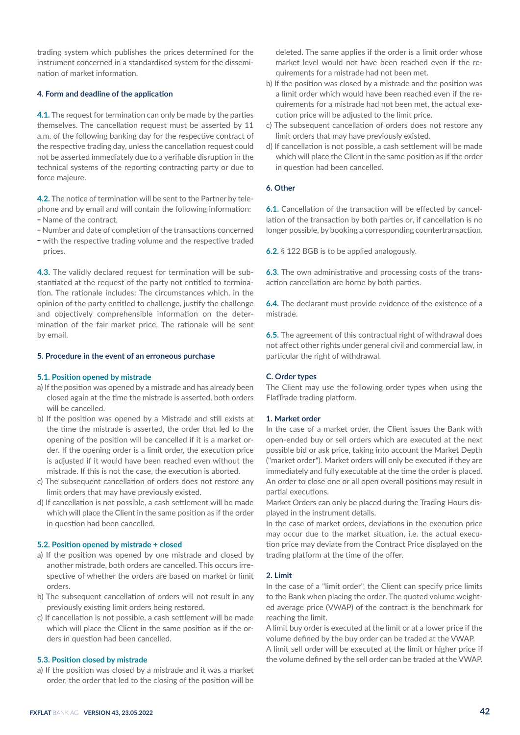trading system which publishes the prices determined for the instrument concerned in a standardised system for the dissemination of market information.

### 4. Form and deadline of the application

**4.1.** The request for termination can only be made by the parties themselves. The cancellation request must be asserted by 11 a.m. of the following banking day for the respective contract of the respective trading day, unless the cancellation request could not be asserted immediately due to a verifiable disruption in the technical systems of the reporting contracting party or due to force majeure.

**4.2.** The notice of termination will be sent to the Partner by telephone and by email and will contain the following information:
- Name of the contract,
- Number and date of completion of the transactions concerned
- with the respective trading volume and the respective traded prices.

**4.3.** The validly declared request for termination will be substantiated at the request of the party not entitled to termination. The rationale includes: The circumstances which, in the opinion of the party entitled to challenge, justify the challenge and objectively comprehensible information on the determination of the fair market price. The rationale will be sent by email.

### 5. Procedure in the event of an erroneous purchase

#### 5.1. Position opened by mistrade

a) If the position was opened by a mistrade and has already been closed again at the time the mistrade is asserted, both orders will be cancelled.

b) If the position was opened by a Mistrade and still exists at the time the mistrade is asserted, the order that led to the opening of the position will be cancelled if it is a market order. If the opening order is a limit order, the execution price is adjusted if it would have been reached even without the mistrade. If this is not the case, the execution is aborted.

c) The subsequent cancellation of orders does not restore any limit orders that may have previously existed.

d) If cancellation is not possible, a cash settlement will be made which will place the Client in the same position as if the order in question had been cancelled.

#### 5.2. Position opened by mistrade + closed

a) If the position was opened by one mistrade and closed by another mistrade, both orders are cancelled. This occurs irrespective of whether the orders are based on market or limit orders.

b) The subsequent cancellation of orders will not result in any previously existing limit orders being restored.

c) If cancellation is not possible, a cash settlement will be made which will place the Client in the same position as if the orders in question had been cancelled.

#### 5.3. Position closed by mistrade

a) If the position was closed by a mistrade and it was a market order, the order that led to the closing of the position will be deleted. The same applies if the order is a limit order whose market level would not have been reached even if the requirements for a mistrade had not been met.

b) If the position was closed by a mistrade and the position was a limit order which would have been reached even if the requirements for a mistrade had not been met, the actual execution price will be adjusted to the limit price.

c) The subsequent cancellation of orders does not restore any limit orders that may have previously existed.

d) If cancellation is not possible, a cash settlement will be made which will place the Client in the same position as if the order in question had been cancelled.

### 6. Other

**6.1.** Cancellation of the transaction will be effected by cancellation of the transaction by both parties or, if cancellation is no longer possible, by booking a corresponding countertransaction.

**6.2.** § 122 BGB is to be applied analogously.

**6.3.** The own administrative and processing costs of the transaction cancellation are borne by both parties.

**6.4.** The declarant must provide evidence of the existence of a mistrade.

**6.5.** The agreement of this contractual right of withdrawal does not affect other rights under general civil and commercial law, in particular the right of withdrawal.

## C. Order types

The Client may use the following order types when using the FlatTrade trading platform.

### 1. Market order

In the case of a market order, the Client issues the Bank with open-ended buy or sell orders which are executed at the next possible bid or ask price, taking into account the Market Depth ("market order"). Market orders will only be executed if they are immediately and fully executable at the time the order is placed. An order to close one or all open overall positions may result in partial executions.

Market Orders can only be placed during the Trading Hours displayed in the instrument details.

In the case of market orders, deviations in the execution price may occur due to the market situation, i.e. the actual execution price may deviate from the Contract Price displayed on the trading platform at the time of the offer.

### 2. Limit

In the case of a "limit order", the Client can specify price limits to the Bank when placing the order. The quoted volume weighted average price (VWAP) of the contract is the benchmark for reaching the limit.

A limit buy order is executed at the limit or at a lower price if the volume defined by the buy order can be traded at the VWAP.

A limit sell order will be executed at the limit or higher price if the volume defined by the sell order can be traded at the VWAP.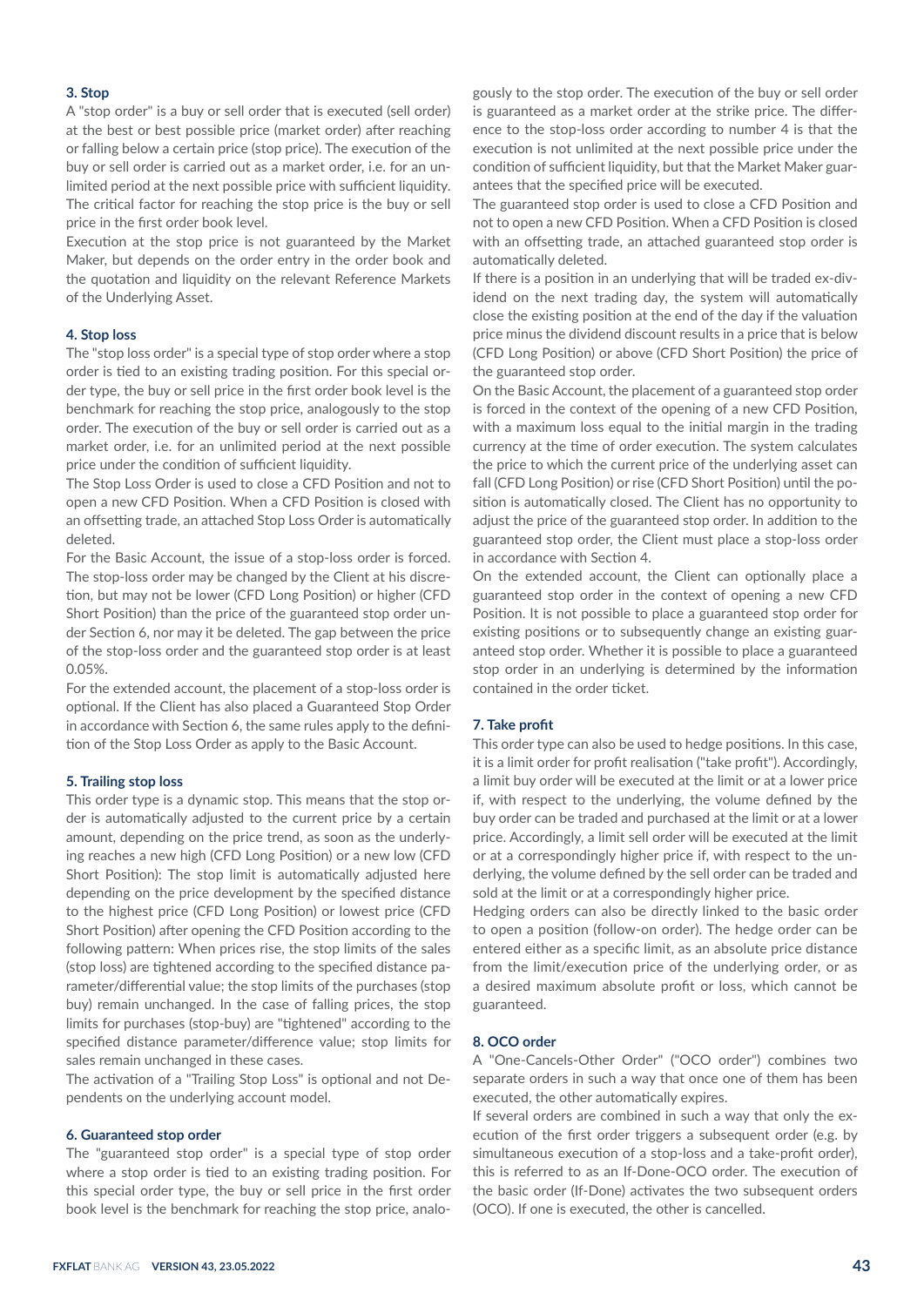#### 3. Stop

A "stop order" is a buy or sell order that is executed (sell order) at the best or best possible price (market order) after reaching or falling below a certain price (stop price). The execution of the buy or sell order is carried out as a market order, i.e. for an unlimited period at the next possible price with sufficient liquidity. The critical factor for reaching the stop price is the buy or sell price in the first order book level.

Execution at the stop price is not guaranteed by the Market Maker, but depends on the order entry in the order book and the quotation and liquidity on the relevant Reference Markets of the Underlying Asset.

#### 4. Stop loss

The "stop loss order" is a special type of stop order where a stop order is tied to an existing trading position. For this special order type, the buy or sell price in the first order book level is the benchmark for reaching the stop price, analogously to the stop order. The execution of the buy or sell order is carried out as a market order, i.e. for an unlimited period at the next possible price under the condition of sufficient liquidity.

The Stop Loss Order is used to close a CFD Position and not to open a new CFD Position. When a CFD Position is closed with an offsetting trade, an attached Stop Loss Order is automatically deleted.

For the Basic Account, the issue of a stop-loss order is forced. The stop-loss order may be changed by the Client at his discretion, but may not be lower (CFD Long Position) or higher (CFD Short Position) than the price of the guaranteed stop order under Section 6, nor may it be deleted. The gap between the price of the stop-loss order and the guaranteed stop order is at least 0.05%.

For the extended account, the placement of a stop-loss order is optional. If the Client has also placed a Guaranteed Stop Order in accordance with Section 6, the same rules apply to the definition of the Stop Loss Order as apply to the Basic Account.

#### 5. Trailing stop loss

This order type is a dynamic stop. This means that the stop order is automatically adjusted to the current price by a certain amount, depending on the price trend, as soon as the underlying reaches a new high (CFD Long Position) or a new low (CFD Short Position): The stop limit is automatically adjusted here depending on the price development by the specified distance to the highest price (CFD Long Position) or lowest price (CFD Short Position) after opening the CFD Position according to the following pattern: When prices rise, the stop limits of the sales (stop loss) are tightened according to the specified distance parameter/differential value; the stop limits of the purchases (stop buy) remain unchanged. In the case of falling prices, the stop limits for purchases (stop-buy) are "tightened" according to the specified distance parameter/difference value; stop limits for sales remain unchanged in these cases.

The activation of a "Trailing Stop Loss" is optional and not Dependents on the underlying account model.

#### 6. Guaranteed stop order

The "guaranteed stop order" is a special type of stop order where a stop order is tied to an existing trading position. For this special order type, the buy or sell price in the first order book level is the benchmark for reaching the stop price, analogously to the stop order. The execution of the buy or sell order is guaranteed as a market order at the strike price. The difference to the stop-loss order according to number 4 is that the execution is not unlimited at the next possible price under the condition of sufficient liquidity, but that the Market Maker guarantees that the specified price will be executed.

The guaranteed stop order is used to close a CFD Position and not to open a new CFD Position. When a CFD Position is closed with an offsetting trade, an attached guaranteed stop order is automatically deleted.

If there is a position in an underlying that will be traded ex-dividend on the next trading day, the system will automatically close the existing position at the end of the day if the valuation price minus the dividend discount results in a price that is below (CFD Long Position) or above (CFD Short Position) the price of the guaranteed stop order.

On the Basic Account, the placement of a guaranteed stop order is forced in the context of the opening of a new CFD Position, with a maximum loss equal to the initial margin in the trading currency at the time of order execution. The system calculates the price to which the current price of the underlying asset can fall (CFD Long Position) or rise (CFD Short Position) until the position is automatically closed. The Client has no opportunity to adjust the price of the guaranteed stop order. In addition to the guaranteed stop order, the Client must place a stop-loss order in accordance with Section 4.

On the extended account, the Client can optionally place a guaranteed stop order in the context of opening a new CFD Position. It is not possible to place a guaranteed stop order for existing positions or to subsequently change an existing guaranteed stop order. Whether it is possible to place a guaranteed stop order in an underlying is determined by the information contained in the order ticket.

#### 7. Take profit

This order type can also be used to hedge positions. In this case, it is a limit order for profit realisation ("take profit"). Accordingly, a limit buy order will be executed at the limit or at a lower price if, with respect to the underlying, the volume defined by the buy order can be traded and purchased at the limit or at a lower price. Accordingly, a limit sell order will be executed at the limit or at a correspondingly higher price if, with respect to the underlying, the volume defined by the sell order can be traded and sold at the limit or at a correspondingly higher price.

Hedging orders can also be directly linked to the basic order to open a position (follow-on order). The hedge order can be entered either as a specific limit, as an absolute price distance from the limit/execution price of the underlying order, or as a desired maximum absolute profit or loss, which cannot be guaranteed.

#### 8. OCO order

A "One-Cancels-Other Order" ("OCO order") combines two separate orders in such a way that once one of them has been executed, the other automatically expires.

If several orders are combined in such a way that only the execution of the first order triggers a subsequent order (e.g. by simultaneous execution of a stop-loss and a take-profit order), this is referred to as an If-Done-OCO order. The execution of the basic order (If-Done) activates the two subsequent orders (OCO). If one is executed, the other is cancelled.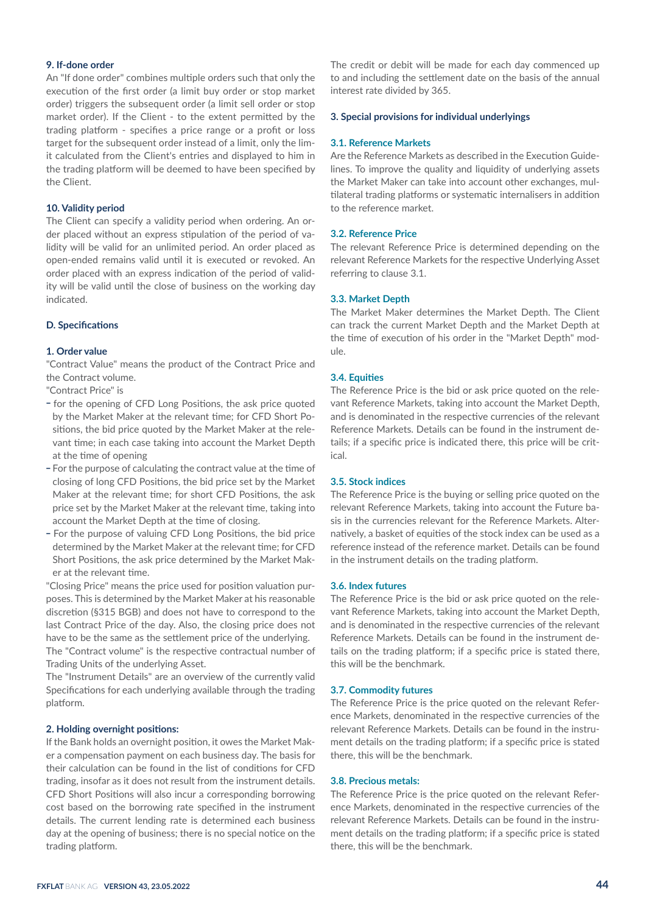### 9. If-done order

An "If done order" combines multiple orders such that only the execution of the first order (a limit buy order or stop market order) triggers the subsequent order (a limit sell order or stop market order). If the Client - to the extent permitted by the trading platform - specifies a price range or a profit or loss target for the subsequent order instead of a limit, only the limit calculated from the Client's entries and displayed to him in the trading platform will be deemed to have been specified by the Client.

### 10. Validity period

The Client can specify a validity period when ordering. An order placed without an express stipulation of the period of validity will be valid for an unlimited period. An order placed as open-ended remains valid until it is executed or revoked. An order placed with an express indication of the period of validity will be valid until the close of business on the working day indicated.

## D. Specifications

### 1. Order value

"Contract Value" means the product of the Contract Price and the Contract volume.

"Contract Price" is

- for the opening of CFD Long Positions, the ask price quoted by the Market Maker at the relevant time; for CFD Short Positions, the bid price quoted by the Market Maker at the relevant time; in each case taking into account the Market Depth at the time of opening
- For the purpose of calculating the contract value at the time of closing of long CFD Positions, the bid price set by the Market Maker at the relevant time; for short CFD Positions, the ask price set by the Market Maker at the relevant time, taking into account the Market Depth at the time of closing.
- For the purpose of valuing CFD Long Positions, the bid price determined by the Market Maker at the relevant time; for CFD Short Positions, the ask price determined by the Market Maker at the relevant time.

"Closing Price" means the price used for position valuation purposes. This is determined by the Market Maker at his reasonable discretion (§315 BGB) and does not have to correspond to the last Contract Price of the day. Also, the closing price does not have to be the same as the settlement price of the underlying.

The "Contract volume" is the respective contractual number of Trading Units of the underlying Asset.

The "Instrument Details" are an overview of the currently valid Specifications for each underlying available through the trading platform.

### 2. Holding overnight positions:

If the Bank holds an overnight position, it owes the Market Maker a compensation payment on each business day. The basis for their calculation can be found in the list of conditions for CFD trading, insofar as it does not result from the instrument details. CFD Short Positions will also incur a corresponding borrowing cost based on the borrowing rate specified in the instrument details. The current lending rate is determined each business day at the opening of business; there is no special notice on the trading platform.

The credit or debit will be made for each day commenced up to and including the settlement date on the basis of the annual interest rate divided by 365.

### 3. Special provisions for individual underlyings

#### 3.1. Reference Markets

Are the Reference Markets as described in the Execution Guidelines. To improve the quality and liquidity of underlying assets the Market Maker can take into account other exchanges, multilateral trading platforms or systematic internalisers in addition to the reference market.

#### 3.2. Reference Price

The relevant Reference Price is determined depending on the relevant Reference Markets for the respective Underlying Asset referring to clause 3.1.

#### 3.3. Market Depth

The Market Maker determines the Market Depth. The Client can track the current Market Depth and the Market Depth at the time of execution of his order in the "Market Depth" module.

#### 3.4. Equities

The Reference Price is the bid or ask price quoted on the relevant Reference Markets, taking into account the Market Depth, and is denominated in the respective currencies of the relevant Reference Markets. Details can be found in the instrument details; if a specific price is indicated there, this price will be critical.

#### 3.5. Stock indices

The Reference Price is the buying or selling price quoted on the relevant Reference Markets, taking into account the Future basis in the currencies relevant for the Reference Markets. Alternatively, a basket of equities of the stock index can be used as a reference instead of the reference market. Details can be found in the instrument details on the trading platform.

#### 3.6. Index futures

The Reference Price is the bid or ask price quoted on the relevant Reference Markets, taking into account the Market Depth, and is denominated in the respective currencies of the relevant Reference Markets. Details can be found in the instrument details on the trading platform; if a specific price is stated there, this will be the benchmark.

#### 3.7. Commodity futures

The Reference Price is the price quoted on the relevant Reference Markets, denominated in the respective currencies of the relevant Reference Markets. Details can be found in the instrument details on the trading platform; if a specific price is stated there, this will be the benchmark.

#### 3.8. Precious metals:

The Reference Price is the price quoted on the relevant Reference Markets, denominated in the respective currencies of the relevant Reference Markets. Details can be found in the instrument details on the trading platform; if a specific price is stated there, this will be the benchmark.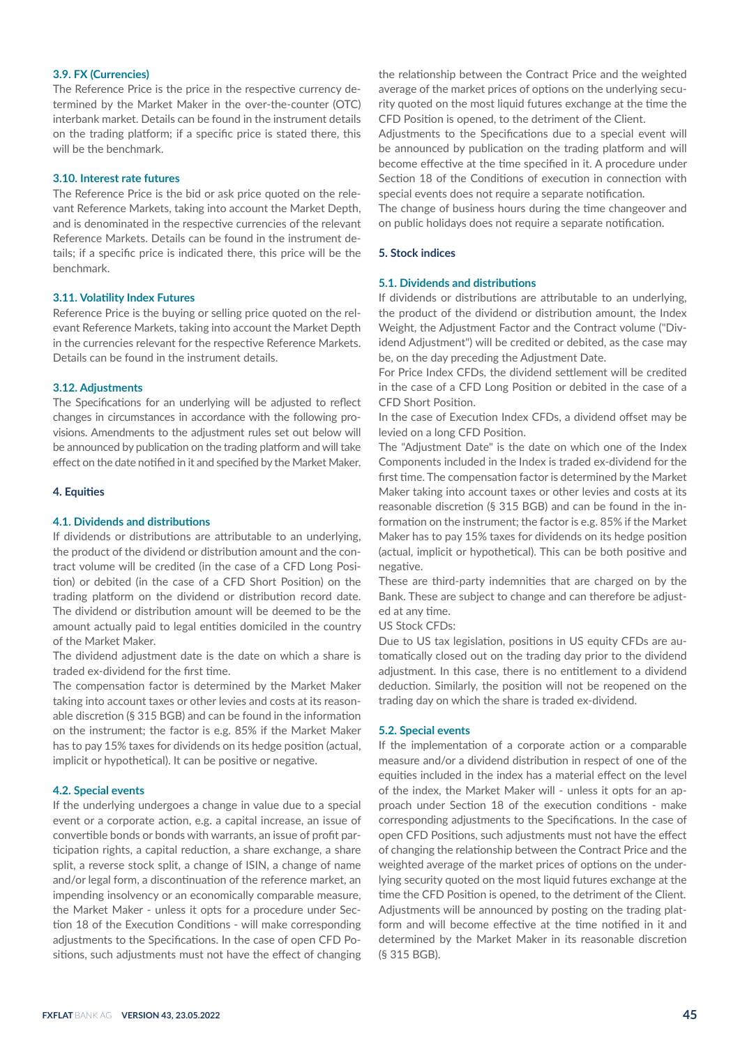### 3.9. FX (Currencies)

The Reference Price is the price in the respective currency determined by the Market Maker in the over-the-counter (OTC) interbank market. Details can be found in the instrument details on the trading platform; if a specific price is stated there, this will be the benchmark.

### 3.10. Interest rate futures

The Reference Price is the bid or ask price quoted on the relevant Reference Markets, taking into account the Market Depth, and is denominated in the respective currencies of the relevant Reference Markets. Details can be found in the instrument details; if a specific price is indicated there, this price will be the benchmark.

### 3.11. Volatility Index Futures

Reference Price is the buying or selling price quoted on the relevant Reference Markets, taking into account the Market Depth in the currencies relevant for the respective Reference Markets. Details can be found in the instrument details.

### 3.12. Adjustments

The Specifications for an underlying will be adjusted to reflect changes in circumstances in accordance with the following provisions. Amendments to the adjustment rules set out below will be announced by publication on the trading platform and will take effect on the date notified in it and specified by the Market Maker.

## 4. Equities

### 4.1. Dividends and distributions

If dividends or distributions are attributable to an underlying, the product of the dividend or distribution amount and the contract volume will be credited (in the case of a CFD Long Position) or debited (in the case of a CFD Short Position) on the trading platform on the dividend or distribution record date. The dividend or distribution amount will be deemed to be the amount actually paid to legal entities domiciled in the country of the Market Maker.

The dividend adjustment date is the date on which a share is traded ex-dividend for the first time.

The compensation factor is determined by the Market Maker taking into account taxes or other levies and costs at its reasonable discretion (§ 315 BGB) and can be found in the information on the instrument; the factor is e.g. 85% if the Market Maker has to pay 15% taxes for dividends on its hedge position (actual, implicit or hypothetical). It can be positive or negative.

### 4.2. Special events

If the underlying undergoes a change in value due to a special event or a corporate action, e.g. a capital increase, an issue of convertible bonds or bonds with warrants, an issue of profit participation rights, a capital reduction, a share exchange, a share split, a reverse stock split, a change of ISIN, a change of name and/or legal form, a discontinuation of the reference market, an impending insolvency or an economically comparable measure, the Market Maker - unless it opts for a procedure under Section 18 of the Execution Conditions - will make corresponding adjustments to the Specifications. In the case of open CFD Positions, such adjustments must not have the effect of changing the relationship between the Contract Price and the weighted average of the market prices of options on the underlying security quoted on the most liquid futures exchange at the time the CFD Position is opened, to the detriment of the Client.

Adjustments to the Specifications due to a special event will be announced by publication on the trading platform and will become effective at the time specified in it. A procedure under Section 18 of the Conditions of execution in connection with special events does not require a separate notification.

The change of business hours during the time changeover and on public holidays does not require a separate notification.

## 5. Stock indices

### 5.1. Dividends and distributions

If dividends or distributions are attributable to an underlying, the product of the dividend or distribution amount, the Index Weight, the Adjustment Factor and the Contract volume ("Dividend Adjustment") will be credited or debited, as the case may be, on the day preceding the Adjustment Date.

For Price Index CFDs, the dividend settlement will be credited in the case of a CFD Long Position or debited in the case of a CFD Short Position.

In the case of Execution Index CFDs, a dividend offset may be levied on a long CFD Position.

The "Adjustment Date" is the date on which one of the Index Components included in the Index is traded ex-dividend for the first time. The compensation factor is determined by the Market Maker taking into account taxes or other levies and costs at its reasonable discretion (§ 315 BGB) and can be found in the information on the instrument; the factor is e.g. 85% if the Market Maker has to pay 15% taxes for dividends on its hedge position (actual, implicit or hypothetical). This can be both positive and negative.

These are third-party indemnities that are charged on by the Bank. These are subject to change and can therefore be adjusted at any time.

US Stock CFDs:

Due to US tax legislation, positions in US equity CFDs are automatically closed out on the trading day prior to the dividend adjustment. In this case, there is no entitlement to a dividend deduction. Similarly, the position will not be reopened on the trading day on which the share is traded ex-dividend.

### 5.2. Special events

If the implementation of a corporate action or a comparable measure and/or a dividend distribution in respect of one of the equities included in the index has a material effect on the level of the index, the Market Maker will - unless it opts for an approach under Section 18 of the execution conditions - make corresponding adjustments to the Specifications. In the case of open CFD Positions, such adjustments must not have the effect of changing the relationship between the Contract Price and the weighted average of the market prices of options on the underlying security quoted on the most liquid futures exchange at the time the CFD Position is opened, to the detriment of the Client. Adjustments will be announced by posting on the trading platform and will become effective at the time notified in it and determined by the Market Maker in its reasonable discretion (§ 315 BGB).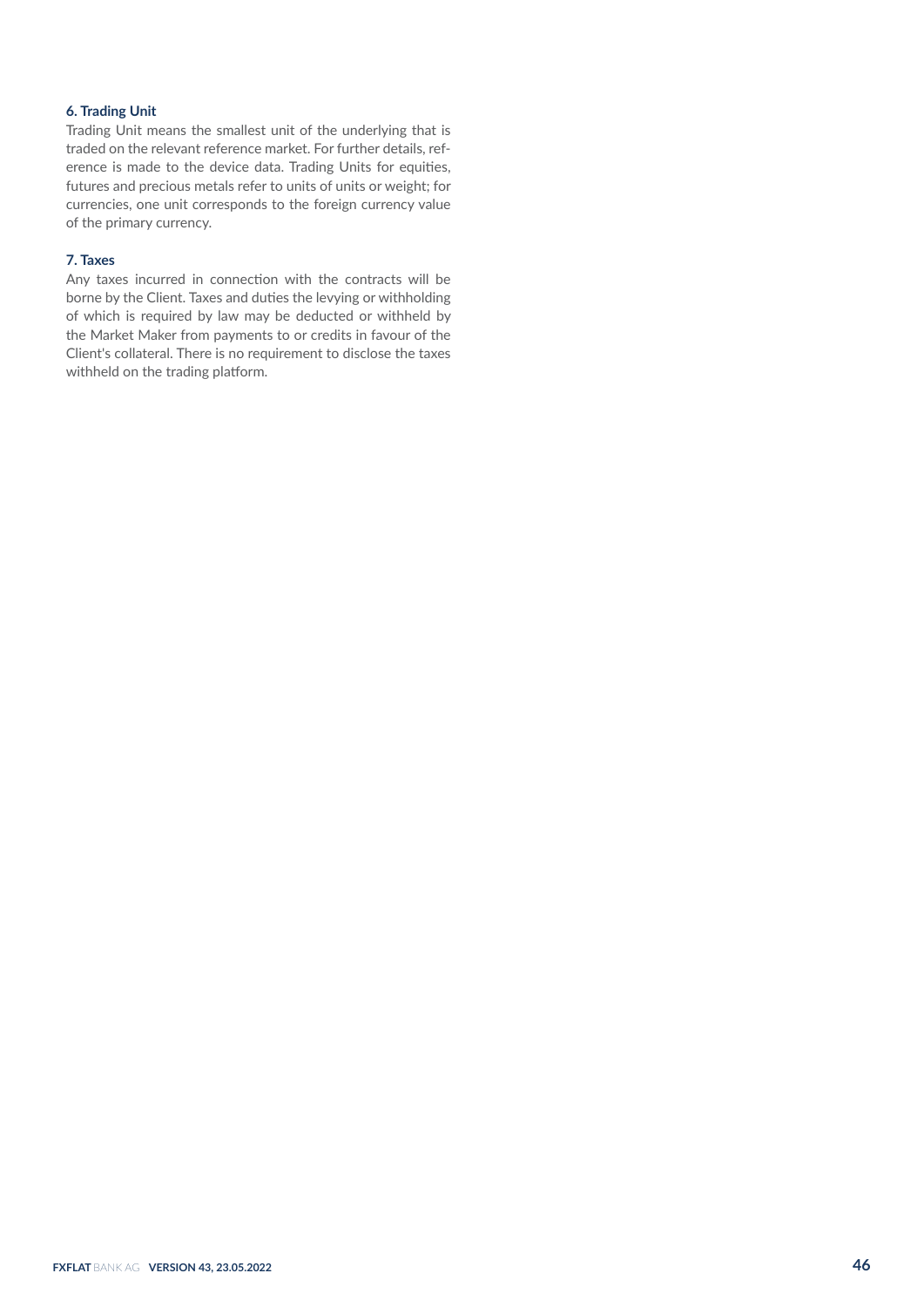### 6. Trading Unit

Trading Unit means the smallest unit of the underlying that is traded on the relevant reference market. For further details, reference is made to the device data. Trading Units for equities, futures and precious metals refer to units of units or weight; for currencies, one unit corresponds to the foreign currency value of the primary currency.

### 7. Taxes

Any taxes incurred in connection with the contracts will be borne by the Client. Taxes and duties the levying or withholding of which is required by law may be deducted or withheld by the Market Maker from payments to or credits in favour of the Client's collateral. There is no requirement to disclose the taxes withheld on the trading platform.